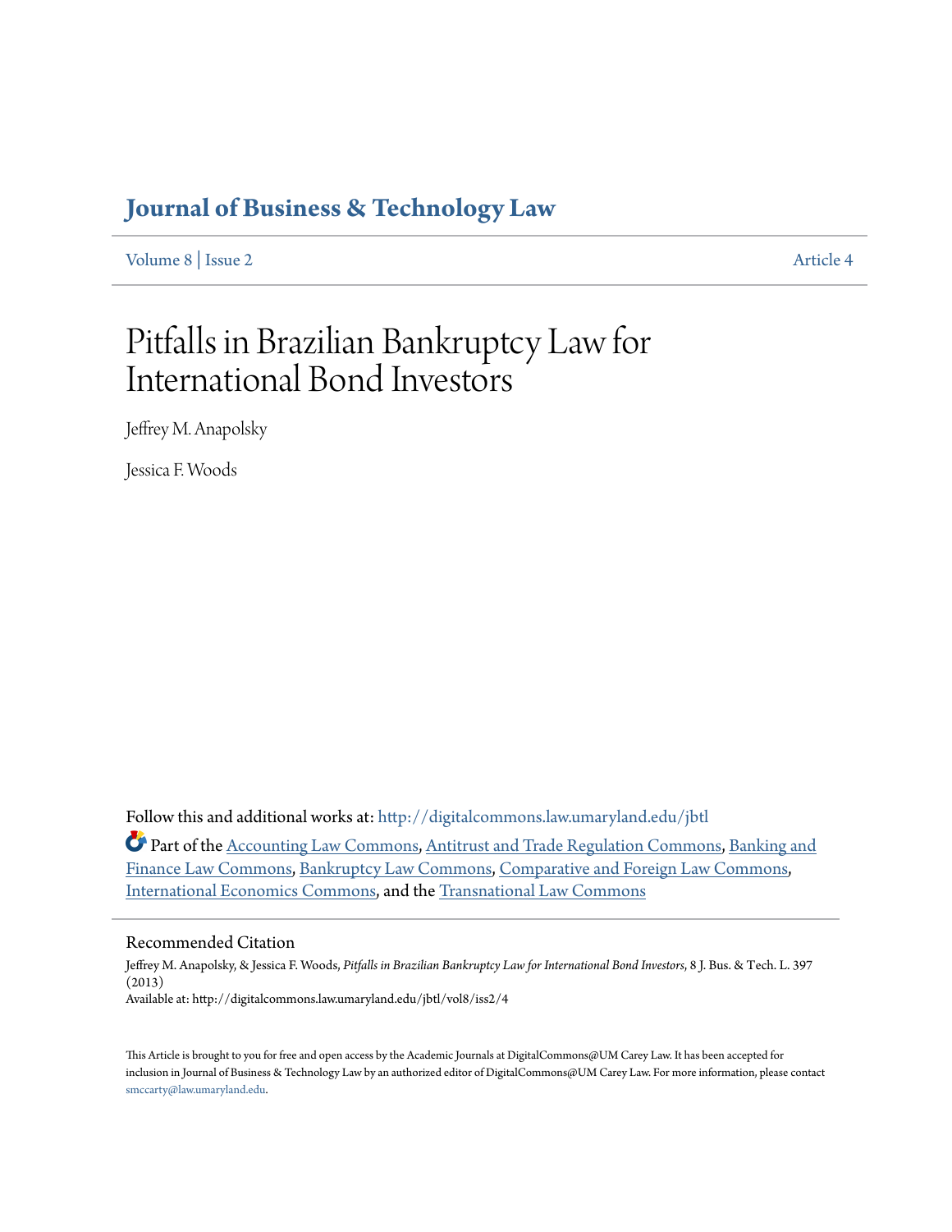# Journal of Business & Technology Law

Volume 8 | Issue 2 Article 4

# Pitfalls in Brazilian Bankruptcy Law for International Bond Investors

Jeffrey M. Anapolsky

Jessica F. Woods

Follow this and additional works at: http://digitalcommons.law.umaryland.edu/jbtl

Part of the Accounting Law Commons, Antitrust and Trade Regulation Commons, Banking and Finance Law Commons, Bankruptcy Law Commons, Comparative and Foreign Law Commons, International Economics Commons, and the Transnational Law Commons

## Recommended Citation

Jeffrey M. Anapolsky, & Jessica F. Woods, *Pitfalls in Brazilian Bankruptcy Law for International Bond Investors*, 8 J. Bus. & Tech. L. 397 (2013)
Available at: http://digitalcommons.law.umaryland.edu/jbtl/vol8/iss2/4

This Article is brought to you for free and open access by the Academic Journals at DigitalCommons@UM Carey Law. It has been accepted for inclusion in Journal of Business & Technology Law by an authorized editor of DigitalCommons@UM Carey Law. For more information, please contact smccarty@law.umaryland.edu.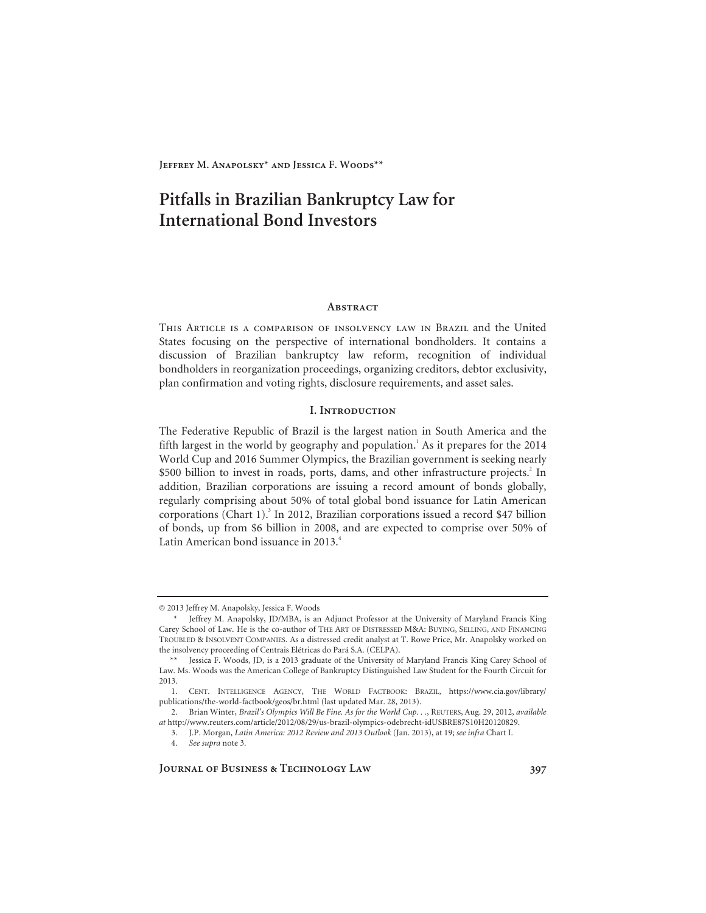Jeffrey M. Anapolsky* and Jessica F. Woods**

# Pitfalls in Brazilian Bankruptcy Law for International Bond Investors

## Abstract

This Article is a comparison of insolvency law in Brazil and the United States focusing on the perspective of international bondholders. It contains a discussion of Brazilian bankruptcy law reform, recognition of individual bondholders in reorganization proceedings, organizing creditors, debtor exclusivity, plan confirmation and voting rights, disclosure requirements, and asset sales.

## I. Introduction

The Federative Republic of Brazil is the largest nation in South America and the fifth largest in the world by geography and population.[1] As it prepares for the 2014 World Cup and 2016 Summer Olympics, the Brazilian government is seeking nearly \$500 billion to invest in roads, ports, dams, and other infrastructure projects.[2] In addition, Brazilian corporations are issuing a record amount of bonds globally, regularly comprising about 50% of total global bond issuance for Latin American corporations (Chart 1).[3] In 2012, Brazilian corporations issued a record \$47 billion of bonds, up from \$6 billion in 2008, and are expected to comprise over 50% of Latin American bond issuance in 2013.[4]

---

© 2013 Jeffrey M. Anapolsky, Jessica F. Woods

\* Jeffrey M. Anapolsky, JD/MBA, is an Adjunct Professor at the University of Maryland Francis King Carey School of Law. He is the co-author of THE ART OF DISTRESSED M&A: BUYING, SELLING, AND FINANCING TROUBLED & INSOLVENT COMPANIES. As a distressed credit analyst at T. Rowe Price, Mr. Anapolsky worked on the insolvency proceeding of Centrais Elétricas do Pará S.A. (CELPA).

\*\* Jessica F. Woods, JD, is a 2013 graduate of the University of Maryland Francis King Carey School of Law. Ms. Woods was the American College of Bankruptcy Distinguished Law Student for the Fourth Circuit for 2013.

1. CENT. INTELLIGENCE AGENCY, THE WORLD FACTBOOK: BRAZIL, https://www.cia.gov/library/publications/the-world-factbook/geos/br.html (last updated Mar. 28, 2013).

2. Brian Winter, *Brazil's Olympics Will Be Fine. As for the World Cup. . .*, REUTERS, Aug. 29, 2012, *available at* http://www.reuters.com/article/2012/08/29/us-brazil-olympics-odebrecht-idUSBRE87S10H20120829.

3. J.P. Morgan, *Latin America: 2012 Review and 2013 Outlook* (Jan. 2013), at 19; *see infra* Chart I.

4. *See supra* note 3.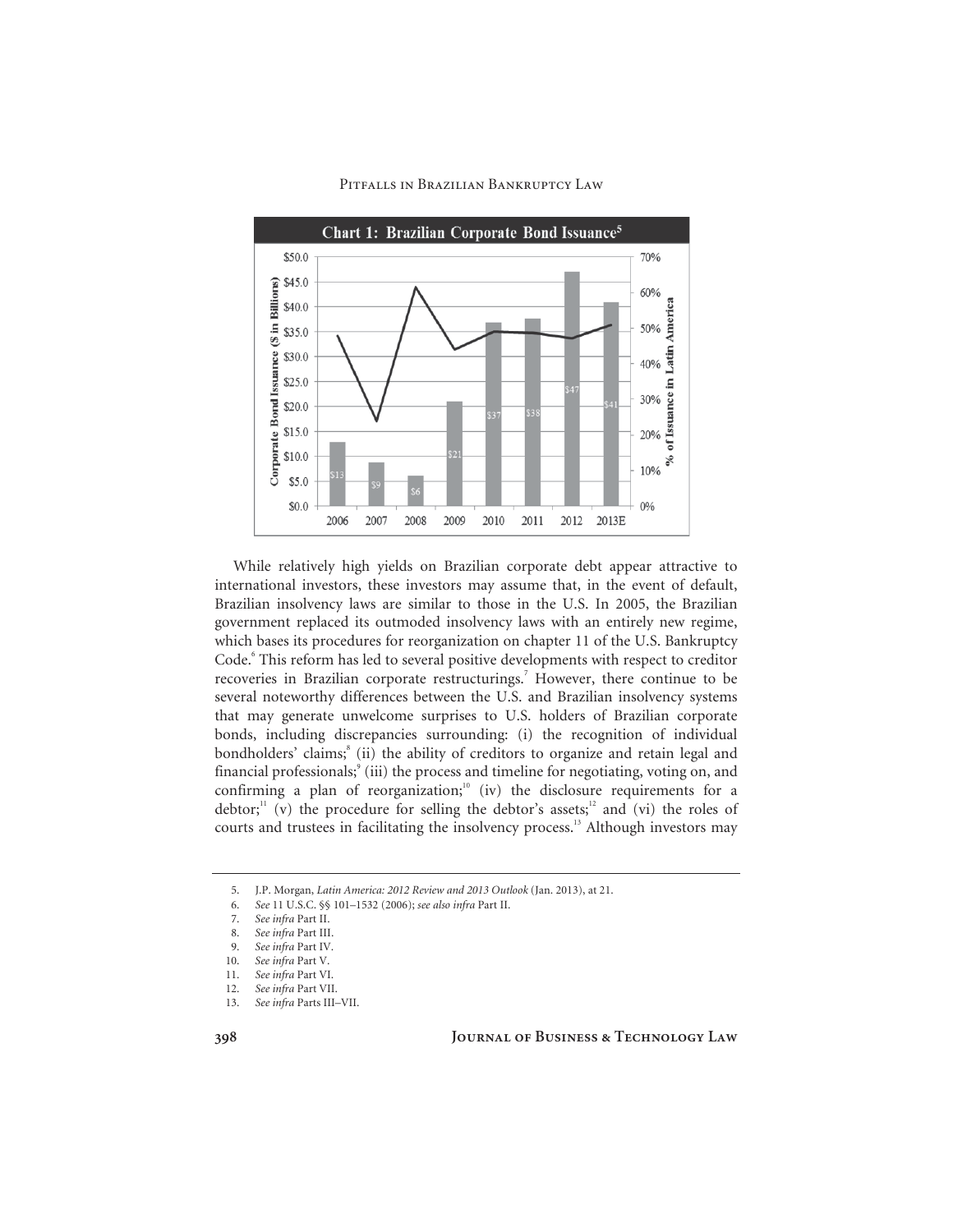**Chart 1: Brazilian Corporate Bond Issuance**[5]

| Year | Corporate Bond Issuance ($ in Billions) |
|---|---|
| 2006 | $13 |
| 2007 | $9 |
| 2008 | $6 |
| 2009 | $21 |
| 2010 | $37 |
| 2011 | $38 |
| 2012 | $47 |
| 2013E | $41 |

While relatively high yields on Brazilian corporate debt appear attractive to international investors, these investors may assume that, in the event of default, Brazilian insolvency laws are similar to those in the U.S. In 2005, the Brazilian government replaced its outmoded insolvency laws with an entirely new regime, which bases its procedures for reorganization on chapter 11 of the U.S. Bankruptcy Code.[6] This reform has led to several positive developments with respect to creditor recoveries in Brazilian corporate restructurings.[7] However, there continue to be several noteworthy differences between the U.S. and Brazilian insolvency systems that may generate unwelcome surprises to U.S. holders of Brazilian corporate bonds, including discrepancies surrounding: (i) the recognition of individual bondholders' claims;[8] (ii) the ability of creditors to organize and retain legal and financial professionals;[9] (iii) the process and timeline for negotiating, voting on, and confirming a plan of reorganization;[10] (iv) the disclosure requirements for a debtor;[11] (v) the procedure for selling the debtor's assets;[12] and (vi) the roles of courts and trustees in facilitating the insolvency process.[13] Although investors may

---

5. J.P. Morgan, *Latin America: 2012 Review and 2013 Outlook* (Jan. 2013), at 21.
6. *See* 11 U.S.C. §§ 101–1532 (2006); *see also infra* Part II.
7. *See infra* Part II.
8. *See infra* Part III.
9. *See infra* Part IV.
10. *See infra* Part V.
11. *See infra* Part VI.
12. *See infra* Part VII.
13. *See infra* Parts III–VII.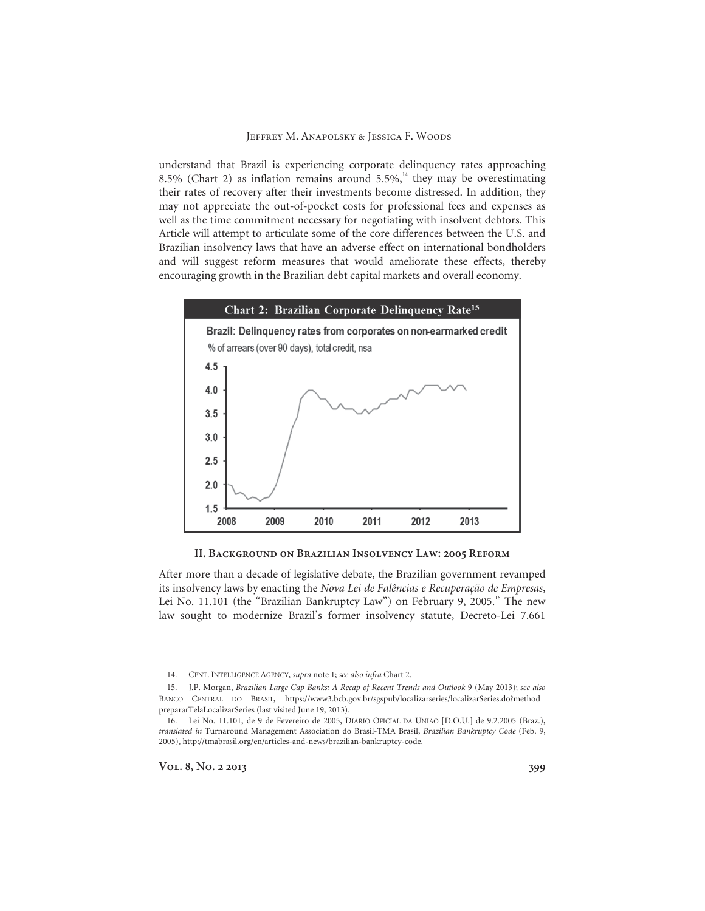understand that Brazil is experiencing corporate delinquency rates approaching 8.5% (Chart 2) as inflation remains around 5.5%,[14] they may be overestimating their rates of recovery after their investments become distressed. In addition, they may not appreciate the out-of-pocket costs for professional fees and expenses as well as the time commitment necessary for negotiating with insolvent debtors. This Article will attempt to articulate some of the core differences between the U.S. and Brazilian insolvency laws that have an adverse effect on international bondholders and will suggest reform measures that would ameliorate these effects, thereby encouraging growth in the Brazilian debt capital markets and overall economy.

**Chart 2: Brazilian Corporate Delinquency Rate**[15]

## II. Background on Brazilian Insolvency Law: 2005 Reform

After more than a decade of legislative debate, the Brazilian government revamped its insolvency laws by enacting the *Nova Lei de Falências e Recuperação de Empresas*, Lei No. 11.101 (the "Brazilian Bankruptcy Law") on February 9, 2005.[16] The new law sought to modernize Brazil's former insolvency statute, Decreto-Lei 7.661

---

14. Cent. Intelligence Agency, *supra* note 1; *see also infra* Chart 2.

15. J.P. Morgan, *Brazilian Large Cap Banks: A Recap of Recent Trends and Outlook* 9 (May 2013); *see also* Banco Central do Brasil, https://www3.bcb.gov.br/sgspub/localizarseries/localizarSeries.do?method=prepararTelaLocalizarSeries (last visited June 19, 2013).

16. Lei No. 11.101, de 9 de Fevereiro de 2005, Diário Oficial da União [D.O.U.] de 9.2.2005 (Braz.), *translated in* Turnaround Management Association do Brasil-TMA Brasil, *Brazilian Bankruptcy Code* (Feb. 9, 2005), http://tmabrasil.org/en/articles-and-news/brazilian-bankruptcy-code.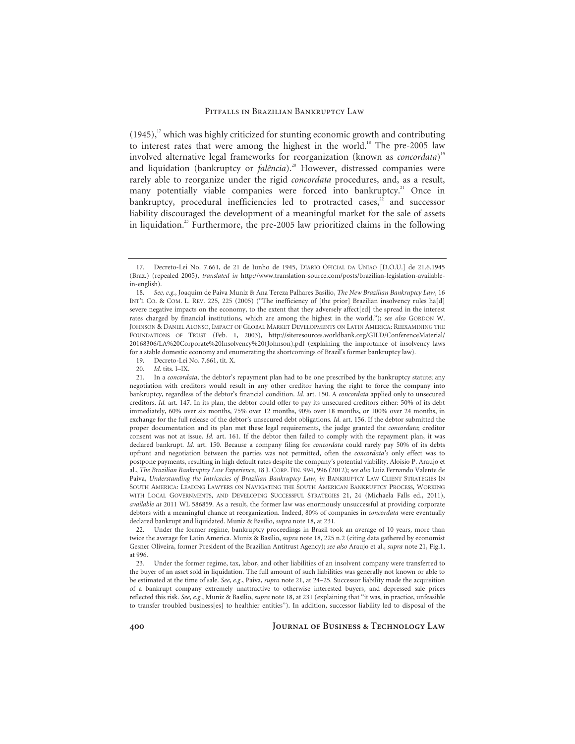(1945),[17] which was highly criticized for stunting economic growth and contributing to interest rates that were among the highest in the world.[18] The pre-2005 law involved alternative legal frameworks for reorganization (known as *concordata*)[19] and liquidation (bankruptcy or *falência*).[20] However, distressed companies were rarely able to reorganize under the rigid *concordata* procedures, and, as a result, many potentially viable companies were forced into bankruptcy.[21] Once in bankruptcy, procedural inefficiencies led to protracted cases,[22] and successor liability discouraged the development of a meaningful market for the sale of assets in liquidation.[23] Furthermore, the pre-2005 law prioritized claims in the following

---

17. Decreto-Lei No. 7.661, de 21 de Junho de 1945, DIÁRIO OFICIAL DA UNIÃO [D.O.U.] de 21.6.1945 (Braz.) (repealed 2005), *translated in* http://www.translation-source.com/posts/brazilian-legislation-available-in-english).

18. *See, e.g.*, Joaquim de Paiva Muniz & Ana Tereza Palhares Basílio, *The New Brazilian Bankruptcy Law*, 16 INT'L CO. & COM. L. REV. 225, 225 (2005) ("The inefficiency of [the prior] Brazilian insolvency rules ha[d] severe negative impacts on the economy, to the extent that they adversely affect[ed] the spread in the interest rates charged by financial institutions, which are among the highest in the world."); *see also* GORDON W. JOHNSON & DANIEL ALONSO, IMPACT OF GLOBAL MARKET DEVELOPMENTS ON LATIN AMERICA: REEXAMINING THE FOUNDATIONS OF TRUST (Feb. 1, 2003), http://siteresources.worldbank.org/GILD/ConferenceMaterial/20168306/LA%20Corporate%20Insolvency%20(Johnson).pdf (explaining the importance of insolvency laws for a stable domestic economy and enumerating the shortcomings of Brazil's former bankruptcy law).

19. Decreto-Lei No. 7.661, tit. X.

20. *Id.* tits. I–IX.

21. In a *concordata*, the debtor's repayment plan had to be one prescribed by the bankruptcy statute; any negotiation with creditors would result in any other creditor having the right to force the company into bankruptcy, regardless of the debtor's financial condition. *Id.* art. 150. A *concordata* applied only to unsecured creditors. *Id.* art. 147. In its plan, the debtor could offer to pay its unsecured creditors either: 50% of its debt immediately, 60% over six months, 75% over 12 months, 90% over 18 months, or 100% over 24 months, in exchange for the full release of the debtor's unsecured debt obligations. *Id.* art. 156. If the debtor submitted the proper documentation and its plan met these legal requirements, the judge granted the *concordata*; creditor consent was not at issue. *Id.* art. 161. If the debtor then failed to comply with the repayment plan, it was declared bankrupt. *Id.* art. 150. Because a company filing for *concordata* could rarely pay 50% of its debts upfront and negotiation between the parties was not permitted, often the *concordata's* only effect was to postpone payments, resulting in high default rates despite the company's potential viability. Aloisio P. Araujo et al., *The Brazilian Bankruptcy Law Experience*, 18 J. CORP. FIN. 994, 996 (2012); *see also* Luiz Fernando Valente de Paiva, *Understanding the Intricacies of Brazilian Bankruptcy Law*, *in* BANKRUPTCY LAW CLIENT STRATEGIES IN SOUTH AMERICA: LEADING LAWYERS ON NAVIGATING THE SOUTH AMERICAN BANKRUPTCY PROCESS, WORKING WITH LOCAL GOVERNMENTS, AND DEVELOPING SUCCESSFUL STRATEGIES 21, 24 (Michaela Falls ed., 2011), *available at* 2011 WL 586859. As a result, the former law was enormously unsuccessful at providing corporate debtors with a meaningful chance at reorganization. Indeed, 80% of companies in *concordata* were eventually declared bankrupt and liquidated. Muniz & Basílio, *supra* note 18, at 231.

22. Under the former regime, bankruptcy proceedings in Brazil took an average of 10 years, more than twice the average for Latin America. Muniz & Basílio, *supra* note 18, 225 n.2 (citing data gathered by economist Gesner Oliveira, former President of the Brazilian Antitrust Agency); *see also* Araujo et al., *supra* note 21, Fig.1, at 996.

23. Under the former regime, tax, labor, and other liabilities of an insolvent company were transferred to the buyer of an asset sold in liquidation. The full amount of such liabilities was generally not known or able to be estimated at the time of sale. *See, e.g.*, Paiva, *supra* note 21, at 24–25. Successor liability made the acquisition of a bankrupt company extremely unattractive to otherwise interested buyers, and depressed sale prices reflected this risk. *See, e.g.*, Muniz & Basílio, *supra* note 18, at 231 (explaining that "it was, in practice, unfeasible to transfer troubled business[es] to healthier entities"). In addition, successor liability led to disposal of the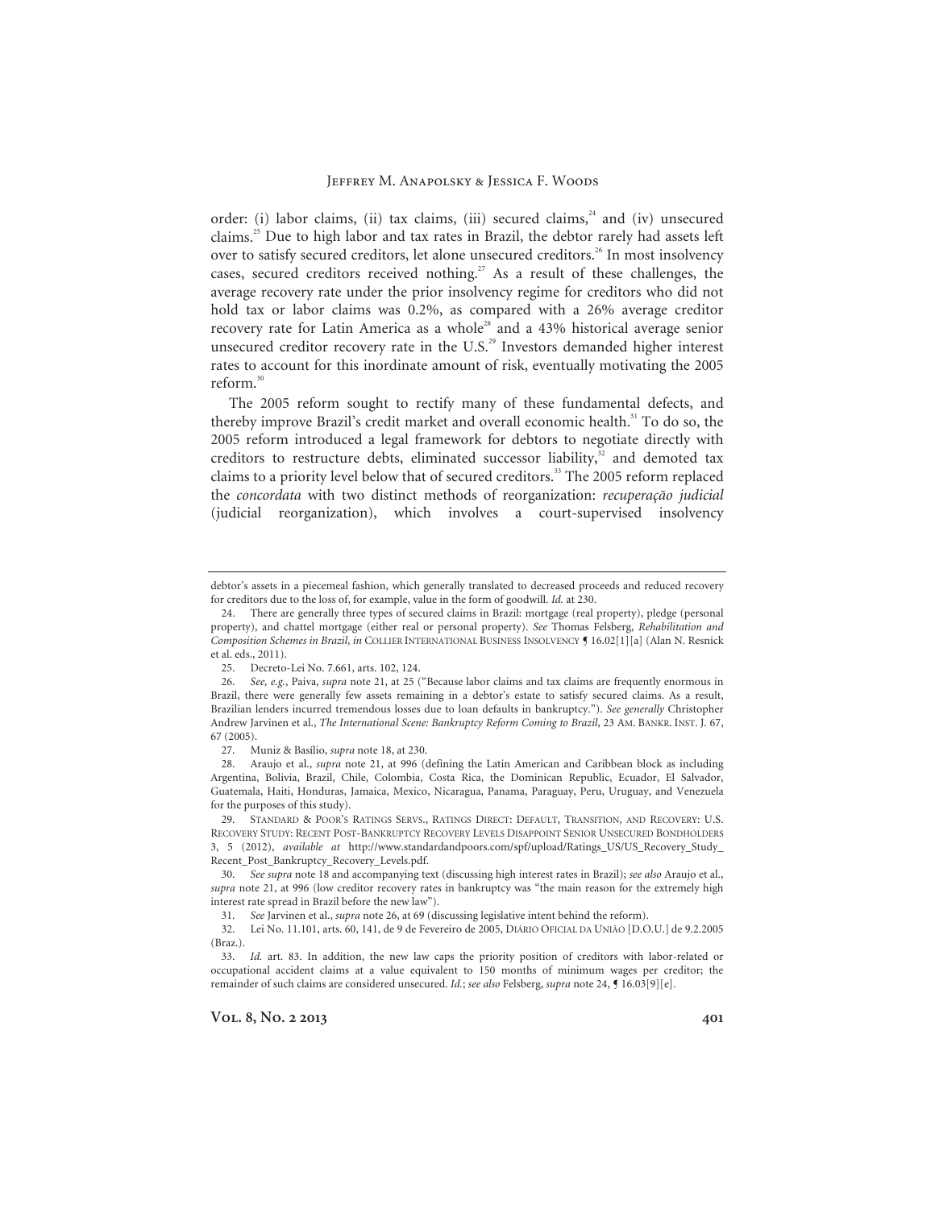order: (i) labor claims, (ii) tax claims, (iii) secured claims,[24] and (iv) unsecured claims.[25] Due to high labor and tax rates in Brazil, the debtor rarely had assets left over to satisfy secured creditors, let alone unsecured creditors.[26] In most insolvency cases, secured creditors received nothing.[27] As a result of these challenges, the average recovery rate under the prior insolvency regime for creditors who did not hold tax or labor claims was 0.2%, as compared with a 26% average creditor recovery rate for Latin America as a whole[28] and a 43% historical average senior unsecured creditor recovery rate in the U.S.[29] Investors demanded higher interest rates to account for this inordinate amount of risk, eventually motivating the 2005 reform.[30]

The 2005 reform sought to rectify many of these fundamental defects, and thereby improve Brazil's credit market and overall economic health.[31] To do so, the 2005 reform introduced a legal framework for debtors to negotiate directly with creditors to restructure debts, eliminated successor liability,[32] and demoted tax claims to a priority level below that of secured creditors.[33] The 2005 reform replaced the *concordata* with two distinct methods of reorganization: *recuperação judicial* (judicial reorganization), which involves a court-supervised insolvency

---

debtor's assets in a piecemeal fashion, which generally translated to decreased proceeds and reduced recovery for creditors due to the loss of, for example, value in the form of goodwill. *Id.* at 230.

24. There are generally three types of secured claims in Brazil: mortgage (real property), pledge (personal property), and chattel mortgage (either real or personal property). *See* Thomas Felsberg, *Rehabilitation and Composition Schemes in Brazil*, *in* COLLIER INTERNATIONAL BUSINESS INSOLVENCY ¶ 16.02[1][a] (Alan N. Resnick et al. eds., 2011).

25. Decreto-Lei No. 7.661, arts. 102, 124.

26. *See, e.g.*, Paiva, *supra* note 21, at 25 ("Because labor claims and tax claims are frequently enormous in Brazil, there were generally few assets remaining in a debtor's estate to satisfy secured claims. As a result, Brazilian lenders incurred tremendous losses due to loan defaults in bankruptcy."). *See generally* Christopher Andrew Jarvinen et al., *The International Scene: Bankruptcy Reform Coming to Brazil*, 23 AM. BANKR. INST. J. 67, 67 (2005).

27. Muniz & Basílio, *supra* note 18, at 230.

28. Araujo et al., *supra* note 21, at 996 (defining the Latin American and Caribbean block as including Argentina, Bolivia, Brazil, Chile, Colombia, Costa Rica, the Dominican Republic, Ecuador, El Salvador, Guatemala, Haiti, Honduras, Jamaica, Mexico, Nicaragua, Panama, Paraguay, Peru, Uruguay, and Venezuela for the purposes of this study).

29. STANDARD & POOR'S RATINGS SERVS., RATINGS DIRECT: DEFAULT, TRANSITION, AND RECOVERY: U.S. RECOVERY STUDY: RECENT POST-BANKRUPTCY RECOVERY LEVELS DISAPPOINT SENIOR UNSECURED BONDHOLDERS 3, 5 (2012), *available at* http://www.standardandpoors.com/spf/upload/Ratings_US/US_Recovery_Study_Recent_Post_Bankruptcy_Recovery_Levels.pdf.

30. *See supra* note 18 and accompanying text (discussing high interest rates in Brazil); *see also* Araujo et al., *supra* note 21, at 996 (low creditor recovery rates in bankruptcy was "the main reason for the extremely high interest rate spread in Brazil before the new law").

31. *See* Jarvinen et al., *supra* note 26, at 69 (discussing legislative intent behind the reform).

32. Lei No. 11.101, arts. 60, 141, de 9 de Fevereiro de 2005, DIÁRIO OFICIAL DA UNIÃO [D.O.U.] de 9.2.2005 (Braz.).

33. *Id.* art. 83. In addition, the new law caps the priority position of creditors with labor-related or occupational accident claims at a value equivalent to 150 months of minimum wages per creditor; the remainder of such claims are considered unsecured. *Id.*; *see also* Felsberg, *supra* note 24, ¶ 16.03[9][e].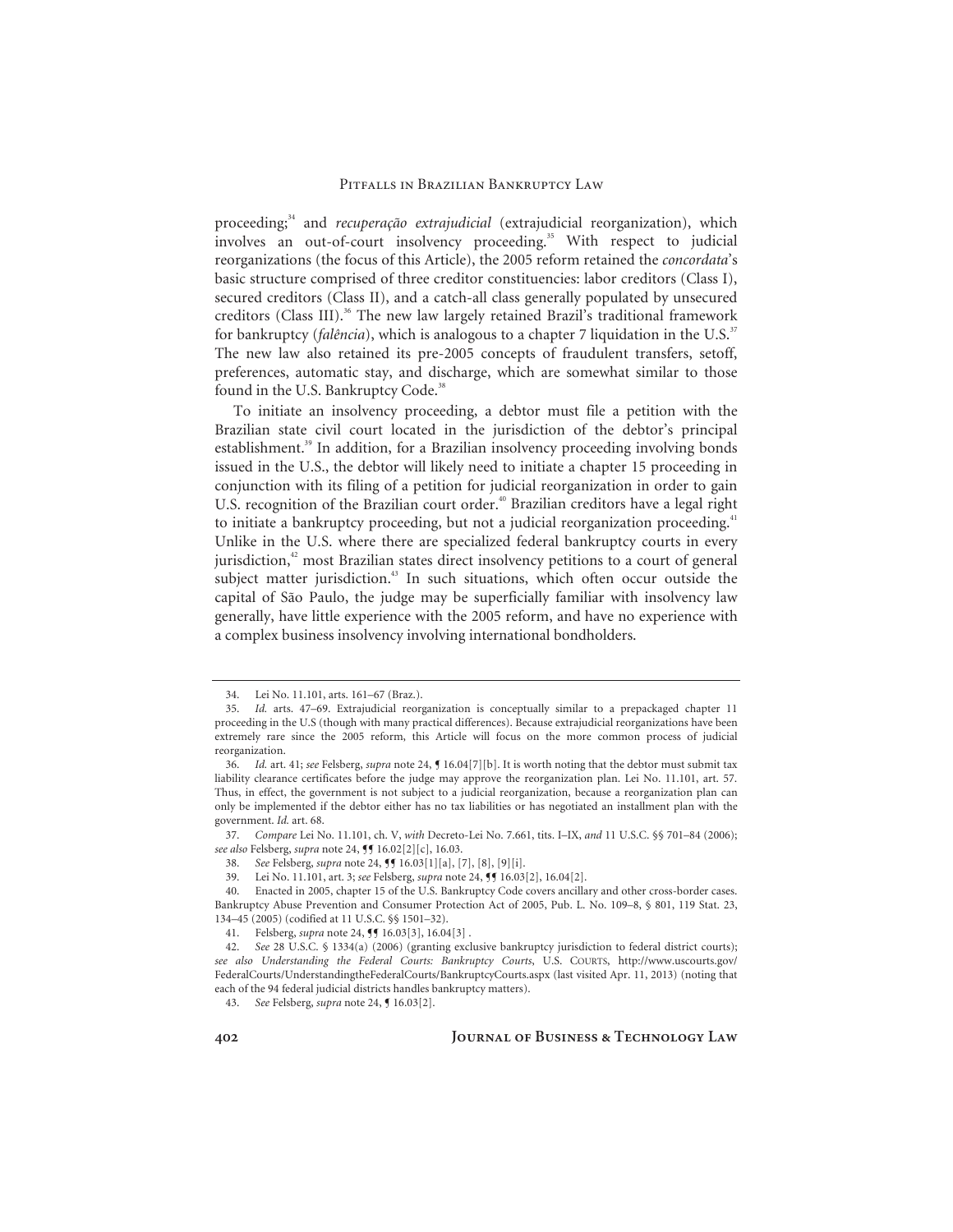proceeding;[34] and *recuperação extrajudicial* (extrajudicial reorganization), which involves an out-of-court insolvency proceeding.[35] With respect to judicial reorganizations (the focus of this Article), the 2005 reform retained the *concordata*'s basic structure comprised of three creditor constituencies: labor creditors (Class I), secured creditors (Class II), and a catch-all class generally populated by unsecured creditors (Class III).[36] The new law largely retained Brazil's traditional framework for bankruptcy (*falência*), which is analogous to a chapter 7 liquidation in the U.S.[37] The new law also retained its pre-2005 concepts of fraudulent transfers, setoff, preferences, automatic stay, and discharge, which are somewhat similar to those found in the U.S. Bankruptcy Code.[38]

To initiate an insolvency proceeding, a debtor must file a petition with the Brazilian state civil court located in the jurisdiction of the debtor's principal establishment.[39] In addition, for a Brazilian insolvency proceeding involving bonds issued in the U.S., the debtor will likely need to initiate a chapter 15 proceeding in conjunction with its filing of a petition for judicial reorganization in order to gain U.S. recognition of the Brazilian court order.[40] Brazilian creditors have a legal right to initiate a bankruptcy proceeding, but not a judicial reorganization proceeding.[41] Unlike in the U.S. where there are specialized federal bankruptcy courts in every jurisdiction,[42] most Brazilian states direct insolvency petitions to a court of general subject matter jurisdiction.[43] In such situations, which often occur outside the capital of São Paulo, the judge may be superficially familiar with insolvency law generally, have little experience with the 2005 reform, and have no experience with a complex business insolvency involving international bondholders.

---

34. Lei No. 11.101, arts. 161–67 (Braz.).

35. *Id.* arts. 47–69. Extrajudicial reorganization is conceptually similar to a prepackaged chapter 11 proceeding in the U.S (though with many practical differences). Because extrajudicial reorganizations have been extremely rare since the 2005 reform, this Article will focus on the more common process of judicial reorganization.

36. *Id.* art. 41; *see* Felsberg, *supra* note 24, ¶ 16.04[7][b]. It is worth noting that the debtor must submit tax liability clearance certificates before the judge may approve the reorganization plan. Lei No. 11.101, art. 57. Thus, in effect, the government is not subject to a judicial reorganization, because a reorganization plan can only be implemented if the debtor either has no tax liabilities or has negotiated an installment plan with the government. *Id.* art. 68.

37. *Compare* Lei No. 11.101, ch. V, *with* Decreto-Lei No. 7.661, tits. I–IX, *and* 11 U.S.C. §§ 701–84 (2006); *see also* Felsberg, *supra* note 24, ¶¶ 16.02[2][c], 16.03.

38. *See* Felsberg, *supra* note 24, ¶¶ 16.03[1][a], [7], [8], [9][i].

39. Lei No. 11.101, art. 3; *see* Felsberg, *supra* note 24, ¶¶ 16.03[2], 16.04[2].

40. Enacted in 2005, chapter 15 of the U.S. Bankruptcy Code covers ancillary and other cross-border cases. Bankruptcy Abuse Prevention and Consumer Protection Act of 2005, Pub. L. No. 109–8, § 801, 119 Stat. 23, 134–45 (2005) (codified at 11 U.S.C. §§ 1501–32).

41. Felsberg, *supra* note 24, ¶¶ 16.03[3], 16.04[3] .

42. *See* 28 U.S.C. § 1334(a) (2006) (granting exclusive bankruptcy jurisdiction to federal district courts); *see also Understanding the Federal Courts: Bankruptcy Courts*, U.S. COURTS, http://www.uscourts.gov/FederalCourts/UnderstandingtheFederalCourts/BankruptcyCourts.aspx (last visited Apr. 11, 2013) (noting that each of the 94 federal judicial districts handles bankruptcy matters).

43. *See* Felsberg, *supra* note 24, ¶ 16.03[2].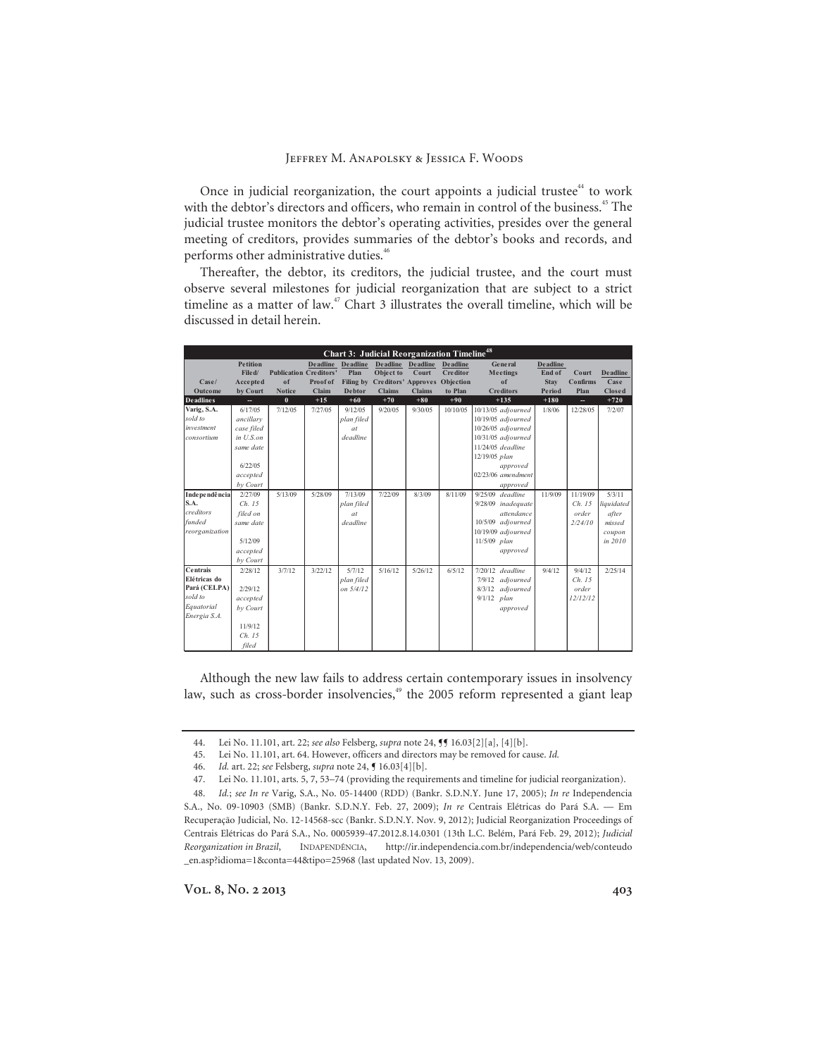Once in judicial reorganization, the court appoints a judicial trustee[44] to work with the debtor's directors and officers, who remain in control of the business.[45] The judicial trustee monitors the debtor's operating activities, presides over the general meeting of creditors, provides summaries of the debtor's books and records, and performs other administrative duties.[46]

Thereafter, the debtor, its creditors, the judicial trustee, and the court must observe several milestones for judicial reorganization that are subject to a strict timeline as a matter of law.[47] Chart 3 illustrates the overall timeline, which will be discussed in detail herein.

**Chart 3: Judicial Reorganization Timeline[48]**

| Case/ Outcome | Petition Filed/ Accepted by Court | Publication of Notice | Deadline Creditors' Proof of Claim | Deadline Plan Filing by Debtor | Deadline Object to Creditors' Claims | Deadline Court Approves Claims | Deadline Creditor Objection to Plan | General Meetings of Creditors | Deadline End of Stay Period | Court Confirms Plan | Deadline Case Closed |
|---|---|---|---|---|---|---|---|---|---|---|---|
| **Deadlines** | -- | 0 | +15 | +60 | +70 | +80 | +90 | +135 | +180 | -- | +720 |
| **Varig, S.A.** *sold to investment consortium* | 6/17/05 *ancillary case filed in U.S.on same date* 6/22/05 *accepted by Court* | 7/12/05 | 7/27/05 | 9/12/05 *plan filed at deadline* | 9/20/05 | 9/30/05 | 10/10/05 | 10/13/05 *adjourned* 10/19/05 *adjourned* 10/26/05 *adjourned* 10/31/05 *adjourned* 11/24/05 *deadline* 12/19/05 *plan approved* 02/23/06 *amendment approved* | 1/8/06 | 12/28/05 | 7/2/07 |
| **Independência S.A.** *creditors funded reorganization* | 2/27/09 *Ch. 15 filed on same date* 5/12/09 *accepted by Court* | 5/13/09 | 5/28/09 | 7/13/09 *plan filed at deadline* | 7/22/09 | 8/3/09 | 8/11/09 | 9/25/09 *deadline* 9/28/09 *inadequate attendance* 10/5/09 *adjourned* 10/19/09 *adjourned* 11/5/09 *plan approved* | 11/9/09 | 11/19/09 *Ch. 15 order 2/24/10* | 5/3/11 *liquidated after missed coupon in 2010* |
| **Centrais Elétricas do Pará (CELPA)** *sold to Equatorial Energia S.A.* | 2/28/12 2/29/12 *accepted by Court* 11/9/12 *Ch. 15 filed* | 3/7/12 | 3/22/12 | 5/7/12 *plan filed on 5/4/12* | 5/16/12 | 5/26/12 | 6/5/12 | 7/20/12 *deadline* 7/9/12 *adjourned* 8/3/12 *adjourned* 9/1/12 *plan approved* | 9/4/12 | 9/4/12 *Ch. 15 order 12/12/12* | 2/25/14 |

Although the new law fails to address certain contemporary issues in insolvency law, such as cross-border insolvencies,[49] the 2005 reform represented a giant leap

---

44. Lei No. 11.101, art. 22; *see also* Felsberg, *supra* note 24, ¶¶ 16.03[2][a], [4][b].

45. Lei No. 11.101, art. 64. However, officers and directors may be removed for cause. *Id.*

46. *Id.* art. 22; *see* Felsberg, *supra* note 24, ¶ 16.03[4][b].

47. Lei No. 11.101, arts. 5, 7, 53–74 (providing the requirements and timeline for judicial reorganization).

48. *Id.*; *see In re* Varig, S.A., No. 05-14400 (RDD) (Bankr. S.D.N.Y. June 17, 2005); *In re* Independencia S.A., No. 09-10903 (SMB) (Bankr. S.D.N.Y. Feb. 27, 2009); *In re* Centrais Elétricas do Pará S.A. — Em Recuperação Judicial, No. 12-14568-scc (Bankr. S.D.N.Y. Nov. 9, 2012); Judicial Reorganization Proceedings of Centrais Elétricas do Pará S.A., No. 0005939-47.2012.8.14.0301 (13th L.C. Belém, Pará Feb. 29, 2012); *Judicial Reorganization in Brazil*, INDAPENDÊNCIA, http://ir.independencia.com.br/independencia/web/conteudo_en.asp?idioma=1&conta=44&tipo=25968 (last updated Nov. 13, 2009).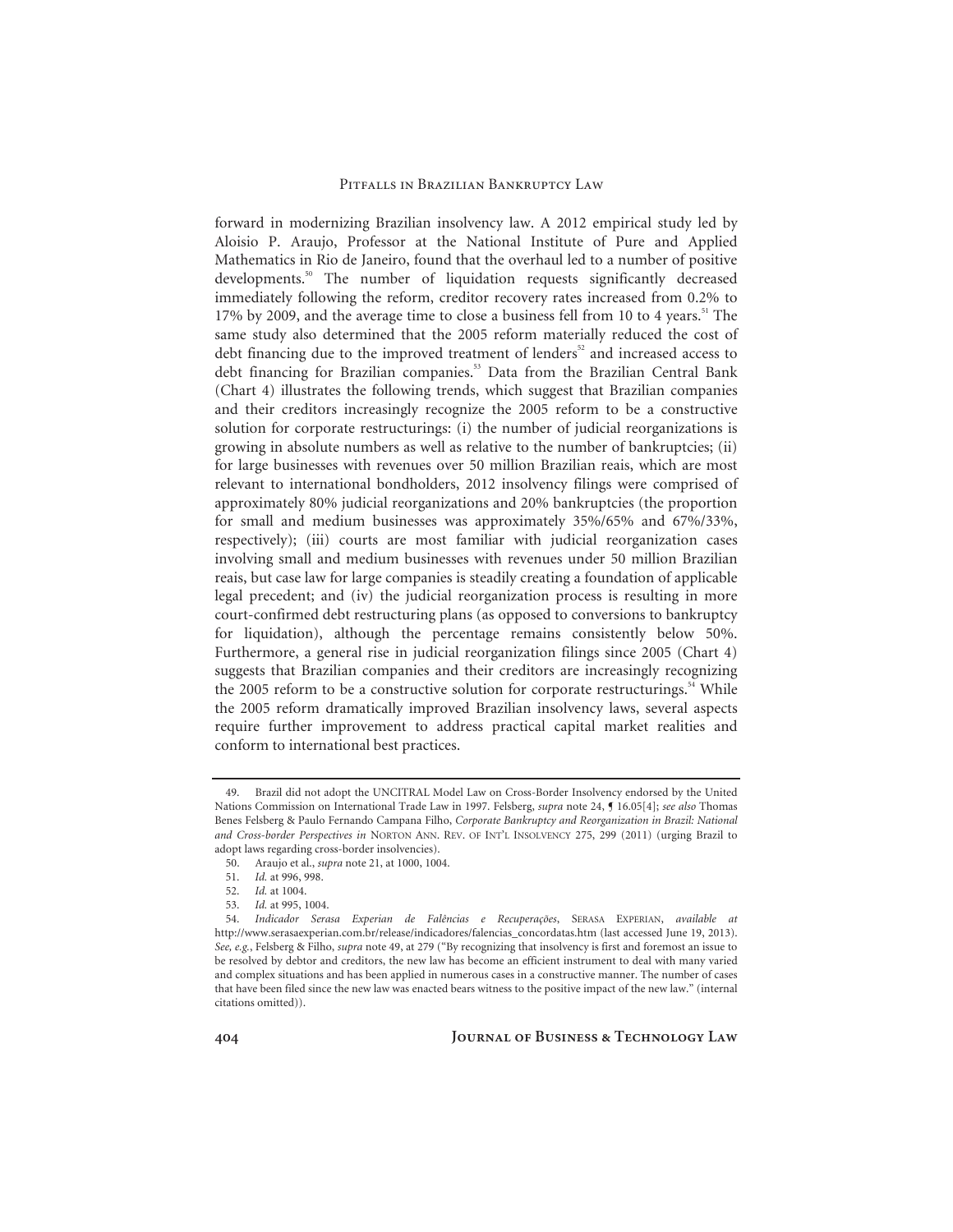forward in modernizing Brazilian insolvency law. A 2012 empirical study led by Aloisio P. Araujo, Professor at the National Institute of Pure and Applied Mathematics in Rio de Janeiro, found that the overhaul led to a number of positive developments.[50] The number of liquidation requests significantly decreased immediately following the reform, creditor recovery rates increased from 0.2% to 17% by 2009, and the average time to close a business fell from 10 to 4 years.[51] The same study also determined that the 2005 reform materially reduced the cost of debt financing due to the improved treatment of lenders[52] and increased access to debt financing for Brazilian companies.[53] Data from the Brazilian Central Bank (Chart 4) illustrates the following trends, which suggest that Brazilian companies and their creditors increasingly recognize the 2005 reform to be a constructive solution for corporate restructurings: (i) the number of judicial reorganizations is growing in absolute numbers as well as relative to the number of bankruptcies; (ii) for large businesses with revenues over 50 million Brazilian reais, which are most relevant to international bondholders, 2012 insolvency filings were comprised of approximately 80% judicial reorganizations and 20% bankruptcies (the proportion for small and medium businesses was approximately 35%/65% and 67%/33%, respectively); (iii) courts are most familiar with judicial reorganization cases involving small and medium businesses with revenues under 50 million Brazilian reais, but case law for large companies is steadily creating a foundation of applicable legal precedent; and (iv) the judicial reorganization process is resulting in more court-confirmed debt restructuring plans (as opposed to conversions to bankruptcy for liquidation), although the percentage remains consistently below 50%. Furthermore, a general rise in judicial reorganization filings since 2005 (Chart 4) suggests that Brazilian companies and their creditors are increasingly recognizing the 2005 reform to be a constructive solution for corporate restructurings.[54] While the 2005 reform dramatically improved Brazilian insolvency laws, several aspects require further improvement to address practical capital market realities and conform to international best practices.

---

49. Brazil did not adopt the UNCITRAL Model Law on Cross-Border Insolvency endorsed by the United Nations Commission on International Trade Law in 1997. Felsberg, *supra* note 24, ¶ 16.05[4]; *see also* Thomas Benes Felsberg & Paulo Fernando Campana Filho, *Corporate Bankruptcy and Reorganization in Brazil: National and Cross-border Perspectives in* NORTON ANN. REV. OF INT'L INSOLVENCY 275, 299 (2011) (urging Brazil to adopt laws regarding cross-border insolvencies).

50. Araujo et al., *supra* note 21, at 1000, 1004.

51. *Id.* at 996, 998.

52. *Id.* at 1004.

53. *Id.* at 995, 1004.

54. *Indicador Serasa Experian de Falências e Recuperações*, SERASA EXPERIAN, *available at* http://www.serasaexperian.com.br/release/indicadores/falencias_concordatas.htm (last accessed June 19, 2013). *See, e.g.*, Felsberg & Filho, *supra* note 49, at 279 ("By recognizing that insolvency is first and foremost an issue to be resolved by debtor and creditors, the new law has become an efficient instrument to deal with many varied and complex situations and has been applied in numerous cases in a constructive manner. The number of cases that have been filed since the new law was enacted bears witness to the positive impact of the new law." (internal citations omitted)).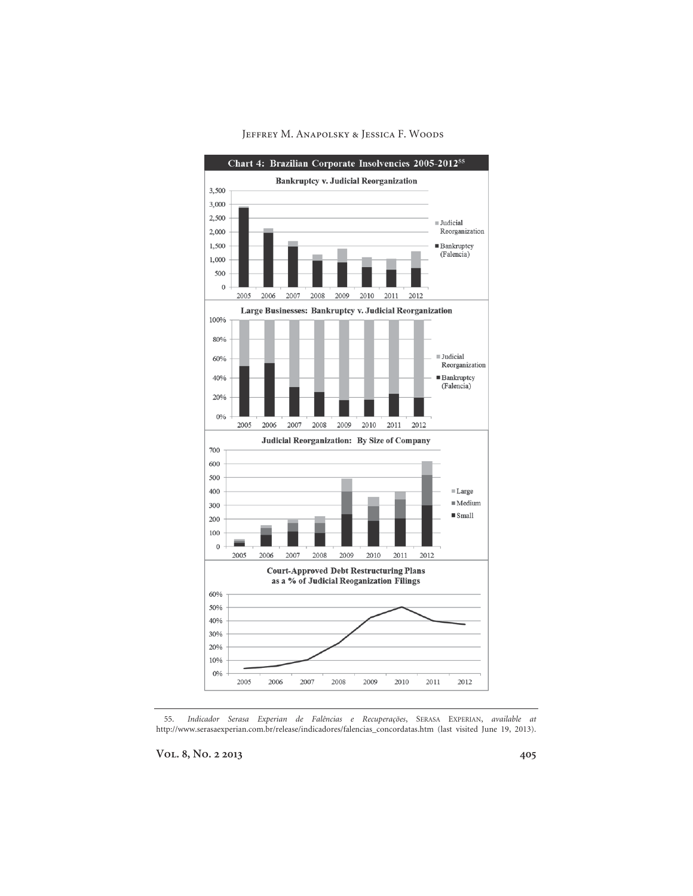**Chart 4: Brazilian Corporate Insolvencies 2005-2012**[55]

**Bankruptcy v. Judicial Reorganization**

**Large Businesses: Bankruptcy v. Judicial Reorganization**

**Judicial Reorganization: By Size of Company**

**Court-Approved Debt Restructuring Plans as a % of Judicial Reoganization Filings**

---

55. *Indicador Serasa Experian de Falências e Recuperações*, SERASA EXPERIAN, *available at* http://www.serasaexperian.com.br/release/indicadores/falencias_concordatas.htm (last visited June 19, 2013).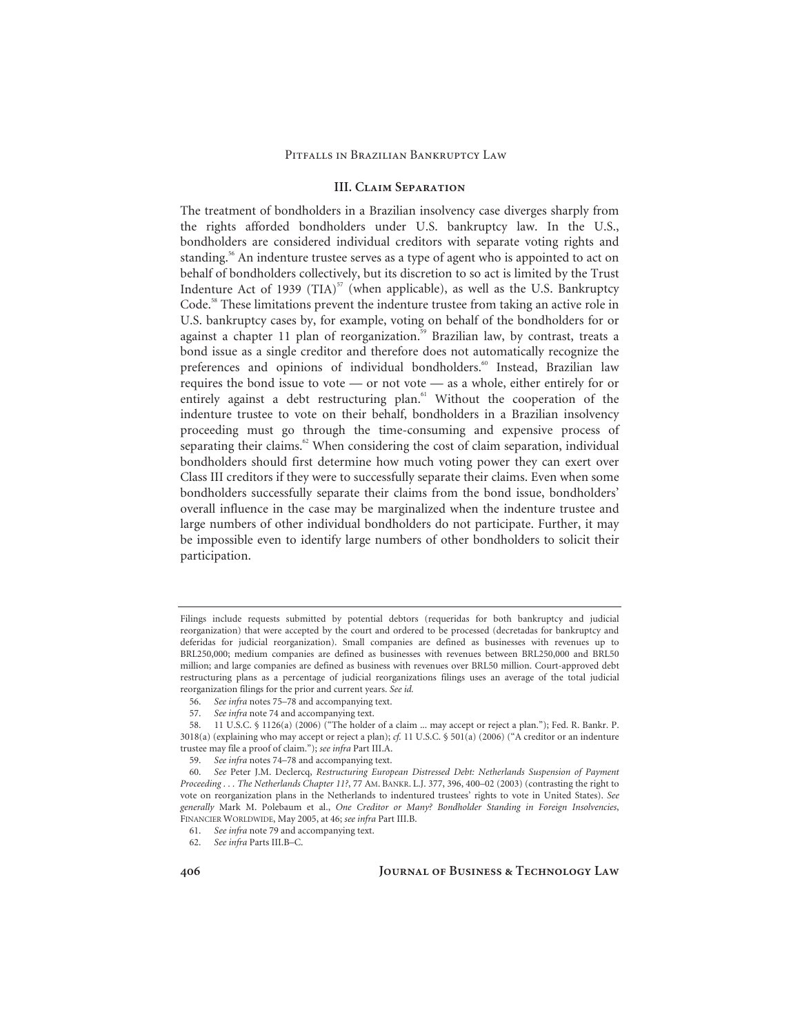## III. Claim Separation

The treatment of bondholders in a Brazilian insolvency case diverges sharply from the rights afforded bondholders under U.S. bankruptcy law. In the U.S., bondholders are considered individual creditors with separate voting rights and standing.[56] An indenture trustee serves as a type of agent who is appointed to act on behalf of bondholders collectively, but its discretion to so act is limited by the Trust Indenture Act of 1939 (TIA)[57] (when applicable), as well as the U.S. Bankruptcy Code.[58] These limitations prevent the indenture trustee from taking an active role in U.S. bankruptcy cases by, for example, voting on behalf of the bondholders for or against a chapter 11 plan of reorganization.[59] Brazilian law, by contrast, treats a bond issue as a single creditor and therefore does not automatically recognize the preferences and opinions of individual bondholders.[60] Instead, Brazilian law requires the bond issue to vote — or not vote — as a whole, either entirely for or entirely against a debt restructuring plan.[61] Without the cooperation of the indenture trustee to vote on their behalf, bondholders in a Brazilian insolvency proceeding must go through the time-consuming and expensive process of separating their claims.[62] When considering the cost of claim separation, individual bondholders should first determine how much voting power they can exert over Class III creditors if they were to successfully separate their claims. Even when some bondholders successfully separate their claims from the bond issue, bondholders' overall influence in the case may be marginalized when the indenture trustee and large numbers of other individual bondholders do not participate. Further, it may be impossible even to identify large numbers of other bondholders to solicit their participation.

---

Filings include requests submitted by potential debtors (requeridas for both bankruptcy and judicial reorganization) that were accepted by the court and ordered to be processed (decretadas for bankruptcy and deferidas for judicial reorganization). Small companies are defined as businesses with revenues up to BRL250,000; medium companies are defined as businesses with revenues between BRL250,000 and BRL50 million; and large companies are defined as business with revenues over BRL50 million. Court-approved debt restructuring plans as a percentage of judicial reorganizations filings uses an average of the total judicial reorganization filings for the prior and current years. *See id.*

56. *See infra* notes 75–78 and accompanying text.

57. *See infra* note 74 and accompanying text.

58. 11 U.S.C. § 1126(a) (2006) ("The holder of a claim ... may accept or reject a plan."); Fed. R. Bankr. P. 3018(a) (explaining who may accept or reject a plan); *cf.* 11 U.S.C. § 501(a) (2006) ("A creditor or an indenture trustee may file a proof of claim."); *see infra* Part III.A.

59. *See infra* notes 74–78 and accompanying text.

60. *See* Peter J.M. Declercq, *Restructuring European Distressed Debt: Netherlands Suspension of Payment Proceeding . . . The Netherlands Chapter 11?*, 77 AM. BANKR. L.J. 377, 396, 400–02 (2003) (contrasting the right to vote on reorganization plans in the Netherlands to indentured trustees' rights to vote in United States). *See generally* Mark M. Polebaum et al., *One Creditor or Many? Bondholder Standing in Foreign Insolvencies*, FINANCIER WORLDWIDE, May 2005, at 46; *see infra* Part III.B.

61. *See infra* note 79 and accompanying text.

62. *See infra* Parts III.B–C.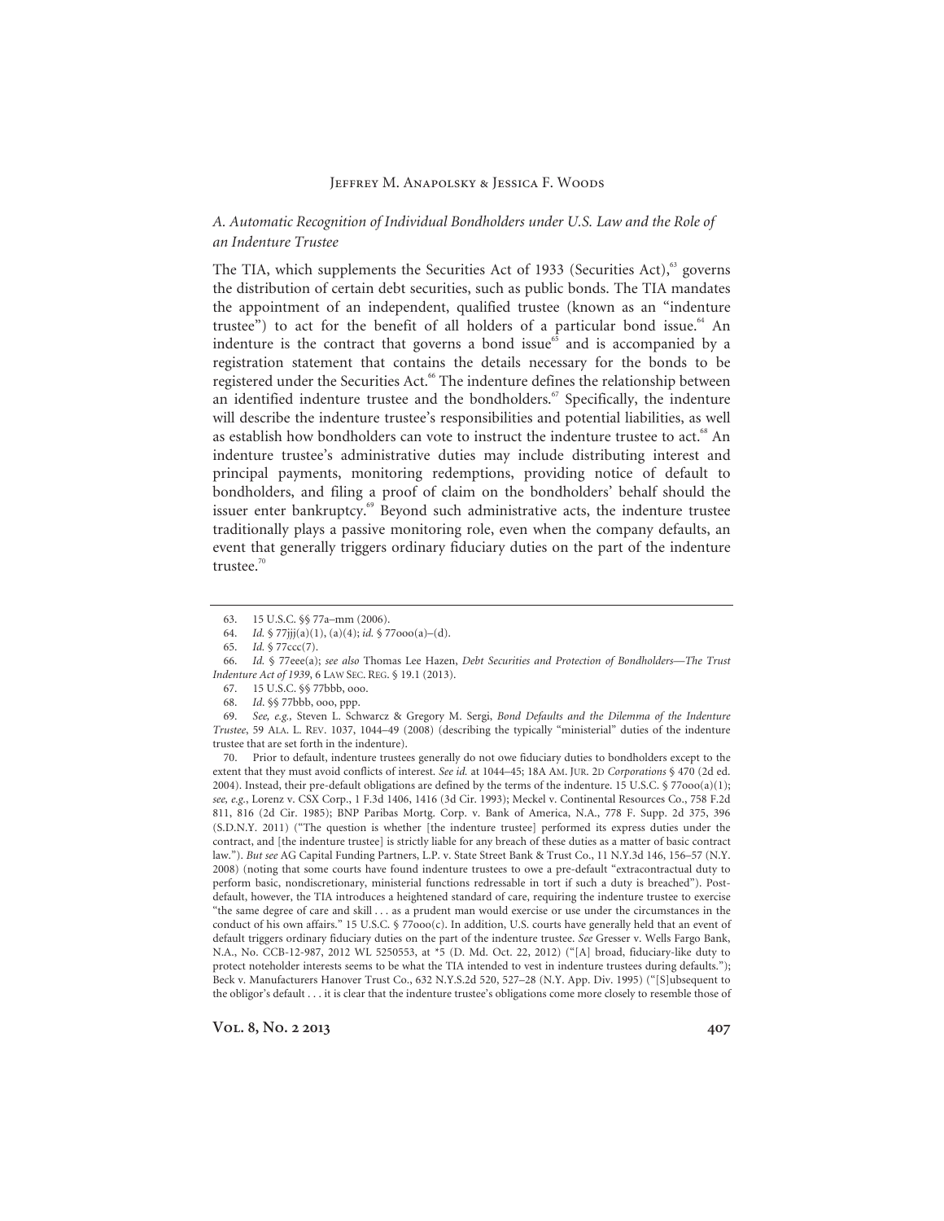### *A. Automatic Recognition of Individual Bondholders under U.S. Law and the Role of an Indenture Trustee*

The TIA, which supplements the Securities Act of 1933 (Securities Act),[63] governs the distribution of certain debt securities, such as public bonds. The TIA mandates the appointment of an independent, qualified trustee (known as an "indenture trustee") to act for the benefit of all holders of a particular bond issue.[64] An indenture is the contract that governs a bond issue[65] and is accompanied by a registration statement that contains the details necessary for the bonds to be registered under the Securities Act.[66] The indenture defines the relationship between an identified indenture trustee and the bondholders.[67] Specifically, the indenture will describe the indenture trustee's responsibilities and potential liabilities, as well as establish how bondholders can vote to instruct the indenture trustee to act.[68] An indenture trustee's administrative duties may include distributing interest and principal payments, monitoring redemptions, providing notice of default to bondholders, and filing a proof of claim on the bondholders' behalf should the issuer enter bankruptcy.[69] Beyond such administrative acts, the indenture trustee traditionally plays a passive monitoring role, even when the company defaults, an event that generally triggers ordinary fiduciary duties on the part of the indenture trustee.[70]

---

63. 15 U.S.C. §§ 77a–mm (2006).

64. *Id.* § 77jjj(a)(1), (a)(4); *id.* § 77ooo(a)–(d).

65. *Id.* § 77ccc(7).

66. *Id.* § 77eee(a); *see also* Thomas Lee Hazen, *Debt Securities and Protection of Bondholders—The Trust Indenture Act of 1939*, 6 LAW SEC. REG. § 19.1 (2013).

67. 15 U.S.C. §§ 77bbb, ooo.

68. *Id.* §§ 77bbb, ooo, ppp.

69. *See, e.g.,* Steven L. Schwarcz & Gregory M. Sergi, *Bond Defaults and the Dilemma of the Indenture Trustee*, 59 ALA. L. REV. 1037, 1044–49 (2008) (describing the typically "ministerial" duties of the indenture trustee that are set forth in the indenture).

70. Prior to default, indenture trustees generally do not owe fiduciary duties to bondholders except to the extent that they must avoid conflicts of interest. *See id.* at 1044–45; 18A AM. JUR. 2D *Corporations* § 470 (2d ed. 2004). Instead, their pre-default obligations are defined by the terms of the indenture. 15 U.S.C. § 77ooo(a)(1); *see, e.g.,* Lorenz v. CSX Corp., 1 F.3d 1406, 1416 (3d Cir. 1993); Meckel v. Continental Resources Co., 758 F.2d 811, 816 (2d Cir. 1985); BNP Paribas Mortg. Corp. v. Bank of America, N.A., 778 F. Supp. 2d 375, 396 (S.D.N.Y. 2011) ("The question is whether [the indenture trustee] performed its express duties under the contract, and [the indenture trustee] is strictly liable for any breach of these duties as a matter of basic contract law."). *But see* AG Capital Funding Partners, L.P. v. State Street Bank & Trust Co., 11 N.Y.3d 146, 156–57 (N.Y. 2008) (noting that some courts have found indenture trustees to owe a pre-default "extracontractual duty to perform basic, nondiscretionary, ministerial functions redressable in tort if such a duty is breached"). Post-default, however, the TIA introduces a heightened standard of care, requiring the indenture trustee to exercise "the same degree of care and skill . . . as a prudent man would exercise or use under the circumstances in the conduct of his own affairs." 15 U.S.C. § 77ooo(c). In addition, U.S. courts have generally held that an event of default triggers ordinary fiduciary duties on the part of the indenture trustee. *See* Gresser v. Wells Fargo Bank, N.A., No. CCB-12-987, 2012 WL 5250553, at *5 (D. Md. Oct. 22, 2012) ("[A] broad, fiduciary-like duty to protect noteholder interests seems to be what the TIA intended to vest in indenture trustees during defaults."); Beck v. Manufacturers Hanover Trust Co., 632 N.Y.S.2d 520, 527–28 (N.Y. App. Div. 1995) ("[S]ubsequent to the obligor's default . . . it is clear that the indenture trustee's obligations come more closely to resemble those of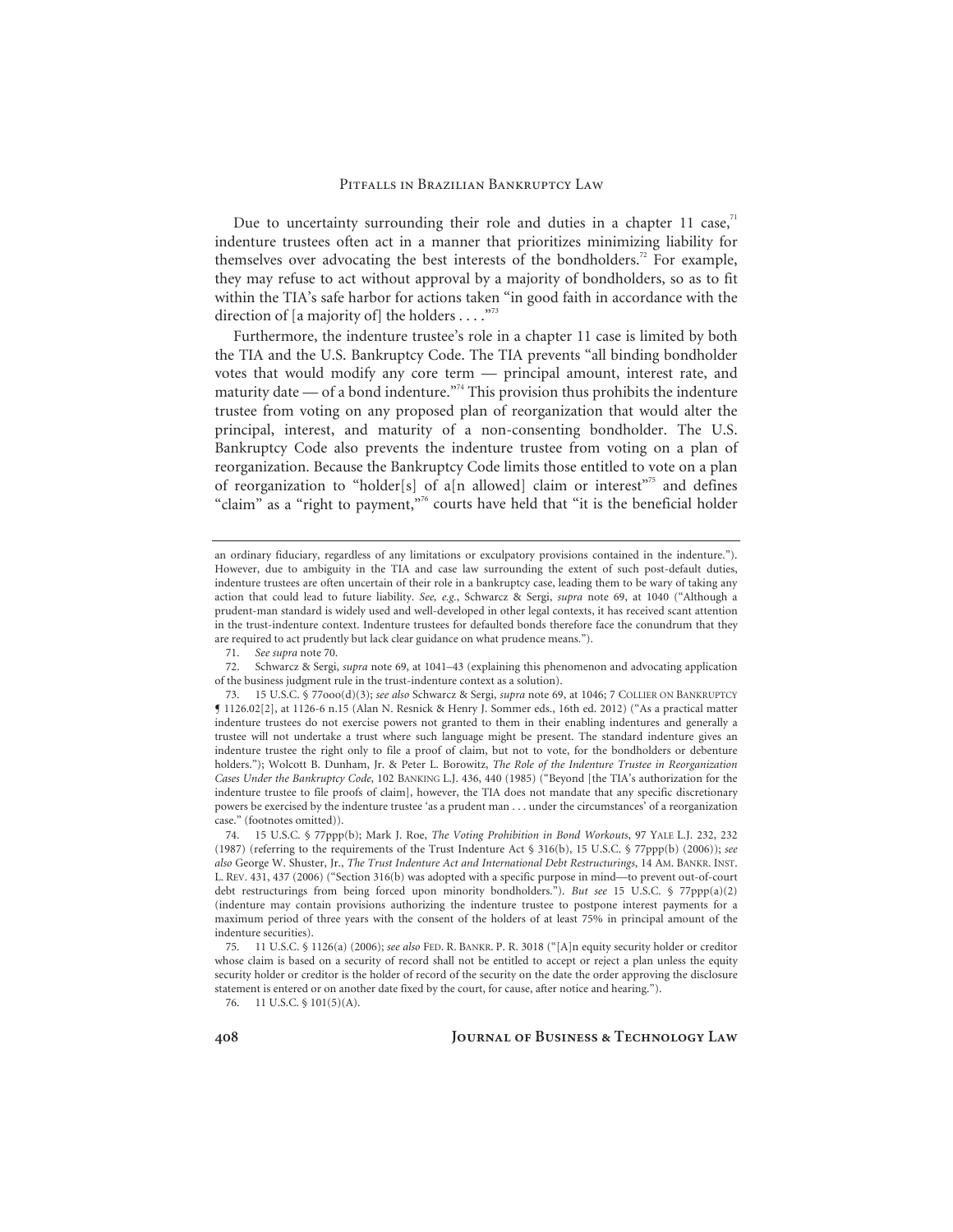Due to uncertainty surrounding their role and duties in a chapter 11 case,[71] indenture trustees often act in a manner that prioritizes minimizing liability for themselves over advocating the best interests of the bondholders.[72] For example, they may refuse to act without approval by a majority of bondholders, so as to fit within the TIA's safe harbor for actions taken "in good faith in accordance with the direction of [a majority of] the holders . . . ."[73]

Furthermore, the indenture trustee's role in a chapter 11 case is limited by both the TIA and the U.S. Bankruptcy Code. The TIA prevents "all binding bondholder votes that would modify any core term — principal amount, interest rate, and maturity date — of a bond indenture."[74] This provision thus prohibits the indenture trustee from voting on any proposed plan of reorganization that would alter the principal, interest, and maturity of a non-consenting bondholder. The U.S. Bankruptcy Code also prevents the indenture trustee from voting on a plan of reorganization. Because the Bankruptcy Code limits those entitled to vote on a plan of reorganization to "holder[s] of a[n allowed] claim or interest"[75] and defines "claim" as a "right to payment,"[76] courts have held that "it is the beneficial holder

---

an ordinary fiduciary, regardless of any limitations or exculpatory provisions contained in the indenture."). However, due to ambiguity in the TIA and case law surrounding the extent of such post-default duties, indenture trustees are often uncertain of their role in a bankruptcy case, leading them to be wary of taking any action that could lead to future liability. *See, e.g.*, Schwarcz & Sergi, *supra* note 69, at 1040 ("Although a prudent-man standard is widely used and well-developed in other legal contexts, it has received scant attention in the trust-indenture context. Indenture trustees for defaulted bonds therefore face the conundrum that they are required to act prudently but lack clear guidance on what prudence means.").

71. *See supra* note 70.

72. Schwarcz & Sergi, *supra* note 69, at 1041–43 (explaining this phenomenon and advocating application of the business judgment rule in the trust-indenture context as a solution).

73. 15 U.S.C. § 77ooo(d)(3); *see also* Schwarcz & Sergi, *supra* note 69, at 1046; 7 COLLIER ON BANKRUPTCY ¶ 1126.02[2], at 1126-6 n.15 (Alan N. Resnick & Henry J. Sommer eds., 16th ed. 2012) ("As a practical matter indenture trustees do not exercise powers not granted to them in their enabling indentures and generally a trustee will not undertake a trust where such language might be present. The standard indenture gives an indenture trustee the right only to file a proof of claim, but not to vote, for the bondholders or debenture holders."); Wolcott B. Dunham, Jr. & Peter L. Borowitz, *The Role of the Indenture Trustee in Reorganization Cases Under the Bankruptcy Code*, 102 BANKING L.J. 436, 440 (1985) ("Beyond [the TIA's authorization for the indenture trustee to file proofs of claim], however, the TIA does not mandate that any specific discretionary powers be exercised by the indenture trustee 'as a prudent man . . . under the circumstances' of a reorganization case." (footnotes omitted)).

74. 15 U.S.C. § 77ppp(b); Mark J. Roe, *The Voting Prohibition in Bond Workouts*, 97 YALE L.J. 232, 232 (1987) (referring to the requirements of the Trust Indenture Act § 316(b), 15 U.S.C. § 77ppp(b) (2006)); *see also* George W. Shuster, Jr., *The Trust Indenture Act and International Debt Restructurings*, 14 AM. BANKR. INST. L. REV. 431, 437 (2006) ("Section 316(b) was adopted with a specific purpose in mind—to prevent out-of-court debt restructurings from being forced upon minority bondholders."). *But see* 15 U.S.C. § 77ppp(a)(2) (indenture may contain provisions authorizing the indenture trustee to postpone interest payments for a maximum period of three years with the consent of the holders of at least 75% in principal amount of the indenture securities).

75. 11 U.S.C. § 1126(a) (2006); *see also* FED. R. BANKR. P. R. 3018 ("[A]n equity security holder or creditor whose claim is based on a security of record shall not be entitled to accept or reject a plan unless the equity security holder or creditor is the holder of record of the security on the date the order approving the disclosure statement is entered or on another date fixed by the court, for cause, after notice and hearing.").

76. 11 U.S.C. § 101(5)(A).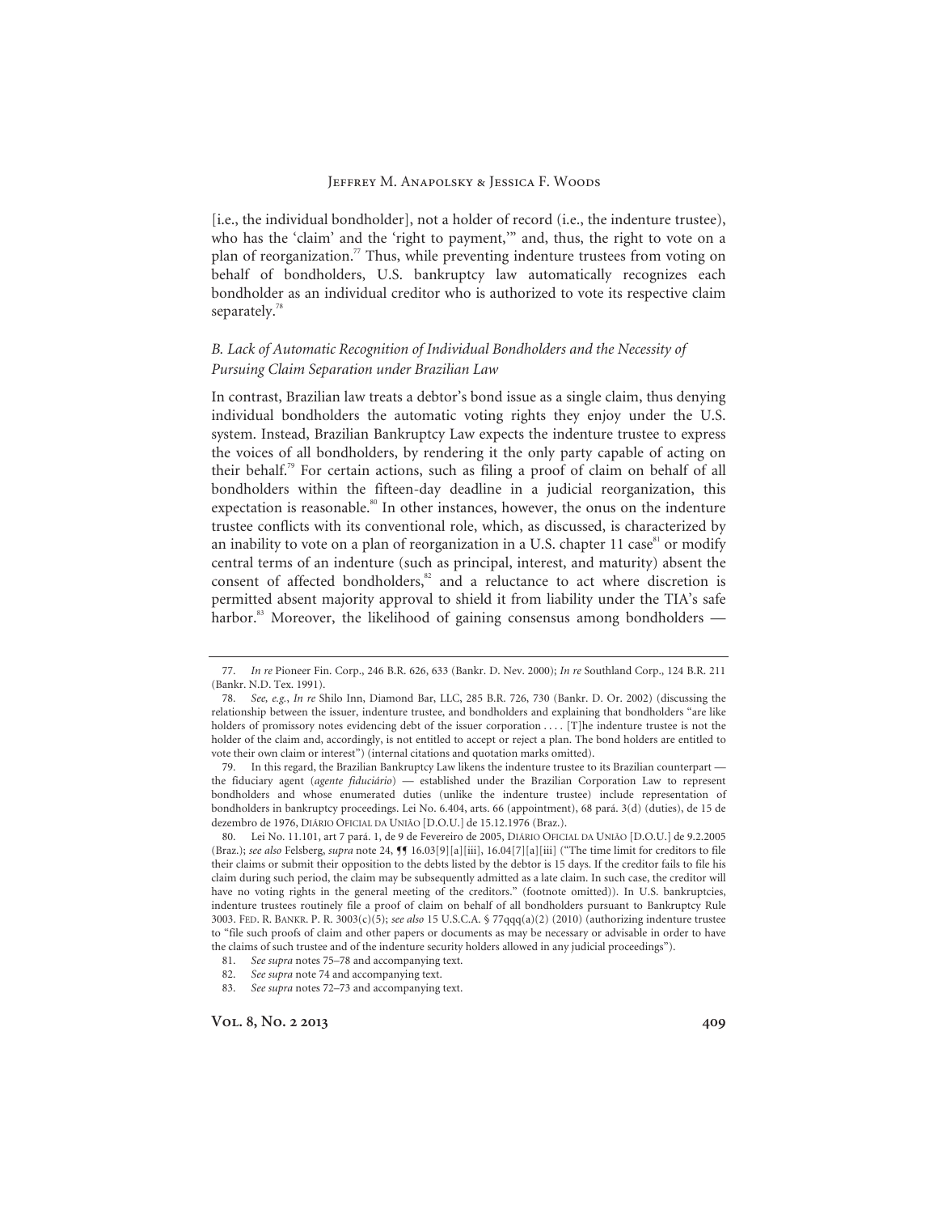[i.e., the individual bondholder], not a holder of record (i.e., the indenture trustee), who has the 'claim' and the 'right to payment,'" and, thus, the right to vote on a plan of reorganization.[77] Thus, while preventing indenture trustees from voting on behalf of bondholders, U.S. bankruptcy law automatically recognizes each bondholder as an individual creditor who is authorized to vote its respective claim separately.[78]

### *B. Lack of Automatic Recognition of Individual Bondholders and the Necessity of Pursuing Claim Separation under Brazilian Law*

In contrast, Brazilian law treats a debtor's bond issue as a single claim, thus denying individual bondholders the automatic voting rights they enjoy under the U.S. system. Instead, Brazilian Bankruptcy Law expects the indenture trustee to express the voices of all bondholders, by rendering it the only party capable of acting on their behalf.[79] For certain actions, such as filing a proof of claim on behalf of all bondholders within the fifteen-day deadline in a judicial reorganization, this expectation is reasonable.[80] In other instances, however, the onus on the indenture trustee conflicts with its conventional role, which, as discussed, is characterized by an inability to vote on a plan of reorganization in a U.S. chapter 11 case[81] or modify central terms of an indenture (such as principal, interest, and maturity) absent the consent of affected bondholders,[82] and a reluctance to act where discretion is permitted absent majority approval to shield it from liability under the TIA's safe harbor.[83] Moreover, the likelihood of gaining consensus among bondholders —

---

77. *In re* Pioneer Fin. Corp., 246 B.R. 626, 633 (Bankr. D. Nev. 2000); *In re* Southland Corp., 124 B.R. 211 (Bankr. N.D. Tex. 1991).

78. *See, e.g.*, *In re* Shilo Inn, Diamond Bar, LLC, 285 B.R. 726, 730 (Bankr. D. Or. 2002) (discussing the relationship between the issuer, indenture trustee, and bondholders and explaining that bondholders "are like holders of promissory notes evidencing debt of the issuer corporation . . . . [T]he indenture trustee is not the holder of the claim and, accordingly, is not entitled to accept or reject a plan. The bond holders are entitled to vote their own claim or interest") (internal citations and quotation marks omitted).

79. In this regard, the Brazilian Bankruptcy Law likens the indenture trustee to its Brazilian counterpart — the fiduciary agent (*agente fiduciário*) — established under the Brazilian Corporation Law to represent bondholders and whose enumerated duties (unlike the indenture trustee) include representation of bondholders in bankruptcy proceedings. Lei No. 6.404, arts. 66 (appointment), 68 pará. 3(d) (duties), de 15 de dezembro de 1976, DIÁRIO OFICIAL DA UNIÃO [D.O.U.] de 15.12.1976 (Braz.).

80. Lei No. 11.101, art 7 pará. 1, de 9 de Fevereiro de 2005, DIÁRIO OFICIAL DA UNIÃO [D.O.U.] de 9.2.2005 (Braz.); *see also* Felsberg, *supra* note 24, ¶¶ 16.03[9][a][iii], 16.04[7][a][iii] ("The time limit for creditors to file their claims or submit their opposition to the debts listed by the debtor is 15 days. If the creditor fails to file his claim during such period, the claim may be subsequently admitted as a late claim. In such case, the creditor will have no voting rights in the general meeting of the creditors." (footnote omitted)). In U.S. bankruptcies, indenture trustees routinely file a proof of claim on behalf of all bondholders pursuant to Bankruptcy Rule 3003. FED. R. BANKR. P. R. 3003(c)(5); *see also* 15 U.S.C.A. § 77qqq(a)(2) (2010) (authorizing indenture trustee to "file such proofs of claim and other papers or documents as may be necessary or advisable in order to have the claims of such trustee and of the indenture security holders allowed in any judicial proceedings").

81. *See supra* notes 75–78 and accompanying text.

82. *See supra* note 74 and accompanying text.

83. *See supra* notes 72–73 and accompanying text.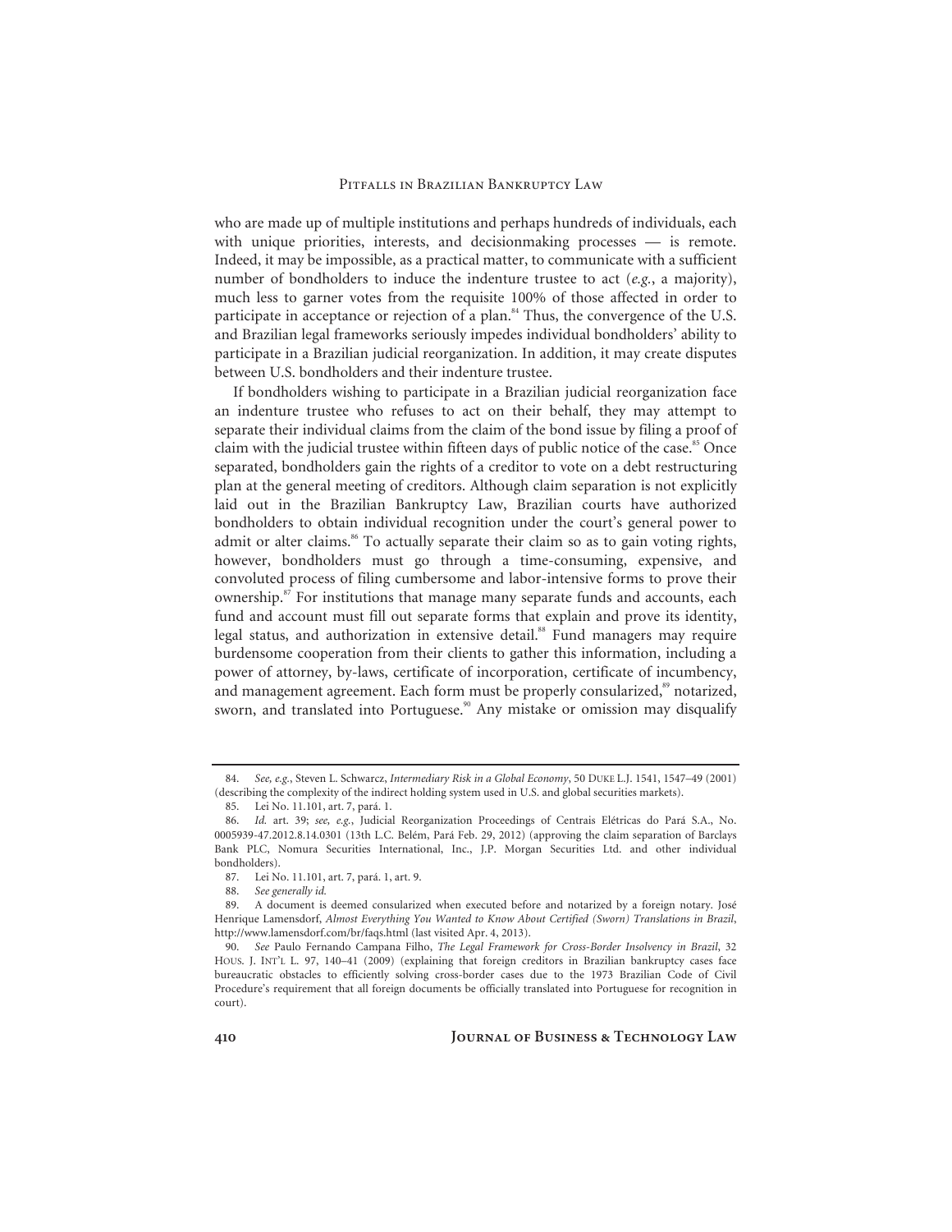who are made up of multiple institutions and perhaps hundreds of individuals, each with unique priorities, interests, and decisionmaking processes — is remote. Indeed, it may be impossible, as a practical matter, to communicate with a sufficient number of bondholders to induce the indenture trustee to act (*e.g.*, a majority), much less to garner votes from the requisite 100% of those affected in order to participate in acceptance or rejection of a plan.[84] Thus, the convergence of the U.S. and Brazilian legal frameworks seriously impedes individual bondholders' ability to participate in a Brazilian judicial reorganization. In addition, it may create disputes between U.S. bondholders and their indenture trustee.

If bondholders wishing to participate in a Brazilian judicial reorganization face an indenture trustee who refuses to act on their behalf, they may attempt to separate their individual claims from the claim of the bond issue by filing a proof of claim with the judicial trustee within fifteen days of public notice of the case.[85] Once separated, bondholders gain the rights of a creditor to vote on a debt restructuring plan at the general meeting of creditors. Although claim separation is not explicitly laid out in the Brazilian Bankruptcy Law, Brazilian courts have authorized bondholders to obtain individual recognition under the court's general power to admit or alter claims.[86] To actually separate their claim so as to gain voting rights, however, bondholders must go through a time-consuming, expensive, and convoluted process of filing cumbersome and labor-intensive forms to prove their ownership.[87] For institutions that manage many separate funds and accounts, each fund and account must fill out separate forms that explain and prove its identity, legal status, and authorization in extensive detail.[88] Fund managers may require burdensome cooperation from their clients to gather this information, including a power of attorney, by-laws, certificate of incorporation, certificate of incumbency, and management agreement. Each form must be properly consularized,[89] notarized, sworn, and translated into Portuguese.[90] Any mistake or omission may disqualify

---

84. *See, e.g.*, Steven L. Schwarcz, *Intermediary Risk in a Global Economy*, 50 DUKE L.J. 1541, 1547–49 (2001) (describing the complexity of the indirect holding system used in U.S. and global securities markets).

85. Lei No. 11.101, art. 7, pará. 1.

86. *Id.* art. 39; *see, e.g.*, Judicial Reorganization Proceedings of Centrais Elétricas do Pará S.A., No. 0005939-47.2012.8.14.0301 (13th L.C. Belém, Pará Feb. 29, 2012) (approving the claim separation of Barclays Bank PLC, Nomura Securities International, Inc., J.P. Morgan Securities Ltd. and other individual bondholders).

87. Lei No. 11.101, art. 7, pará. 1, art. 9.

88. *See generally id.*

89. A document is deemed consularized when executed before and notarized by a foreign notary. José Henrique Lamensdorf, *Almost Everything You Wanted to Know About Certified (Sworn) Translations in Brazil*, http://www.lamensdorf.com/br/faqs.html (last visited Apr. 4, 2013).

90. *See* Paulo Fernando Campana Filho, *The Legal Framework for Cross-Border Insolvency in Brazil*, 32 HOUS. J. INT'L L. 97, 140–41 (2009) (explaining that foreign creditors in Brazilian bankruptcy cases face bureaucratic obstacles to efficiently solving cross-border cases due to the 1973 Brazilian Code of Civil Procedure's requirement that all foreign documents be officially translated into Portuguese for recognition in court).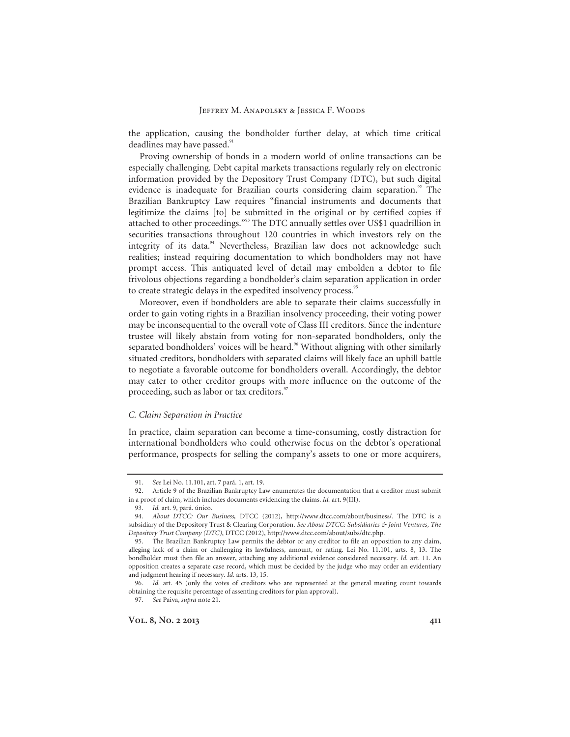the application, causing the bondholder further delay, at which time critical deadlines may have passed.[91]

Proving ownership of bonds in a modern world of online transactions can be especially challenging. Debt capital markets transactions regularly rely on electronic information provided by the Depository Trust Company (DTC), but such digital evidence is inadequate for Brazilian courts considering claim separation.[92] The Brazilian Bankruptcy Law requires "financial instruments and documents that legitimize the claims [to] be submitted in the original or by certified copies if attached to other proceedings."[93] The DTC annually settles over US$1 quadrillion in securities transactions throughout 120 countries in which investors rely on the integrity of its data.[94] Nevertheless, Brazilian law does not acknowledge such realities; instead requiring documentation to which bondholders may not have prompt access. This antiquated level of detail may embolden a debtor to file frivolous objections regarding a bondholder's claim separation application in order to create strategic delays in the expedited insolvency process.[95]

Moreover, even if bondholders are able to separate their claims successfully in order to gain voting rights in a Brazilian insolvency proceeding, their voting power may be inconsequential to the overall vote of Class III creditors. Since the indenture trustee will likely abstain from voting for non-separated bondholders, only the separated bondholders' voices will be heard.[96] Without aligning with other similarly situated creditors, bondholders with separated claims will likely face an uphill battle to negotiate a favorable outcome for bondholders overall. Accordingly, the debtor may cater to other creditor groups with more influence on the outcome of the proceeding, such as labor or tax creditors.[97]

### *C. Claim Separation in Practice*

In practice, claim separation can become a time-consuming, costly distraction for international bondholders who could otherwise focus on the debtor's operational performance, prospects for selling the company's assets to one or more acquirers,

---

91. *See* Lei No. 11.101, art. 7 pará. 1, art. 19.

92. Article 9 of the Brazilian Bankruptcy Law enumerates the documentation that a creditor must submit in a proof of claim, which includes documents evidencing the claims. *Id.* art. 9(III).

93. *Id.* art. 9, pará. único.

94. *About DTCC: Our Business,* DTCC (2012), http://www.dtcc.com/about/business/. The DTC is a subsidiary of the Depository Trust & Clearing Corporation. *See About DTCC: Subsidiaries & Joint Ventures*, *The Depository Trust Company (DTC)*, DTCC (2012), http://www.dtcc.com/about/subs/dtc.php.

95. The Brazilian Bankruptcy Law permits the debtor or any creditor to file an opposition to any claim, alleging lack of a claim or challenging its lawfulness, amount, or rating. Lei No. 11.101, arts. 8, 13. The bondholder must then file an answer, attaching any additional evidence considered necessary. *Id.* art. 11. An opposition creates a separate case record, which must be decided by the judge who may order an evidentiary and judgment hearing if necessary. *Id.* arts. 13, 15.

96. *Id.* art. 45 (only the votes of creditors who are represented at the general meeting count towards obtaining the requisite percentage of assenting creditors for plan approval).

97. *See* Paiva, *supra* note 21.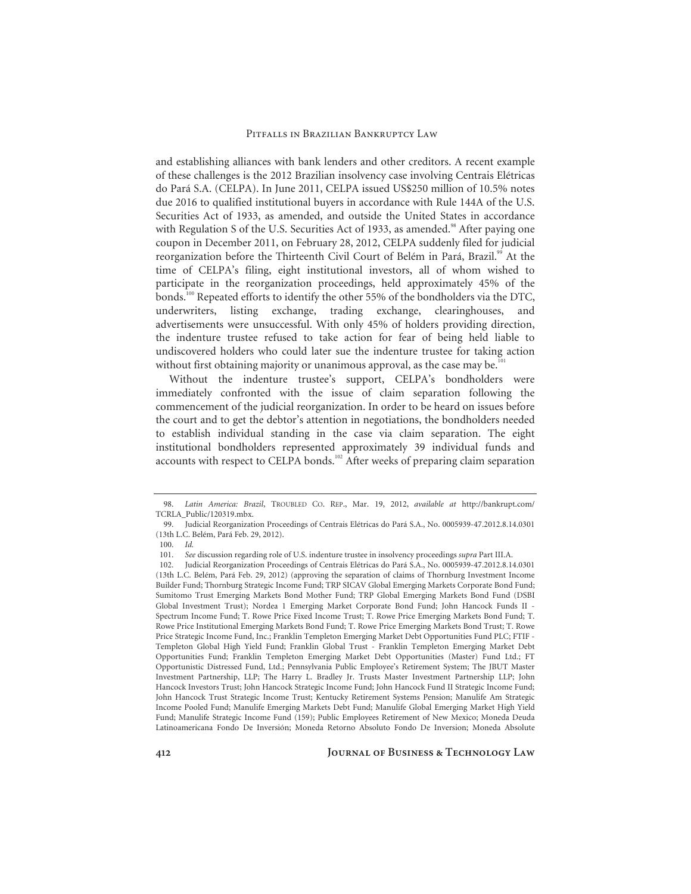and establishing alliances with bank lenders and other creditors. A recent example of these challenges is the 2012 Brazilian insolvency case involving Centrais Elétricas do Pará S.A. (CELPA). In June 2011, CELPA issued US$250 million of 10.5% notes due 2016 to qualified institutional buyers in accordance with Rule 144A of the U.S. Securities Act of 1933, as amended, and outside the United States in accordance with Regulation S of the U.S. Securities Act of 1933, as amended.[98] After paying one coupon in December 2011, on February 28, 2012, CELPA suddenly filed for judicial reorganization before the Thirteenth Civil Court of Belém in Pará, Brazil.[99] At the time of CELPA's filing, eight institutional investors, all of whom wished to participate in the reorganization proceedings, held approximately 45% of the bonds.[100] Repeated efforts to identify the other 55% of the bondholders via the DTC, underwriters, listing exchange, trading exchange, clearinghouses, and advertisements were unsuccessful. With only 45% of holders providing direction, the indenture trustee refused to take action for fear of being held liable to undiscovered holders who could later sue the indenture trustee for taking action without first obtaining majority or unanimous approval, as the case may be.[101]

Without the indenture trustee's support, CELPA's bondholders were immediately confronted with the issue of claim separation following the commencement of the judicial reorganization. In order to be heard on issues before the court and to get the debtor's attention in negotiations, the bondholders needed to establish individual standing in the case via claim separation. The eight institutional bondholders represented approximately 39 individual funds and accounts with respect to CELPA bonds.[102] After weeks of preparing claim separation

---

98. *Latin America: Brazil*, TROUBLED CO. REP., Mar. 19, 2012, *available at* http://bankrupt.com/TCRLA_Public/120319.mbx.

99. Judicial Reorganization Proceedings of Centrais Elétricas do Pará S.A., No. 0005939-47.2012.8.14.0301 (13th L.C. Belém, Pará Feb. 29, 2012).

100. *Id.*

101. *See* discussion regarding role of U.S. indenture trustee in insolvency proceedings *supra* Part III.A.

102. Judicial Reorganization Proceedings of Centrais Elétricas do Pará S.A., No. 0005939-47.2012.8.14.0301 (13th L.C. Belém, Pará Feb. 29, 2012) (approving the separation of claims of Thornburg Investment Income Builder Fund; Thornburg Strategic Income Fund; TRP SICAV Global Emerging Markets Corporate Bond Fund; Sumitomo Trust Emerging Markets Bond Mother Fund; TRP Global Emerging Markets Bond Fund (DSBI Global Investment Trust); Nordea 1 Emerging Market Corporate Bond Fund; John Hancock Funds II - Spectrum Income Fund; T. Rowe Price Fixed Income Trust; T. Rowe Price Emerging Markets Bond Fund; T. Rowe Price Institutional Emerging Markets Bond Fund; T. Rowe Price Emerging Markets Bond Trust; T. Rowe Price Strategic Income Fund, Inc.; Franklin Templeton Emerging Market Debt Opportunities Fund PLC; FTIF - Templeton Global High Yield Fund; Franklin Global Trust - Franklin Templeton Emerging Market Debt Opportunities Fund; Franklin Templeton Emerging Market Debt Opportunities (Master) Fund Ltd.; FT Opportunistic Distressed Fund, Ltd.; Pennsylvania Public Employee's Retirement System; The JBUT Master Investment Partnership, LLP; The Harry L. Bradley Jr. Trusts Master Investment Partnership LLP; John Hancock Investors Trust; John Hancock Strategic Income Fund; John Hancock Fund II Strategic Income Fund; John Hancock Trust Strategic Income Trust; Kentucky Retirement Systems Pension; Manulife Am Strategic Income Pooled Fund; Manulife Emerging Markets Debt Fund; Manulife Global Emerging Market High Yield Fund; Manulife Strategic Income Fund (159); Public Employees Retirement of New Mexico; Moneda Deuda Latinoamericana Fondo De Inversión; Moneda Retorno Absoluto Fondo De Inversion; Moneda Absolute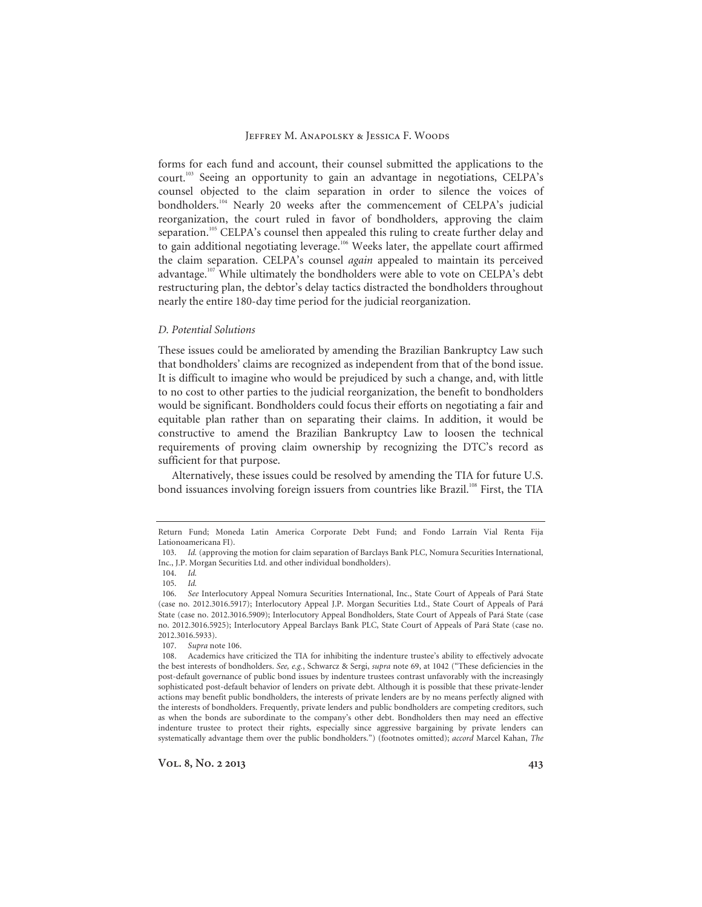forms for each fund and account, their counsel submitted the applications to the court.[103] Seeing an opportunity to gain an advantage in negotiations, CELPA's counsel objected to the claim separation in order to silence the voices of bondholders.[104] Nearly 20 weeks after the commencement of CELPA's judicial reorganization, the court ruled in favor of bondholders, approving the claim separation.[105] CELPA's counsel then appealed this ruling to create further delay and to gain additional negotiating leverage.[106] Weeks later, the appellate court affirmed the claim separation. CELPA's counsel *again* appealed to maintain its perceived advantage.[107] While ultimately the bondholders were able to vote on CELPA's debt restructuring plan, the debtor's delay tactics distracted the bondholders throughout nearly the entire 180-day time period for the judicial reorganization.

### *D. Potential Solutions*

These issues could be ameliorated by amending the Brazilian Bankruptcy Law such that bondholders' claims are recognized as independent from that of the bond issue. It is difficult to imagine who would be prejudiced by such a change, and, with little to no cost to other parties to the judicial reorganization, the benefit to bondholders would be significant. Bondholders could focus their efforts on negotiating a fair and equitable plan rather than on separating their claims. In addition, it would be constructive to amend the Brazilian Bankruptcy Law to loosen the technical requirements of proving claim ownership by recognizing the DTC's record as sufficient for that purpose.

Alternatively, these issues could be resolved by amending the TIA for future U.S. bond issuances involving foreign issuers from countries like Brazil.[108] First, the TIA

---

Return Fund; Moneda Latin America Corporate Debt Fund; and Fondo Larraín Vial Renta Fija Lationoamericana FI).

103. *Id.* (approving the motion for claim separation of Barclays Bank PLC, Nomura Securities International, Inc., J.P. Morgan Securities Ltd. and other individual bondholders).

104. *Id.*

105. *Id.*

106. *See* Interlocutory Appeal Nomura Securities International, Inc., State Court of Appeals of Pará State (case no. 2012.3016.5917); Interlocutory Appeal J.P. Morgan Securities Ltd., State Court of Appeals of Pará State (case no. 2012.3016.5909); Interlocutory Appeal Bondholders, State Court of Appeals of Pará State (case no. 2012.3016.5925); Interlocutory Appeal Barclays Bank PLC, State Court of Appeals of Pará State (case no. 2012.3016.5933).

107. *Supra* note 106.

108. Academics have criticized the TIA for inhibiting the indenture trustee's ability to effectively advocate the best interests of bondholders. *See, e.g.*, Schwarcz & Sergi, *supra* note 69, at 1042 ("These deficiencies in the post-default governance of public bond issues by indenture trustees contrast unfavorably with the increasingly sophisticated post-default behavior of lenders on private debt. Although it is possible that these private-lender actions may benefit public bondholders, the interests of private lenders are by no means perfectly aligned with the interests of bondholders. Frequently, private lenders and public bondholders are competing creditors, such as when the bonds are subordinate to the company's other debt. Bondholders then may need an effective indenture trustee to protect their rights, especially since aggressive bargaining by private lenders can systematically advantage them over the public bondholders.") (footnotes omitted); *accord* Marcel Kahan, *The*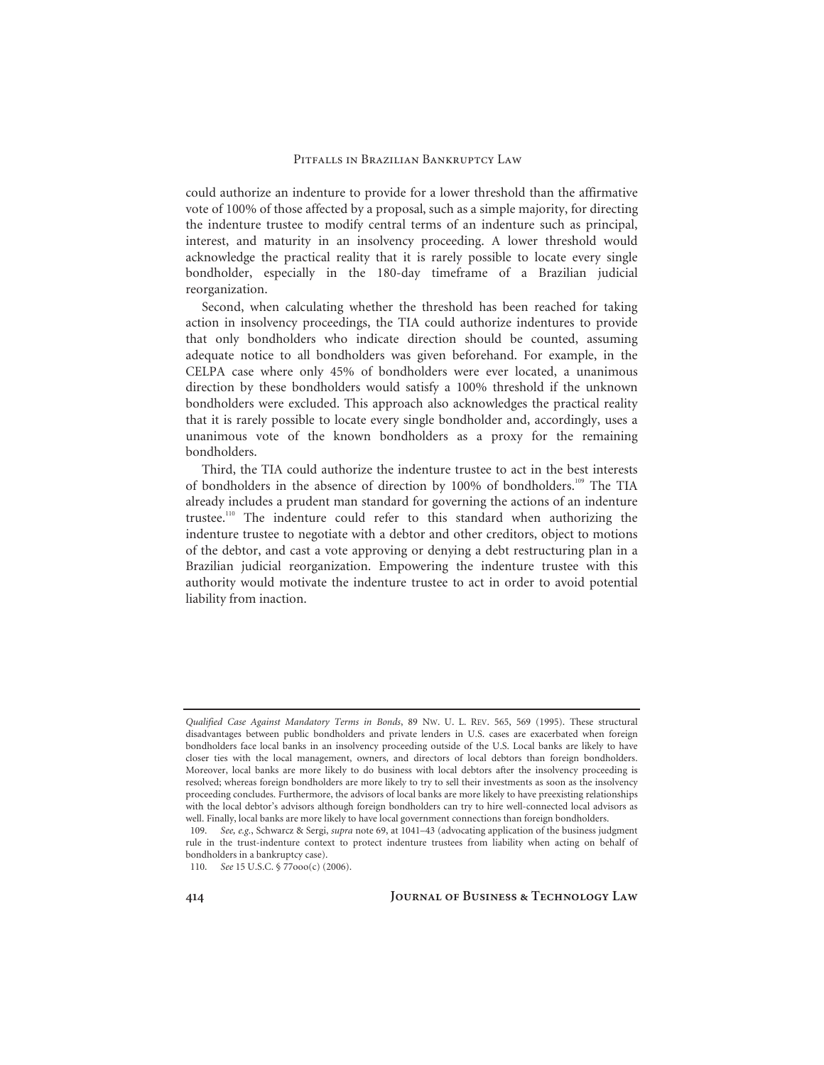could authorize an indenture to provide for a lower threshold than the affirmative vote of 100% of those affected by a proposal, such as a simple majority, for directing the indenture trustee to modify central terms of an indenture such as principal, interest, and maturity in an insolvency proceeding. A lower threshold would acknowledge the practical reality that it is rarely possible to locate every single bondholder, especially in the 180-day timeframe of a Brazilian judicial reorganization.

Second, when calculating whether the threshold has been reached for taking action in insolvency proceedings, the TIA could authorize indentures to provide that only bondholders who indicate direction should be counted, assuming adequate notice to all bondholders was given beforehand. For example, in the CELPA case where only 45% of bondholders were ever located, a unanimous direction by these bondholders would satisfy a 100% threshold if the unknown bondholders were excluded. This approach also acknowledges the practical reality that it is rarely possible to locate every single bondholder and, accordingly, uses a unanimous vote of the known bondholders as a proxy for the remaining bondholders.

Third, the TIA could authorize the indenture trustee to act in the best interests of bondholders in the absence of direction by 100% of bondholders.[109] The TIA already includes a prudent man standard for governing the actions of an indenture trustee.[110] The indenture could refer to this standard when authorizing the indenture trustee to negotiate with a debtor and other creditors, object to motions of the debtor, and cast a vote approving or denying a debt restructuring plan in a Brazilian judicial reorganization. Empowering the indenture trustee with this authority would motivate the indenture trustee to act in order to avoid potential liability from inaction.

---

*Qualified Case Against Mandatory Terms in Bonds*, 89 NW. U. L. REV. 565, 569 (1995). These structural disadvantages between public bondholders and private lenders in U.S. cases are exacerbated when foreign bondholders face local banks in an insolvency proceeding outside of the U.S. Local banks are likely to have closer ties with the local management, owners, and directors of local debtors than foreign bondholders. Moreover, local banks are more likely to do business with local debtors after the insolvency proceeding is resolved; whereas foreign bondholders are more likely to try to sell their investments as soon as the insolvency proceeding concludes. Furthermore, the advisors of local banks are more likely to have preexisting relationships with the local debtor's advisors although foreign bondholders can try to hire well-connected local advisors as well. Finally, local banks are more likely to have local government connections than foreign bondholders.

109. *See, e.g.*, Schwarcz & Sergi, *supra* note 69, at 1041–43 (advocating application of the business judgment rule in the trust-indenture context to protect indenture trustees from liability when acting on behalf of bondholders in a bankruptcy case).

110. *See* 15 U.S.C. § 77ooo(c) (2006).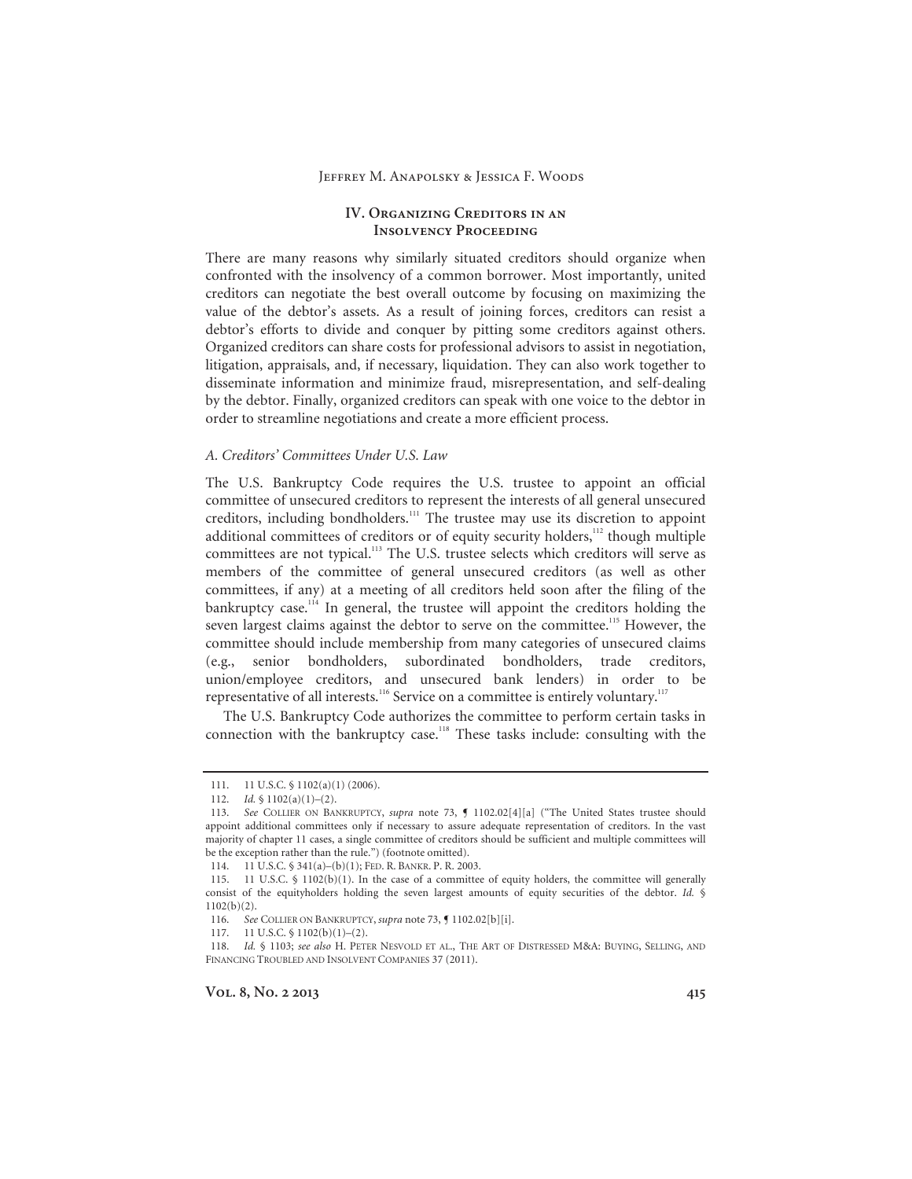## IV. Organizing Creditors in an Insolvency Proceeding

There are many reasons why similarly situated creditors should organize when confronted with the insolvency of a common borrower. Most importantly, united creditors can negotiate the best overall outcome by focusing on maximizing the value of the debtor's assets. As a result of joining forces, creditors can resist a debtor's efforts to divide and conquer by pitting some creditors against others. Organized creditors can share costs for professional advisors to assist in negotiation, litigation, appraisals, and, if necessary, liquidation. They can also work together to disseminate information and minimize fraud, misrepresentation, and self-dealing by the debtor. Finally, organized creditors can speak with one voice to the debtor in order to streamline negotiations and create a more efficient process.

### *A. Creditors' Committees Under U.S. Law*

The U.S. Bankruptcy Code requires the U.S. trustee to appoint an official committee of unsecured creditors to represent the interests of all general unsecured creditors, including bondholders.[111] The trustee may use its discretion to appoint additional committees of creditors or of equity security holders,[112] though multiple committees are not typical.[113] The U.S. trustee selects which creditors will serve as members of the committee of general unsecured creditors (as well as other committees, if any) at a meeting of all creditors held soon after the filing of the bankruptcy case.[114] In general, the trustee will appoint the creditors holding the seven largest claims against the debtor to serve on the committee.[115] However, the committee should include membership from many categories of unsecured claims (e.g., senior bondholders, subordinated bondholders, trade creditors, union/employee creditors, and unsecured bank lenders) in order to be representative of all interests.[116] Service on a committee is entirely voluntary.[117]

The U.S. Bankruptcy Code authorizes the committee to perform certain tasks in connection with the bankruptcy case.[118] These tasks include: consulting with the

---

111. 11 U.S.C. § 1102(a)(1) (2006).

112. *Id.* § 1102(a)(1)–(2).

113. *See* COLLIER ON BANKRUPTCY, *supra* note 73, ¶ 1102.02[4][a] ("The United States trustee should appoint additional committees only if necessary to assure adequate representation of creditors. In the vast majority of chapter 11 cases, a single committee of creditors should be sufficient and multiple committees will be the exception rather than the rule.") (footnote omitted).

114. 11 U.S.C. § 341(a)–(b)(1); FED. R. BANKR. P. R. 2003.

115. 11 U.S.C. § 1102(b)(1). In the case of a committee of equity holders, the committee will generally consist of the equityholders holding the seven largest amounts of equity securities of the debtor. *Id.* § 1102(b)(2).

116. *See* COLLIER ON BANKRUPTCY, *supra* note 73, ¶ 1102.02[b][i].

117. 11 U.S.C. § 1102(b)(1)–(2).

118. *Id.* § 1103; *see also* H. PETER NESVOLD ET AL., THE ART OF DISTRESSED M&A: BUYING, SELLING, AND FINANCING TROUBLED AND INSOLVENT COMPANIES 37 (2011).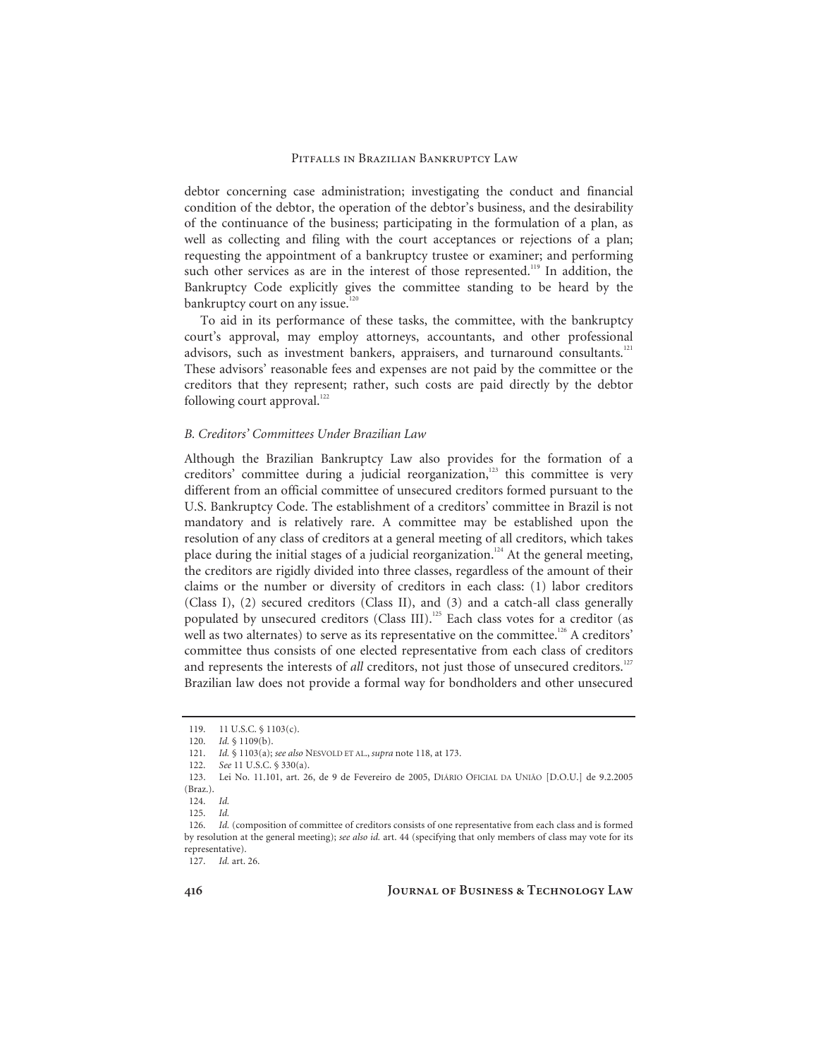debtor concerning case administration; investigating the conduct and financial condition of the debtor, the operation of the debtor's business, and the desirability of the continuance of the business; participating in the formulation of a plan, as well as collecting and filing with the court acceptances or rejections of a plan; requesting the appointment of a bankruptcy trustee or examiner; and performing such other services as are in the interest of those represented.[119] In addition, the Bankruptcy Code explicitly gives the committee standing to be heard by the bankruptcy court on any issue.[120]

To aid in its performance of these tasks, the committee, with the bankruptcy court's approval, may employ attorneys, accountants, and other professional advisors, such as investment bankers, appraisers, and turnaround consultants.[121] These advisors' reasonable fees and expenses are not paid by the committee or the creditors that they represent; rather, such costs are paid directly by the debtor following court approval.[122]

### *B. Creditors' Committees Under Brazilian Law*

Although the Brazilian Bankruptcy Law also provides for the formation of a creditors' committee during a judicial reorganization,[123] this committee is very different from an official committee of unsecured creditors formed pursuant to the U.S. Bankruptcy Code. The establishment of a creditors' committee in Brazil is not mandatory and is relatively rare. A committee may be established upon the resolution of any class of creditors at a general meeting of all creditors, which takes place during the initial stages of a judicial reorganization.[124] At the general meeting, the creditors are rigidly divided into three classes, regardless of the amount of their claims or the number or diversity of creditors in each class: (1) labor creditors (Class I), (2) secured creditors (Class II), and (3) and a catch-all class generally populated by unsecured creditors (Class III).[125] Each class votes for a creditor (as well as two alternates) to serve as its representative on the committee.[126] A creditors' committee thus consists of one elected representative from each class of creditors and represents the interests of *all* creditors, not just those of unsecured creditors.[127] Brazilian law does not provide a formal way for bondholders and other unsecured

---

119. 11 U.S.C. § 1103(c).

120. *Id.* § 1109(b).

121. *Id.* § 1103(a); *see also* NESVOLD ET AL., *supra* note 118, at 173.

122. *See* 11 U.S.C. § 330(a).

123. Lei No. 11.101, art. 26, de 9 de Fevereiro de 2005, DIÁRIO OFICIAL DA UNIÃO [D.O.U.] de 9.2.2005 (Braz.).

124. *Id.*

125. *Id.*

126. *Id.* (composition of committee of creditors consists of one representative from each class and is formed by resolution at the general meeting); *see also id.* art. 44 (specifying that only members of class may vote for its representative).

127. *Id.* art. 26.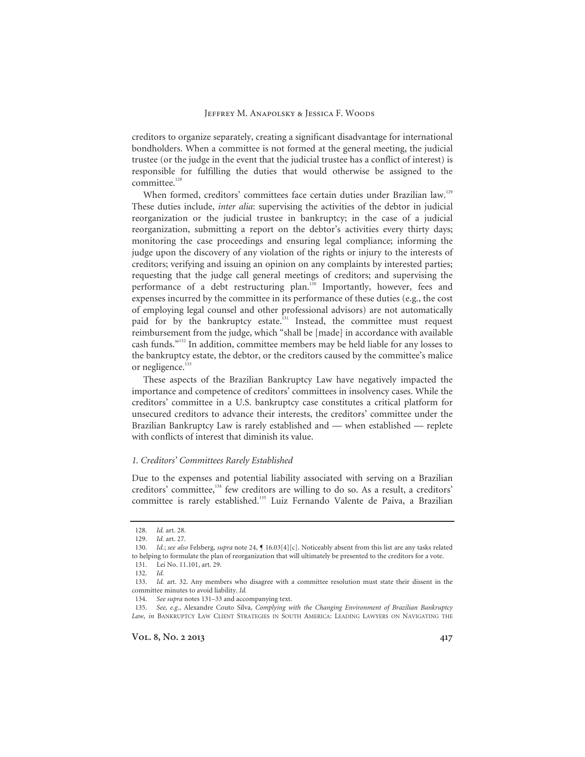creditors to organize separately, creating a significant disadvantage for international bondholders. When a committee is not formed at the general meeting, the judicial trustee (or the judge in the event that the judicial trustee has a conflict of interest) is responsible for fulfilling the duties that would otherwise be assigned to the committee.[128]

When formed, creditors' committees face certain duties under Brazilian law.[129] These duties include, *inter alia*: supervising the activities of the debtor in judicial reorganization or the judicial trustee in bankruptcy; in the case of a judicial reorganization, submitting a report on the debtor's activities every thirty days; monitoring the case proceedings and ensuring legal compliance; informing the judge upon the discovery of any violation of the rights or injury to the interests of creditors; verifying and issuing an opinion on any complaints by interested parties; requesting that the judge call general meetings of creditors; and supervising the performance of a debt restructuring plan.[130] Importantly, however, fees and expenses incurred by the committee in its performance of these duties (e.g., the cost of employing legal counsel and other professional advisors) are not automatically paid for by the bankruptcy estate.[131] Instead, the committee must request reimbursement from the judge, which "shall be [made] in accordance with available cash funds."[132] In addition, committee members may be held liable for any losses to the bankruptcy estate, the debtor, or the creditors caused by the committee's malice or negligence.[133]

These aspects of the Brazilian Bankruptcy Law have negatively impacted the importance and competence of creditors' committees in insolvency cases. While the creditors' committee in a U.S. bankruptcy case constitutes a critical platform for unsecured creditors to advance their interests, the creditors' committee under the Brazilian Bankruptcy Law is rarely established and — when established — replete with conflicts of interest that diminish its value.

### *1. Creditors' Committees Rarely Established*

Due to the expenses and potential liability associated with serving on a Brazilian creditors' committee,[134] few creditors are willing to do so. As a result, a creditors' committee is rarely established.[135] Luiz Fernando Valente de Paiva, a Brazilian

---

128. *Id.* art. 28.

129. *Id.* art. 27.

130. *Id.*; *see also* Felsberg, *supra* note 24, ¶ 16.03[4][c]. Noticeably absent from this list are any tasks related to helping to formulate the plan of reorganization that will ultimately be presented to the creditors for a vote.

131. Lei No. 11.101, art. 29.

132. *Id.*

133. *Id.* art. 32. Any members who disagree with a committee resolution must state their dissent in the committee minutes to avoid liability. *Id.*

134. *See supra* notes 131–33 and accompanying text.

135. *See, e.g.*, Alexandre Couto Silva, *Complying with the Changing Environment of Brazilian Bankruptcy Law*, *in* BANKRUPTCY LAW CLIENT STRATEGIES IN SOUTH AMERICA: LEADING LAWYERS ON NAVIGATING THE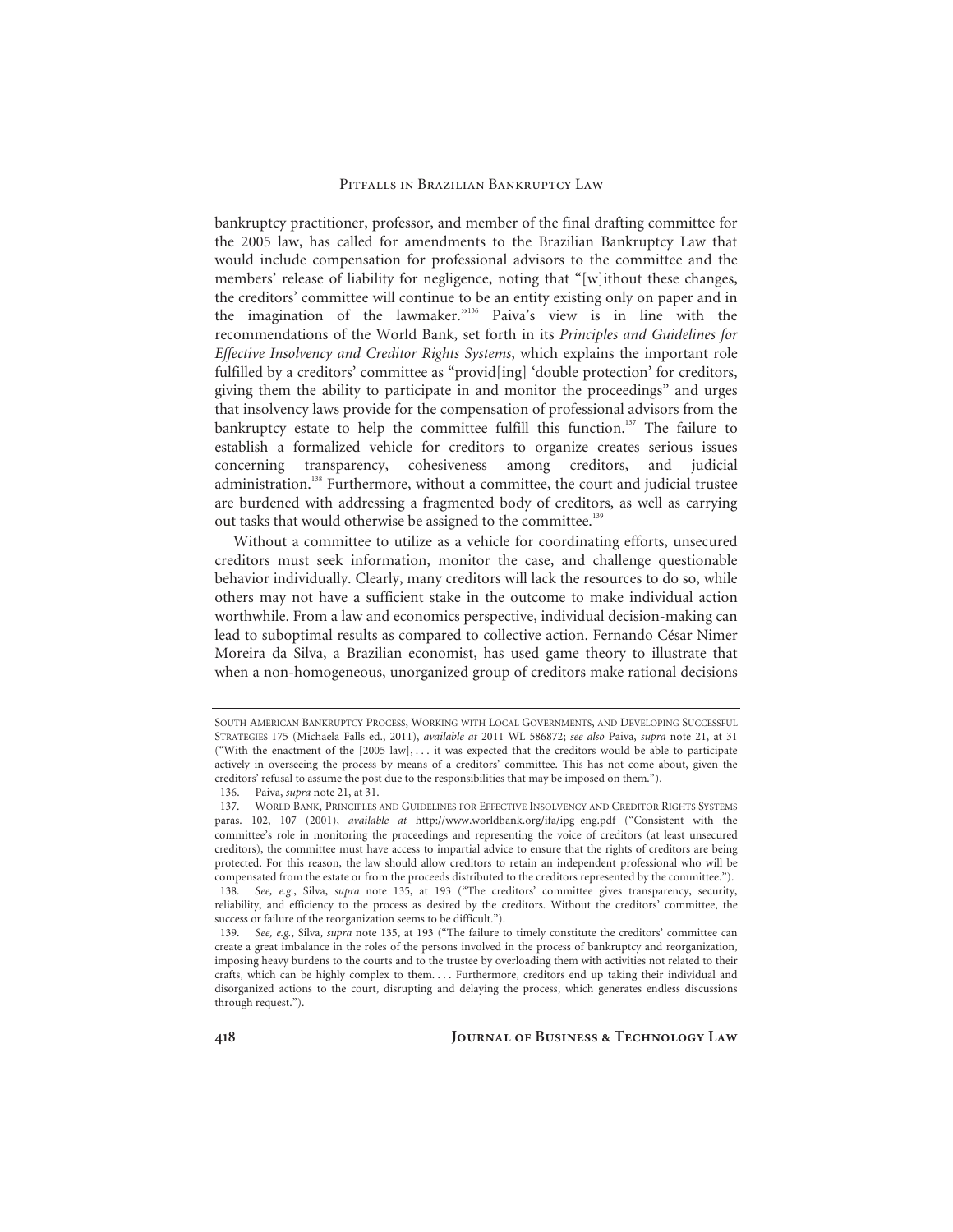bankruptcy practitioner, professor, and member of the final drafting committee for the 2005 law, has called for amendments to the Brazilian Bankruptcy Law that would include compensation for professional advisors to the committee and the members' release of liability for negligence, noting that "[w]ithout these changes, the creditors' committee will continue to be an entity existing only on paper and in the imagination of the lawmaker."[136] Paiva's view is in line with the recommendations of the World Bank, set forth in its *Principles and Guidelines for Effective Insolvency and Creditor Rights Systems*, which explains the important role fulfilled by a creditors' committee as "provid[ing] 'double protection' for creditors, giving them the ability to participate in and monitor the proceedings" and urges that insolvency laws provide for the compensation of professional advisors from the bankruptcy estate to help the committee fulfill this function.[137] The failure to establish a formalized vehicle for creditors to organize creates serious issues concerning transparency, cohesiveness among creditors, and judicial administration.[138] Furthermore, without a committee, the court and judicial trustee are burdened with addressing a fragmented body of creditors, as well as carrying out tasks that would otherwise be assigned to the committee.[139]

Without a committee to utilize as a vehicle for coordinating efforts, unsecured creditors must seek information, monitor the case, and challenge questionable behavior individually. Clearly, many creditors will lack the resources to do so, while others may not have a sufficient stake in the outcome to make individual action worthwhile. From a law and economics perspective, individual decision-making can lead to suboptimal results as compared to collective action. Fernando César Nimer Moreira da Silva, a Brazilian economist, has used game theory to illustrate that when a non-homogeneous, unorganized group of creditors make rational decisions

---

SOUTH AMERICAN BANKRUPTCY PROCESS, WORKING WITH LOCAL GOVERNMENTS, AND DEVELOPING SUCCESSFUL STRATEGIES 175 (Michaela Falls ed., 2011), *available at* 2011 WL 586872; *see also* Paiva, *supra* note 21, at 31 ("With the enactment of the [2005 law], . . . it was expected that the creditors would be able to participate actively in overseeing the process by means of a creditors' committee. This has not come about, given the creditors' refusal to assume the post due to the responsibilities that may be imposed on them.").

136. Paiva, *supra* note 21, at 31.

137. WORLD BANK, PRINCIPLES AND GUIDELINES FOR EFFECTIVE INSOLVENCY AND CREDITOR RIGHTS SYSTEMS paras. 102, 107 (2001), *available at* http://www.worldbank.org/ifa/ipg_eng.pdf ("Consistent with the committee's role in monitoring the proceedings and representing the voice of creditors (at least unsecured creditors), the committee must have access to impartial advice to ensure that the rights of creditors are being protected. For this reason, the law should allow creditors to retain an independent professional who will be compensated from the estate or from the proceeds distributed to the creditors represented by the committee.").

138. *See, e.g.*, Silva, *supra* note 135, at 193 ("The creditors' committee gives transparency, security, reliability, and efficiency to the process as desired by the creditors. Without the creditors' committee, the success or failure of the reorganization seems to be difficult.").

139. *See, e.g.*, Silva, *supra* note 135, at 193 ("The failure to timely constitute the creditors' committee can create a great imbalance in the roles of the persons involved in the process of bankruptcy and reorganization, imposing heavy burdens to the courts and to the trustee by overloading them with activities not related to their crafts, which can be highly complex to them. . . . Furthermore, creditors end up taking their individual and disorganized actions to the court, disrupting and delaying the process, which generates endless discussions through request.").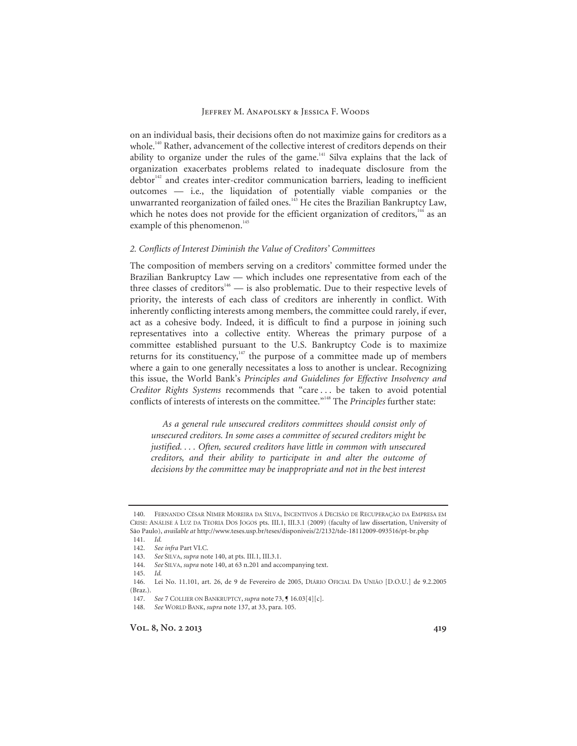on an individual basis, their decisions often do not maximize gains for creditors as a whole.[140] Rather, advancement of the collective interest of creditors depends on their ability to organize under the rules of the game.[141] Silva explains that the lack of organization exacerbates problems related to inadequate disclosure from the debtor[142] and creates inter-creditor communication barriers, leading to inefficient outcomes — i.e., the liquidation of potentially viable companies or the unwarranted reorganization of failed ones.[143] He cites the Brazilian Bankruptcy Law, which he notes does not provide for the efficient organization of creditors,[144] as an example of this phenomenon.[145]

### *2. Conflicts of Interest Diminish the Value of Creditors' Committees*

The composition of members serving on a creditors' committee formed under the Brazilian Bankruptcy Law — which includes one representative from each of the three classes of creditors[146] — is also problematic. Due to their respective levels of priority, the interests of each class of creditors are inherently in conflict. With inherently conflicting interests among members, the committee could rarely, if ever, act as a cohesive body. Indeed, it is difficult to find a purpose in joining such representatives into a collective entity. Whereas the primary purpose of a committee established pursuant to the U.S. Bankruptcy Code is to maximize returns for its constituency,[147] the purpose of a committee made up of members where a gain to one generally necessitates a loss to another is unclear. Recognizing this issue, the World Bank's *Principles and Guidelines for Effective Insolvency and Creditor Rights Systems* recommends that "care . . . be taken to avoid potential conflicts of interests of interests on the committee."[148] The *Principles* further state:

> *As a general rule unsecured creditors committees should consist only of unsecured creditors. In some cases a committee of secured creditors might be justified. . . . Often, secured creditors have little in common with unsecured creditors, and their ability to participate in and alter the outcome of decisions by the committee may be inappropriate and not in the best interest*

---

140. Fernando César Nimer Moreira da Silva, Incentivos à Decisão de Recuperação da Empresa em Crise: Análise à Luz da Teoria Dos Jogos pts. III.1, III.3.1 (2009) (faculty of law dissertation, University of São Paulo), *available at* http://www.teses.usp.br/teses/disponiveis/2/2132/tde-18112009-093516/pt-br.php

141. *Id.*

142. *See infra* Part VI.C.

143. *See* Silva, *supra* note 140, at pts. III.1, III.3.1.

144. *See* Silva, *supra* note 140, at 63 n.201 and accompanying text.

145. *Id.*

146. Lei No. 11.101, art. 26, de 9 de Fevereiro de 2005, Diário Oficial Da União [D.O.U.] de 9.2.2005 (Braz.).

147. *See* 7 Collier on Bankruptcy, *supra* note 73, ¶ 16.03[4][c].

148. *See* World Bank, *supra* note 137, at 33, para. 105.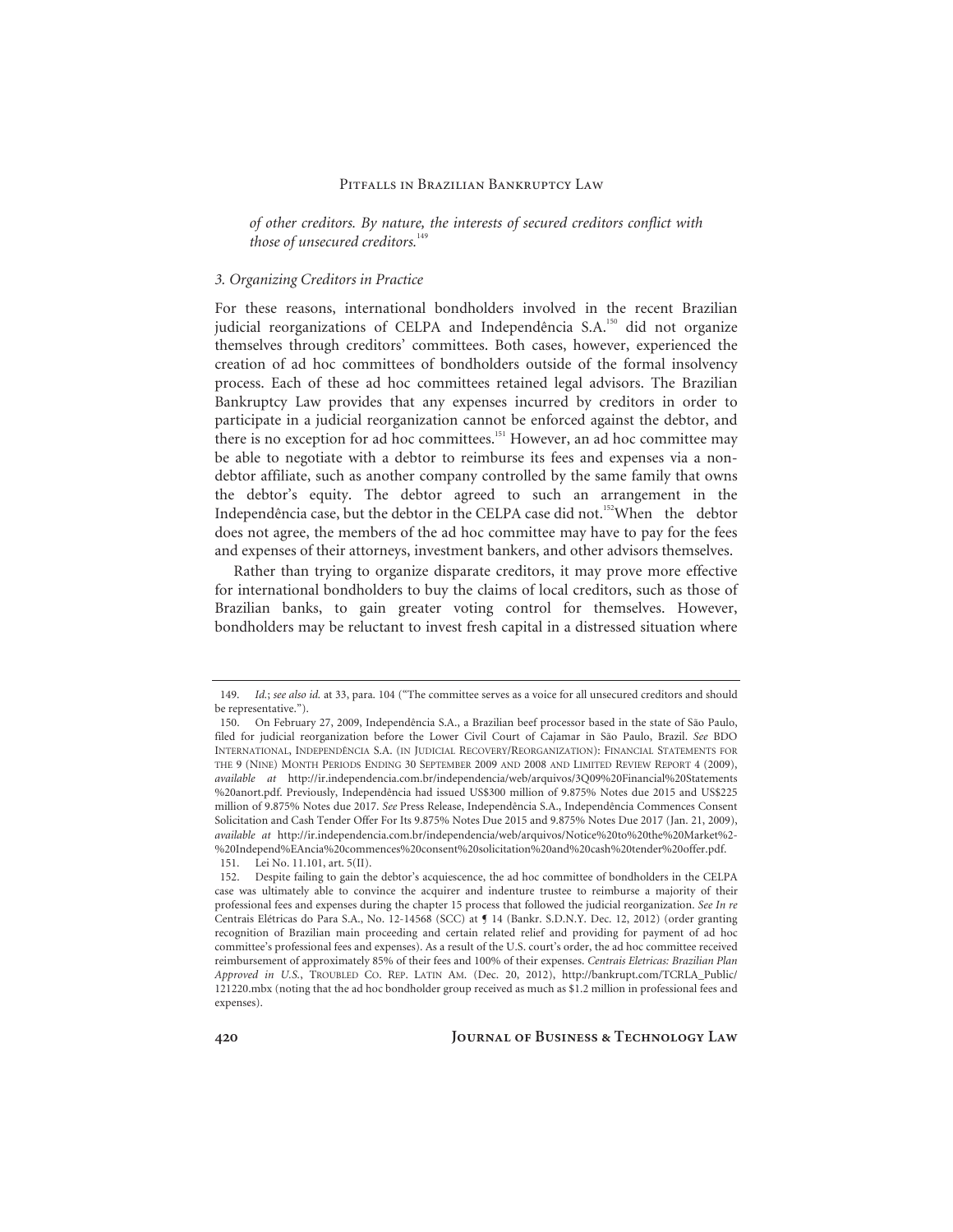*of other creditors. By nature, the interests of secured creditors conflict with those of unsecured creditors.*[149]

### 3. Organizing Creditors in Practice

For these reasons, international bondholders involved in the recent Brazilian judicial reorganizations of CELPA and Independência S.A.[150] did not organize themselves through creditors' committees. Both cases, however, experienced the creation of ad hoc committees of bondholders outside of the formal insolvency process. Each of these ad hoc committees retained legal advisors. The Brazilian Bankruptcy Law provides that any expenses incurred by creditors in order to participate in a judicial reorganization cannot be enforced against the debtor, and there is no exception for ad hoc committees.[151] However, an ad hoc committee may be able to negotiate with a debtor to reimburse its fees and expenses via a non-debtor affiliate, such as another company controlled by the same family that owns the debtor's equity. The debtor agreed to such an arrangement in the Independência case, but the debtor in the CELPA case did not.[152] When the debtor does not agree, the members of the ad hoc committee may have to pay for the fees and expenses of their attorneys, investment bankers, and other advisors themselves.

Rather than trying to organize disparate creditors, it may prove more effective for international bondholders to buy the claims of local creditors, such as those of Brazilian banks, to gain greater voting control for themselves. However, bondholders may be reluctant to invest fresh capital in a distressed situation where

---

149. *Id.*; *see also id.* at 33, para. 104 ("The committee serves as a voice for all unsecured creditors and should be representative.").

150. On February 27, 2009, Independência S.A., a Brazilian beef processor based in the state of São Paulo, filed for judicial reorganization before the Lower Civil Court of Cajamar in São Paulo, Brazil. *See* BDO INTERNATIONAL, INDEPENDÊNCIA S.A. (IN JUDICIAL RECOVERY/REORGANIZATION): FINANCIAL STATEMENTS FOR THE 9 (NINE) MONTH PERIODS ENDING 30 SEPTEMBER 2009 AND 2008 AND LIMITED REVIEW REPORT 4 (2009), *available at* http://ir.independencia.com.br/independencia/web/arquivos/3Q09%20Financial%20Statements%20anort.pdf. Previously, Independência had issued US$300 million of 9.875% Notes due 2015 and US$225 million of 9.875% Notes due 2017. *See* Press Release, Independência S.A., Independência Commences Consent Solicitation and Cash Tender Offer For Its 9.875% Notes Due 2015 and 9.875% Notes Due 2017 (Jan. 21, 2009), *available at* http://ir.independencia.com.br/independencia/web/arquivos/Notice%20to%20the%20Market%2-%20Independ%EAncia%20commences%20consent%20solicitation%20and%20cash%20tender%20offer.pdf.

151. Lei No. 11.101, art. 5(II).

152. Despite failing to gain the debtor's acquiescence, the ad hoc committee of bondholders in the CELPA case was ultimately able to convince the acquirer and indenture trustee to reimburse a majority of their professional fees and expenses during the chapter 15 process that followed the judicial reorganization. *See In re* Centrais Elétricas do Para S.A., No. 12-14568 (SCC) at ¶ 14 (Bankr. S.D.N.Y. Dec. 12, 2012) (order granting recognition of Brazilian main proceeding and certain related relief and providing for payment of ad hoc committee's professional fees and expenses). As a result of the U.S. court's order, the ad hoc committee received reimbursement of approximately 85% of their fees and 100% of their expenses. *Centrais Eletricas: Brazilian Plan Approved in U.S.*, TROUBLED CO. REP. LATIN AM. (Dec. 20, 2012), http://bankrupt.com/TCRLA_Public/121220.mbx (noting that the ad hoc bondholder group received as much as $1.2 million in professional fees and expenses).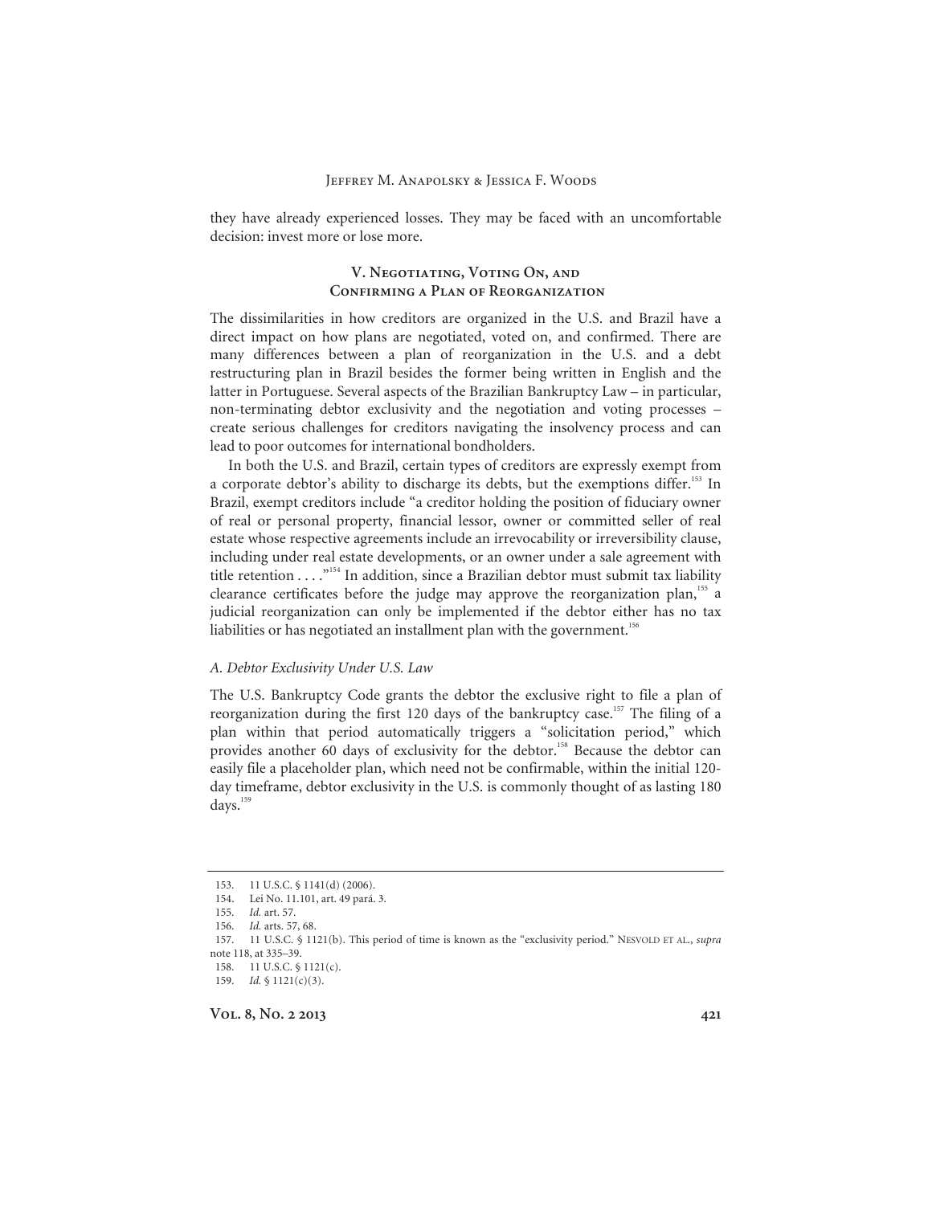they have already experienced losses. They may be faced with an uncomfortable decision: invest more or lose more.

## V. Negotiating, Voting On, and Confirming a Plan of Reorganization

The dissimilarities in how creditors are organized in the U.S. and Brazil have a direct impact on how plans are negotiated, voted on, and confirmed. There are many differences between a plan of reorganization in the U.S. and a debt restructuring plan in Brazil besides the former being written in English and the latter in Portuguese. Several aspects of the Brazilian Bankruptcy Law – in particular, non-terminating debtor exclusivity and the negotiation and voting processes – create serious challenges for creditors navigating the insolvency process and can lead to poor outcomes for international bondholders.

In both the U.S. and Brazil, certain types of creditors are expressly exempt from a corporate debtor's ability to discharge its debts, but the exemptions differ.[153] In Brazil, exempt creditors include "a creditor holding the position of fiduciary owner of real or personal property, financial lessor, owner or committed seller of real estate whose respective agreements include an irrevocability or irreversibility clause, including under real estate developments, or an owner under a sale agreement with title retention . . . ."[154] In addition, since a Brazilian debtor must submit tax liability clearance certificates before the judge may approve the reorganization plan,[155] a judicial reorganization can only be implemented if the debtor either has no tax liabilities or has negotiated an installment plan with the government.[156]

### *A. Debtor Exclusivity Under U.S. Law*

The U.S. Bankruptcy Code grants the debtor the exclusive right to file a plan of reorganization during the first 120 days of the bankruptcy case.[157] The filing of a plan within that period automatically triggers a "solicitation period," which provides another 60 days of exclusivity for the debtor.[158] Because the debtor can easily file a placeholder plan, which need not be confirmable, within the initial 120-day timeframe, debtor exclusivity in the U.S. is commonly thought of as lasting 180 days.[159]

---

153. 11 U.S.C. § 1141(d) (2006).
154. Lei No. 11.101, art. 49 pará. 3.
155. *Id.* art. 57.
156. *Id.* arts. 57, 68.
157. 11 U.S.C. § 1121(b). This period of time is known as the "exclusivity period." Nesvold et al., *supra* note 118, at 335–39.
158. 11 U.S.C. § 1121(c).
159. *Id.* § 1121(c)(3).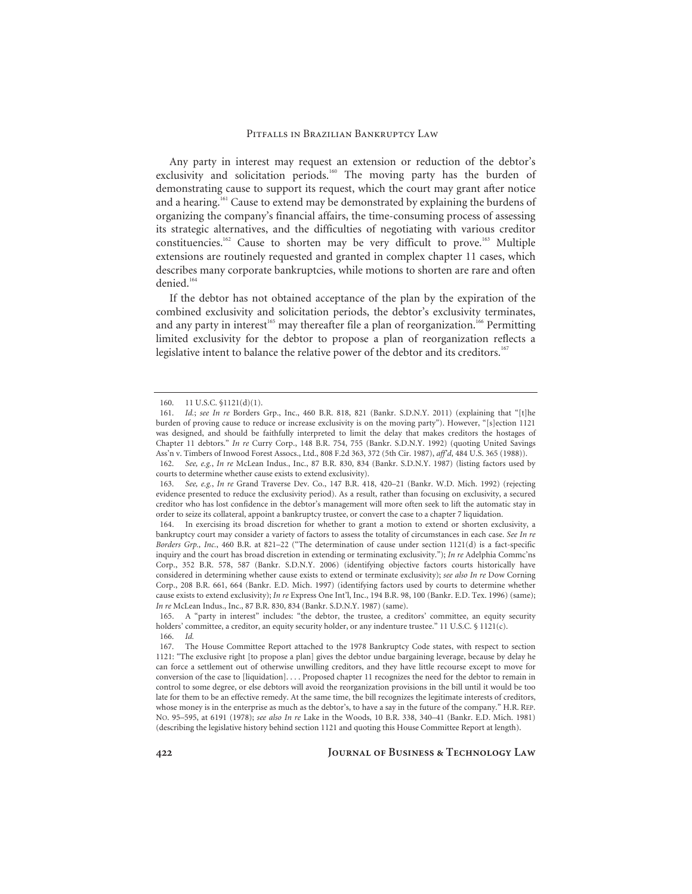Any party in interest may request an extension or reduction of the debtor's exclusivity and solicitation periods.[160] The moving party has the burden of demonstrating cause to support its request, which the court may grant after notice and a hearing.[161] Cause to extend may be demonstrated by explaining the burdens of organizing the company's financial affairs, the time-consuming process of assessing its strategic alternatives, and the difficulties of negotiating with various creditor constituencies.[162] Cause to shorten may be very difficult to prove.[163] Multiple extensions are routinely requested and granted in complex chapter 11 cases, which describes many corporate bankruptcies, while motions to shorten are rare and often denied.[164]

If the debtor has not obtained acceptance of the plan by the expiration of the combined exclusivity and solicitation periods, the debtor's exclusivity terminates, and any party in interest[165] may thereafter file a plan of reorganization.[166] Permitting limited exclusivity for the debtor to propose a plan of reorganization reflects a legislative intent to balance the relative power of the debtor and its creditors.[167]

---

160. 11 U.S.C. §1121(d)(1).

161. *Id.*; *see In re* Borders Grp., Inc., 460 B.R. 818, 821 (Bankr. S.D.N.Y. 2011) (explaining that "[t]he burden of proving cause to reduce or increase exclusivity is on the moving party"). However, "[s]ection 1121 was designed, and should be faithfully interpreted to limit the delay that makes creditors the hostages of Chapter 11 debtors." *In re* Curry Corp., 148 B.R. 754, 755 (Bankr. S.D.N.Y. 1992) (quoting United Savings Ass'n v. Timbers of Inwood Forest Assocs., Ltd., 808 F.2d 363, 372 (5th Cir. 1987), *aff'd*, 484 U.S. 365 (1988)).

162. *See, e.g.*, *In re* McLean Indus., Inc., 87 B.R. 830, 834 (Bankr. S.D.N.Y. 1987) (listing factors used by courts to determine whether cause exists to extend exclusivity).

163. *See, e.g.*, *In re* Grand Traverse Dev. Co., 147 B.R. 418, 420–21 (Bankr. W.D. Mich. 1992) (rejecting evidence presented to reduce the exclusivity period). As a result, rather than focusing on exclusivity, a secured creditor who has lost confidence in the debtor's management will more often seek to lift the automatic stay in order to seize its collateral, appoint a bankruptcy trustee, or convert the case to a chapter 7 liquidation.

164. In exercising its broad discretion for whether to grant a motion to extend or shorten exclusivity, a bankruptcy court may consider a variety of factors to assess the totality of circumstances in each case. *See In re Borders Grp., Inc.*, 460 B.R. at 821–22 ("The determination of cause under section 1121(d) is a fact-specific inquiry and the court has broad discretion in extending or terminating exclusivity."); *In re* Adelphia Commc'ns Corp., 352 B.R. 578, 587 (Bankr. S.D.N.Y. 2006) (identifying objective factors courts historically have considered in determining whether cause exists to extend or terminate exclusivity); *see also In re* Dow Corning Corp., 208 B.R. 661, 664 (Bankr. E.D. Mich. 1997) (identifying factors used by courts to determine whether cause exists to extend exclusivity); *In re* Express One Int'l, Inc., 194 B.R. 98, 100 (Bankr. E.D. Tex. 1996) (same); *In re* McLean Indus., Inc., 87 B.R. 830, 834 (Bankr. S.D.N.Y. 1987) (same).

165. A "party in interest" includes: "the debtor, the trustee, a creditors' committee, an equity security holders' committee, a creditor, an equity security holder, or any indenture trustee." 11 U.S.C. § 1121(c).

166. *Id.*

167. The House Committee Report attached to the 1978 Bankruptcy Code states, with respect to section 1121: "The exclusive right [to propose a plan] gives the debtor undue bargaining leverage, because by delay he can force a settlement out of otherwise unwilling creditors, and they have little recourse except to move for conversion of the case to [liquidation]. . . . Proposed chapter 11 recognizes the need for the debtor to remain in control to some degree, or else debtors will avoid the reorganization provisions in the bill until it would be too late for them to be an effective remedy. At the same time, the bill recognizes the legitimate interests of creditors, whose money is in the enterprise as much as the debtor's, to have a say in the future of the company." H.R. REP. NO. 95–595, at 6191 (1978); *see also In re* Lake in the Woods, 10 B.R. 338, 340–41 (Bankr. E.D. Mich. 1981) (describing the legislative history behind section 1121 and quoting this House Committee Report at length).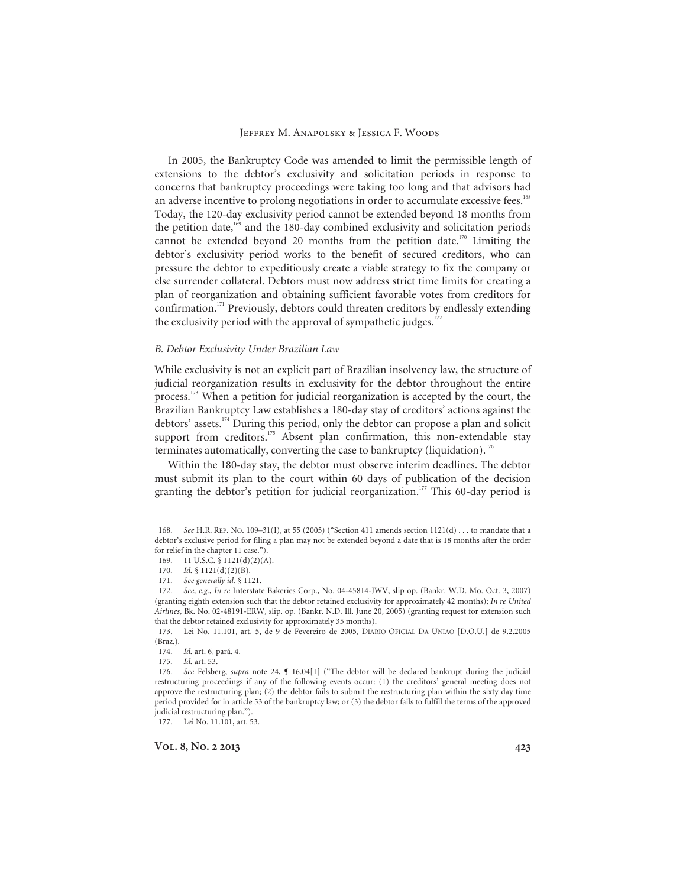In 2005, the Bankruptcy Code was amended to limit the permissible length of extensions to the debtor's exclusivity and solicitation periods in response to concerns that bankruptcy proceedings were taking too long and that advisors had an adverse incentive to prolong negotiations in order to accumulate excessive fees.[168] Today, the 120-day exclusivity period cannot be extended beyond 18 months from the petition date,[169] and the 180-day combined exclusivity and solicitation periods cannot be extended beyond 20 months from the petition date.[170] Limiting the debtor's exclusivity period works to the benefit of secured creditors, who can pressure the debtor to expeditiously create a viable strategy to fix the company or else surrender collateral. Debtors must now address strict time limits for creating a plan of reorganization and obtaining sufficient favorable votes from creditors for confirmation.[171] Previously, debtors could threaten creditors by endlessly extending the exclusivity period with the approval of sympathetic judges.[172]

### *B. Debtor Exclusivity Under Brazilian Law*

While exclusivity is not an explicit part of Brazilian insolvency law, the structure of judicial reorganization results in exclusivity for the debtor throughout the entire process.[173] When a petition for judicial reorganization is accepted by the court, the Brazilian Bankruptcy Law establishes a 180-day stay of creditors' actions against the debtors' assets.[174] During this period, only the debtor can propose a plan and solicit support from creditors.[175] Absent plan confirmation, this non-extendable stay terminates automatically, converting the case to bankruptcy (liquidation).[176]

Within the 180-day stay, the debtor must observe interim deadlines. The debtor must submit its plan to the court within 60 days of publication of the decision granting the debtor's petition for judicial reorganization.[177] This 60-day period is

---

168. *See* H.R. REP. NO. 109–31(I), at 55 (2005) ("Section 411 amends section 1121(d) . . . to mandate that a debtor's exclusive period for filing a plan may not be extended beyond a date that is 18 months after the order for relief in the chapter 11 case.").

169. 11 U.S.C. § 1121(d)(2)(A).

170. *Id.* § 1121(d)(2)(B).

171. *See generally id.* § 1121.

172. *See, e.g.*, *In re* Interstate Bakeries Corp., No. 04-45814-JWV, slip op. (Bankr. W.D. Mo. Oct. 3, 2007) (granting eighth extension such that the debtor retained exclusivity for approximately 42 months); *In re United Airlines*, Bk. No. 02-48191-ERW, slip. op. (Bankr. N.D. Ill. June 20, 2005) (granting request for extension such that the debtor retained exclusivity for approximately 35 months).

173. Lei No. 11.101, art. 5, de 9 de Fevereiro de 2005, DIÁRIO OFICIAL DA UNIÃO [D.O.U.] de 9.2.2005 (Braz.).

174. *Id.* art. 6, pará. 4.

175. *Id.* art. 53.

176. *See* Felsberg, *supra* note 24, ¶ 16.04[1] ("The debtor will be declared bankrupt during the judicial restructuring proceedings if any of the following events occur: (1) the creditors' general meeting does not approve the restructuring plan; (2) the debtor fails to submit the restructuring plan within the sixty day time period provided for in article 53 of the bankruptcy law; or (3) the debtor fails to fulfill the terms of the approved judicial restructuring plan.").

177. Lei No. 11.101, art. 53.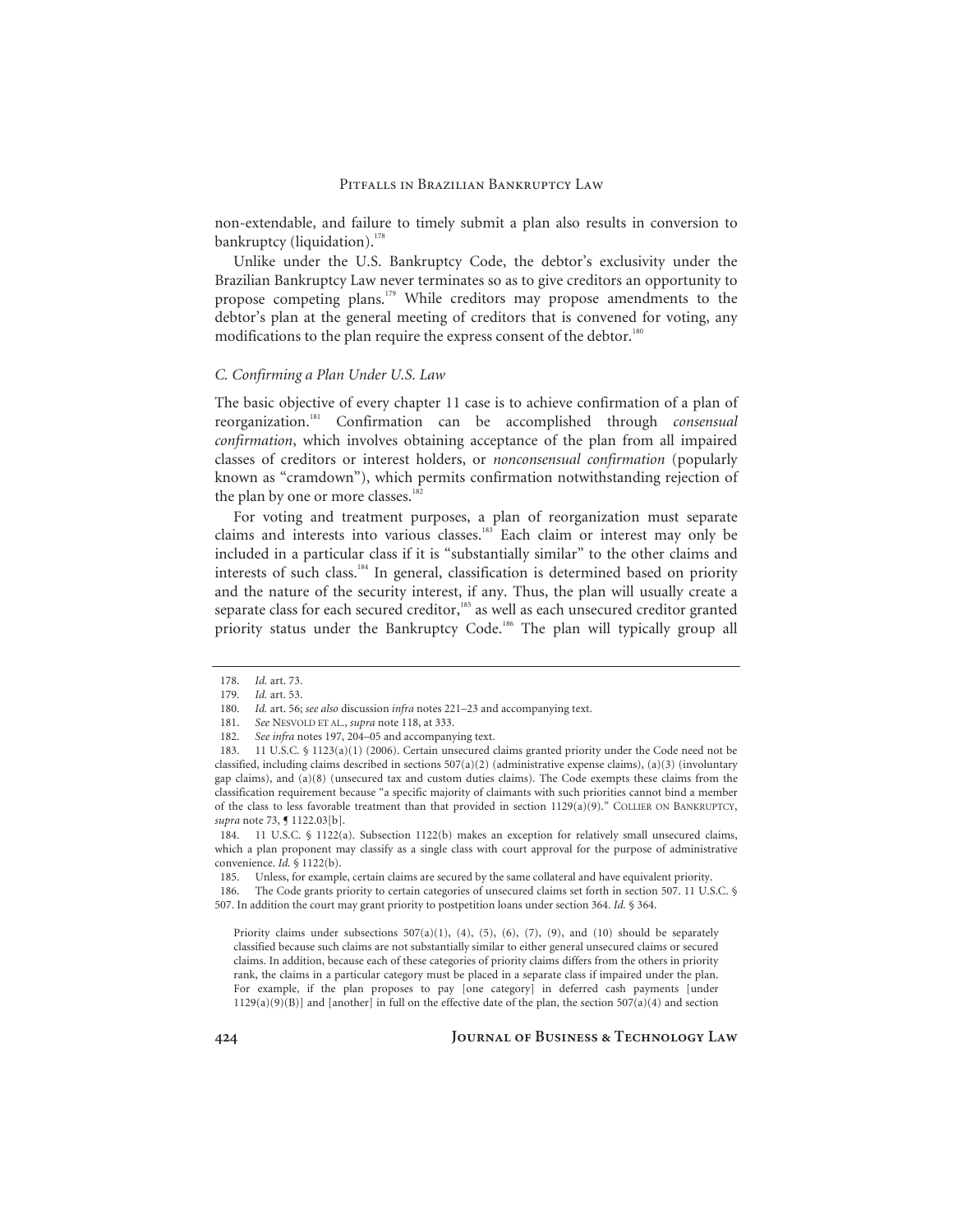non-extendable, and failure to timely submit a plan also results in conversion to bankruptcy (liquidation).[178]

Unlike under the U.S. Bankruptcy Code, the debtor's exclusivity under the Brazilian Bankruptcy Law never terminates so as to give creditors an opportunity to propose competing plans.[179] While creditors may propose amendments to the debtor's plan at the general meeting of creditors that is convened for voting, any modifications to the plan require the express consent of the debtor.[180]

### *C. Confirming a Plan Under U.S. Law*

The basic objective of every chapter 11 case is to achieve confirmation of a plan of reorganization.[181] Confirmation can be accomplished through *consensual confirmation*, which involves obtaining acceptance of the plan from all impaired classes of creditors or interest holders, or *nonconsensual confirmation* (popularly known as "cramdown"), which permits confirmation notwithstanding rejection of the plan by one or more classes.[182]

For voting and treatment purposes, a plan of reorganization must separate claims and interests into various classes.[183] Each claim or interest may only be included in a particular class if it is "substantially similar" to the other claims and interests of such class.[184] In general, classification is determined based on priority and the nature of the security interest, if any. Thus, the plan will usually create a separate class for each secured creditor,[185] as well as each unsecured creditor granted priority status under the Bankruptcy Code.[186] The plan will typically group all

---

178. *Id.* art. 73.

179. *Id.* art. 53.

180. *Id.* art. 56; *see also* discussion *infra* notes 221–23 and accompanying text.

181. *See* NESVOLD ET AL., *supra* note 118, at 333.

182. *See infra* notes 197, 204–05 and accompanying text.

183. 11 U.S.C. § 1123(a)(1) (2006). Certain unsecured claims granted priority under the Code need not be classified, including claims described in sections 507(a)(2) (administrative expense claims), (a)(3) (involuntary gap claims), and (a)(8) (unsecured tax and custom duties claims). The Code exempts these claims from the classification requirement because "a specific majority of claimants with such priorities cannot bind a member of the class to less favorable treatment than that provided in section 1129(a)(9)." COLLIER ON BANKRUPTCY, *supra* note 73, ¶ 1122.03[b].

184. 11 U.S.C. § 1122(a). Subsection 1122(b) makes an exception for relatively small unsecured claims, which a plan proponent may classify as a single class with court approval for the purpose of administrative convenience. *Id.* § 1122(b).

185. Unless, for example, certain claims are secured by the same collateral and have equivalent priority.

186. The Code grants priority to certain categories of unsecured claims set forth in section 507. 11 U.S.C. § 507. In addition the court may grant priority to postpetition loans under section 364. *Id.* § 364.

> Priority claims under subsections 507(a)(1), (4), (5), (6), (7), (9), and (10) should be separately classified because such claims are not substantially similar to either general unsecured claims or secured claims. In addition, because each of these categories of priority claims differs from the others in priority rank, the claims in a particular category must be placed in a separate class if impaired under the plan. For example, if the plan proposes to pay [one category] in deferred cash payments [under 1129(a)(9)(B)] and [another] in full on the effective date of the plan, the section 507(a)(4) and section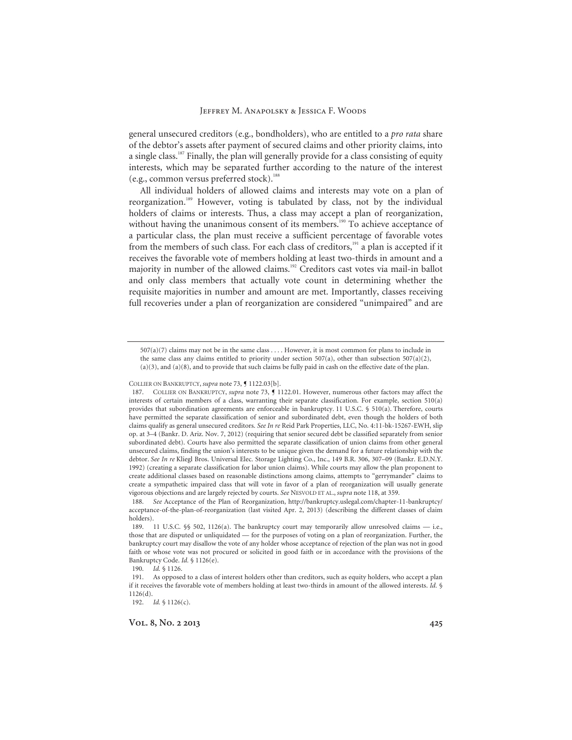general unsecured creditors (e.g., bondholders), who are entitled to a *pro rata* share of the debtor's assets after payment of secured claims and other priority claims, into a single class.[187] Finally, the plan will generally provide for a class consisting of equity interests, which may be separated further according to the nature of the interest (e.g., common versus preferred stock).[188]

All individual holders of allowed claims and interests may vote on a plan of reorganization.[189] However, voting is tabulated by class, not by the individual holders of claims or interests. Thus, a class may accept a plan of reorganization, without having the unanimous consent of its members.[190] To achieve acceptance of a particular class, the plan must receive a sufficient percentage of favorable votes from the members of such class. For each class of creditors,[191] a plan is accepted if it receives the favorable vote of members holding at least two-thirds in amount and a majority in number of the allowed claims.[192] Creditors cast votes via mail-in ballot and only class members that actually vote count in determining whether the requisite majorities in number and amount are met. Importantly, classes receiving full recoveries under a plan of reorganization are considered "unimpaired" and are

---

507(a)(7) claims may not be in the same class . . . . However, it is most common for plans to include in the same class any claims entitled to priority under section 507(a), other than subsection 507(a)(2), (a)(3), and (a)(8), and to provide that such claims be fully paid in cash on the effective date of the plan.

COLLIER ON BANKRUPTCY, *supra* note 73, ¶ 1122.03[b].

187. COLLIER ON BANKRUPTCY, *supra* note 73, ¶ 1122.01. However, numerous other factors may affect the interests of certain members of a class, warranting their separate classification. For example, section 510(a) provides that subordination agreements are enforceable in bankruptcy. 11 U.S.C. § 510(a). Therefore, courts have permitted the separate classification of senior and subordinated debt, even though the holders of both claims qualify as general unsecured creditors. *See In re* Reid Park Properties, LLC, No. 4:11-bk-15267-EWH, slip op. at 3–4 (Bankr. D. Ariz. Nov. 7, 2012) (requiring that senior secured debt be classified separately from senior subordinated debt). Courts have also permitted the separate classification of union claims from other general unsecured claims, finding the union's interests to be unique given the demand for a future relationship with the debtor. *See In re* Kliegl Bros. Universal Elec. Storage Lighting Co., Inc., 149 B.R. 306, 307–09 (Bankr. E.D.N.Y. 1992) (creating a separate classification for labor union claims). While courts may allow the plan proponent to create additional classes based on reasonable distinctions among claims, attempts to "gerrymander" claims to create a sympathetic impaired class that will vote in favor of a plan of reorganization will usually generate vigorous objections and are largely rejected by courts. *See* NESVOLD ET AL., *supra* note 118, at 359.

188. *See* Acceptance of the Plan of Reorganization, http://bankruptcy.uslegal.com/chapter-11-bankruptcy/acceptance-of-the-plan-of-reorganization (last visited Apr. 2, 2013) (describing the different classes of claim holders).

189. 11 U.S.C. §§ 502, 1126(a). The bankruptcy court may temporarily allow unresolved claims — i.e., those that are disputed or unliquidated — for the purposes of voting on a plan of reorganization. Further, the bankruptcy court may disallow the vote of any holder whose acceptance of rejection of the plan was not in good faith or whose vote was not procured or solicited in good faith or in accordance with the provisions of the Bankruptcy Code. *Id.* § 1126(e).

190. *Id.* § 1126.

191. As opposed to a class of interest holders other than creditors, such as equity holders, who accept a plan if it receives the favorable vote of members holding at least two-thirds in amount of the allowed interests. *Id.* § 1126(d).

192. *Id.* § 1126(c).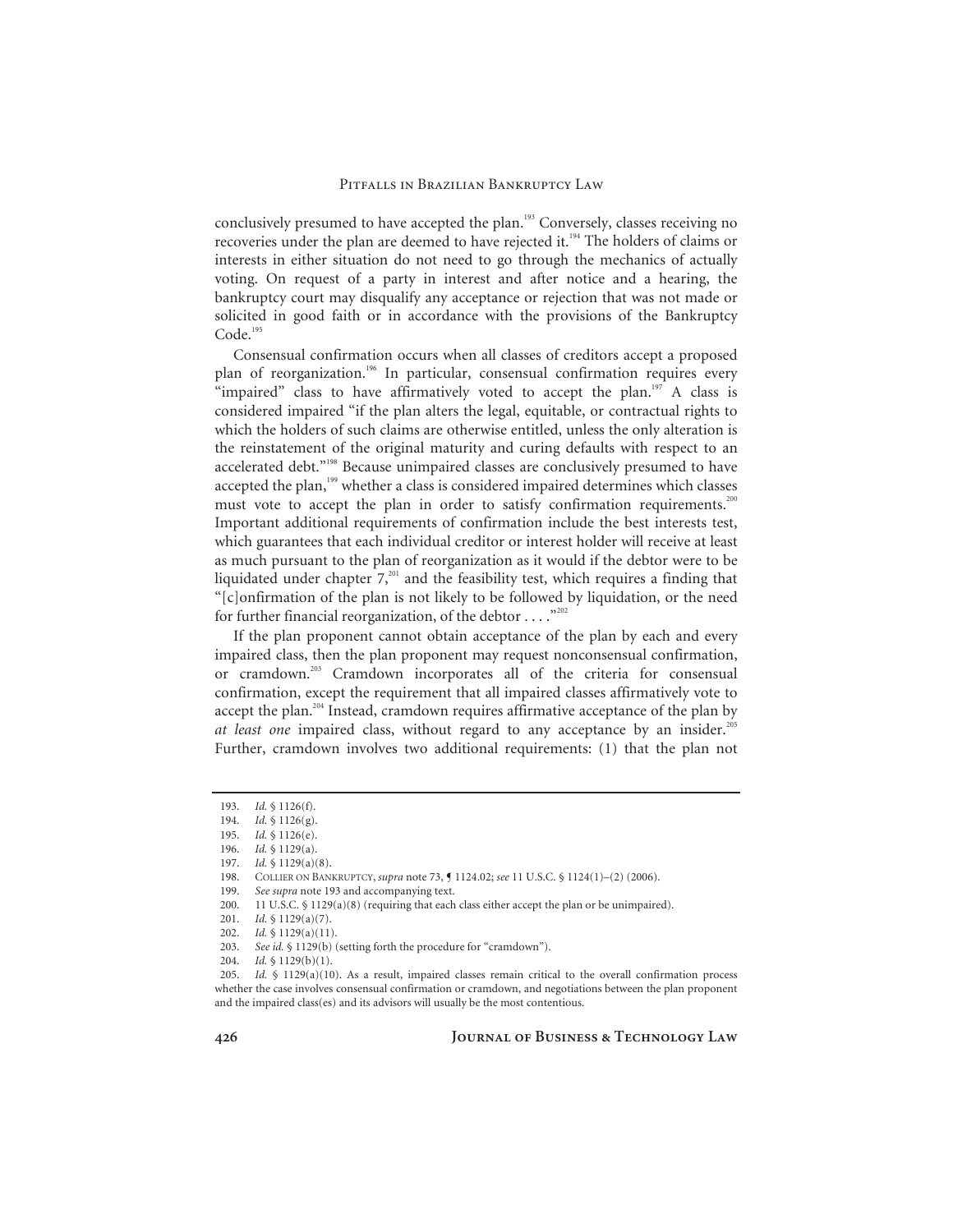conclusively presumed to have accepted the plan.[193] Conversely, classes receiving no recoveries under the plan are deemed to have rejected it.[194] The holders of claims or interests in either situation do not need to go through the mechanics of actually voting. On request of a party in interest and after notice and a hearing, the bankruptcy court may disqualify any acceptance or rejection that was not made or solicited in good faith or in accordance with the provisions of the Bankruptcy Code.[195]

Consensual confirmation occurs when all classes of creditors accept a proposed plan of reorganization.[196] In particular, consensual confirmation requires every "impaired" class to have affirmatively voted to accept the plan.[197] A class is considered impaired "if the plan alters the legal, equitable, or contractual rights to which the holders of such claims are otherwise entitled, unless the only alteration is the reinstatement of the original maturity and curing defaults with respect to an accelerated debt."[198] Because unimpaired classes are conclusively presumed to have accepted the plan,[199] whether a class is considered impaired determines which classes must vote to accept the plan in order to satisfy confirmation requirements.[200] Important additional requirements of confirmation include the best interests test, which guarantees that each individual creditor or interest holder will receive at least as much pursuant to the plan of reorganization as it would if the debtor were to be liquidated under chapter 7,[201] and the feasibility test, which requires a finding that "[c]onfirmation of the plan is not likely to be followed by liquidation, or the need for further financial reorganization, of the debtor . . . ."[202]

If the plan proponent cannot obtain acceptance of the plan by each and every impaired class, then the plan proponent may request nonconsensual confirmation, or cramdown.[203] Cramdown incorporates all of the criteria for consensual confirmation, except the requirement that all impaired classes affirmatively vote to accept the plan.[204] Instead, cramdown requires affirmative acceptance of the plan by *at least one* impaired class, without regard to any acceptance by an insider.[205] Further, cramdown involves two additional requirements: (1) that the plan not

---

193. *Id.* § 1126(f).

194. *Id.* § 1126(g).

195. *Id.* § 1126(e).

196. *Id.* § 1129(a).

197. *Id.* § 1129(a)(8).

198. COLLIER ON BANKRUPTCY, *supra* note 73, ¶ 1124.02; *see* 11 U.S.C. § 1124(1)–(2) (2006).

199. *See supra* note 193 and accompanying text.

200. 11 U.S.C. § 1129(a)(8) (requiring that each class either accept the plan or be unimpaired).

201. *Id.* § 1129(a)(7).

202. *Id.* § 1129(a)(11).

203. *See id.* § 1129(b) (setting forth the procedure for "cramdown").

204. *Id.* § 1129(b)(1).

205. *Id.* § 1129(a)(10). As a result, impaired classes remain critical to the overall confirmation process whether the case involves consensual confirmation or cramdown, and negotiations between the plan proponent and the impaired class(es) and its advisors will usually be the most contentious.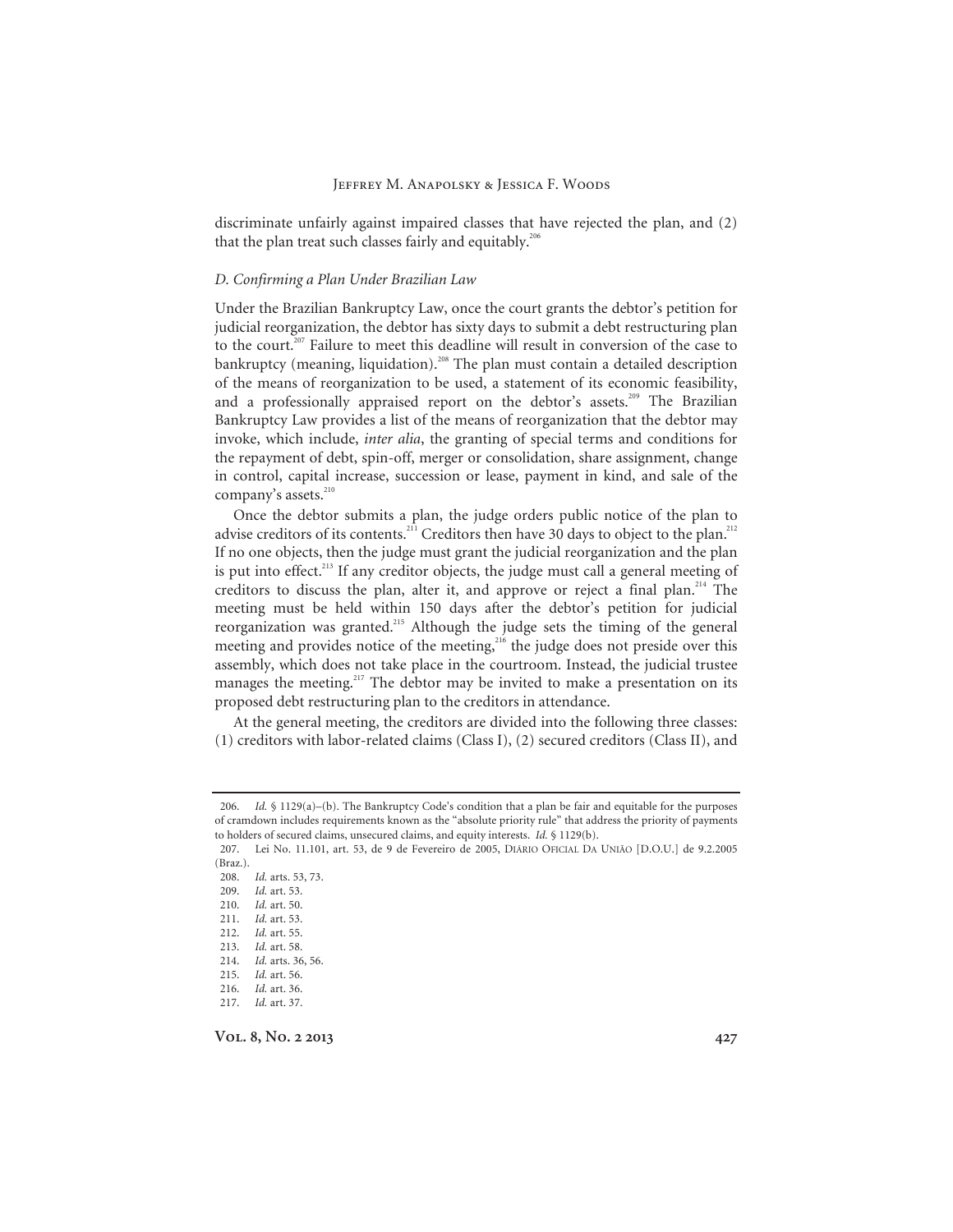discriminate unfairly against impaired classes that have rejected the plan, and (2) that the plan treat such classes fairly and equitably.[206]

### *D. Confirming a Plan Under Brazilian Law*

Under the Brazilian Bankruptcy Law, once the court grants the debtor's petition for judicial reorganization, the debtor has sixty days to submit a debt restructuring plan to the court.[207] Failure to meet this deadline will result in conversion of the case to bankruptcy (meaning, liquidation).[208] The plan must contain a detailed description of the means of reorganization to be used, a statement of its economic feasibility, and a professionally appraised report on the debtor's assets.[209] The Brazilian Bankruptcy Law provides a list of the means of reorganization that the debtor may invoke, which include, *inter alia*, the granting of special terms and conditions for the repayment of debt, spin-off, merger or consolidation, share assignment, change in control, capital increase, succession or lease, payment in kind, and sale of the company's assets.[210]

Once the debtor submits a plan, the judge orders public notice of the plan to advise creditors of its contents.[211] Creditors then have 30 days to object to the plan.[212] If no one objects, then the judge must grant the judicial reorganization and the plan is put into effect.[213] If any creditor objects, the judge must call a general meeting of creditors to discuss the plan, alter it, and approve or reject a final plan.[214] The meeting must be held within 150 days after the debtor's petition for judicial reorganization was granted.[215] Although the judge sets the timing of the general meeting and provides notice of the meeting,[216] the judge does not preside over this assembly, which does not take place in the courtroom. Instead, the judicial trustee manages the meeting.[217] The debtor may be invited to make a presentation on its proposed debt restructuring plan to the creditors in attendance.

At the general meeting, the creditors are divided into the following three classes: (1) creditors with labor-related claims (Class I), (2) secured creditors (Class II), and

---

206. *Id.* § 1129(a)–(b). The Bankruptcy Code's condition that a plan be fair and equitable for the purposes of cramdown includes requirements known as the "absolute priority rule" that address the priority of payments to holders of secured claims, unsecured claims, and equity interests. *Id.* § 1129(b).

207. Lei No. 11.101, art. 53, de 9 de Fevereiro de 2005, DIÁRIO OFICIAL DA UNIÃO [D.O.U.] de 9.2.2005 (Braz.).

208. *Id.* arts. 53, 73.

209. *Id.* art. 53.

210. *Id.* art. 50.

211. *Id.* art. 53.

212. *Id.* art. 55.

213. *Id.* art. 58.

214. *Id.* arts. 36, 56.

215. *Id.* art. 56.

216. *Id.* art. 36.

217. *Id.* art. 37.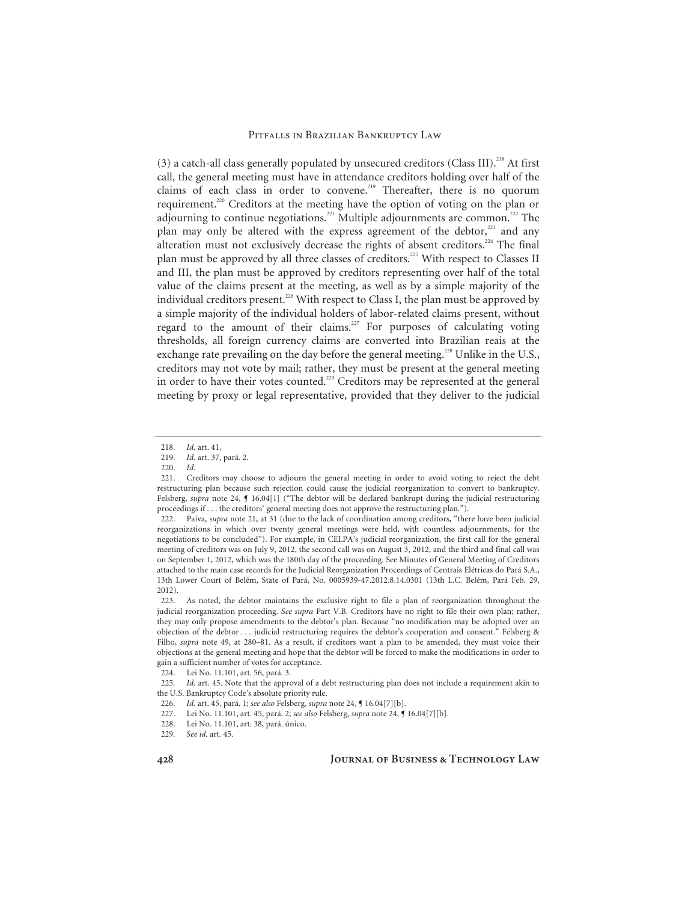(3) a catch-all class generally populated by unsecured creditors (Class III).[218] At first call, the general meeting must have in attendance creditors holding over half of the claims of each class in order to convene.[219] Thereafter, there is no quorum requirement.[220] Creditors at the meeting have the option of voting on the plan or adjourning to continue negotiations.[221] Multiple adjournments are common.[222] The plan may only be altered with the express agreement of the debtor,[223] and any alteration must not exclusively decrease the rights of absent creditors.[224] The final plan must be approved by all three classes of creditors.[225] With respect to Classes II and III, the plan must be approved by creditors representing over half of the total value of the claims present at the meeting, as well as by a simple majority of the individual creditors present.[226] With respect to Class I, the plan must be approved by a simple majority of the individual holders of labor-related claims present, without regard to the amount of their claims.[227] For purposes of calculating voting thresholds, all foreign currency claims are converted into Brazilian reais at the exchange rate prevailing on the day before the general meeting.[228] Unlike in the U.S., creditors may not vote by mail; rather, they must be present at the general meeting in order to have their votes counted.[229] Creditors may be represented at the general meeting by proxy or legal representative, provided that they deliver to the judicial

---

218. *Id.* art. 41.

219. *Id.* art. 37, pará. 2.

220. *Id.*

221. Creditors may choose to adjourn the general meeting in order to avoid voting to reject the debt restructuring plan because such rejection could cause the judicial reorganization to convert to bankruptcy. Felsberg, *supra* note 24, ¶ 16.04[1] ("The debtor will be declared bankrupt during the judicial restructuring proceedings if . . . the creditors' general meeting does not approve the restructuring plan.").

222. Paiva, *supra* note 21, at 31 (due to the lack of coordination among creditors, "there have been judicial reorganizations in which over twenty general meetings were held, with countless adjournments, for the negotiations to be concluded"). For example, in CELPA's judicial reorganization, the first call for the general meeting of creditors was on July 9, 2012, the second call was on August 3, 2012, and the third and final call was on September 1, 2012, which was the 180th day of the proceeding. See Minutes of General Meeting of Creditors attached to the main case records for the Judicial Reorganization Proceedings of Centrais Elétricas do Pará S.A., 13th Lower Court of Belém, State of Pará, No. 0005939-47.2012.8.14.0301 (13th L.C. Belém, Pará Feb. 29, 2012).

223. As noted, the debtor maintains the exclusive right to file a plan of reorganization throughout the judicial reorganization proceeding. *See supra* Part V.B. Creditors have no right to file their own plan; rather, they may only propose amendments to the debtor's plan. Because "no modification may be adopted over an objection of the debtor . . . judicial restructuring requires the debtor's cooperation and consent." Felsberg & Filho, *supra* note 49, at 280–81. As a result, if creditors want a plan to be amended, they must voice their objections at the general meeting and hope that the debtor will be forced to make the modifications in order to gain a sufficient number of votes for acceptance.

224. Lei No. 11.101, art. 56, pará. 3.

225. *Id.* art. 45. Note that the approval of a debt restructuring plan does not include a requirement akin to the U.S. Bankruptcy Code's absolute priority rule.

226. *Id.* art. 45, pará. 1; *see also* Felsberg, *supra* note 24, ¶ 16.04[7][b].

227. Lei No. 11.101, art. 45, pará. 2; *see also* Felsberg, *supra* note 24, ¶ 16.04[7][b].

228. Lei No. 11.101, art. 38, pará. único.

229. *See id.* art. 45.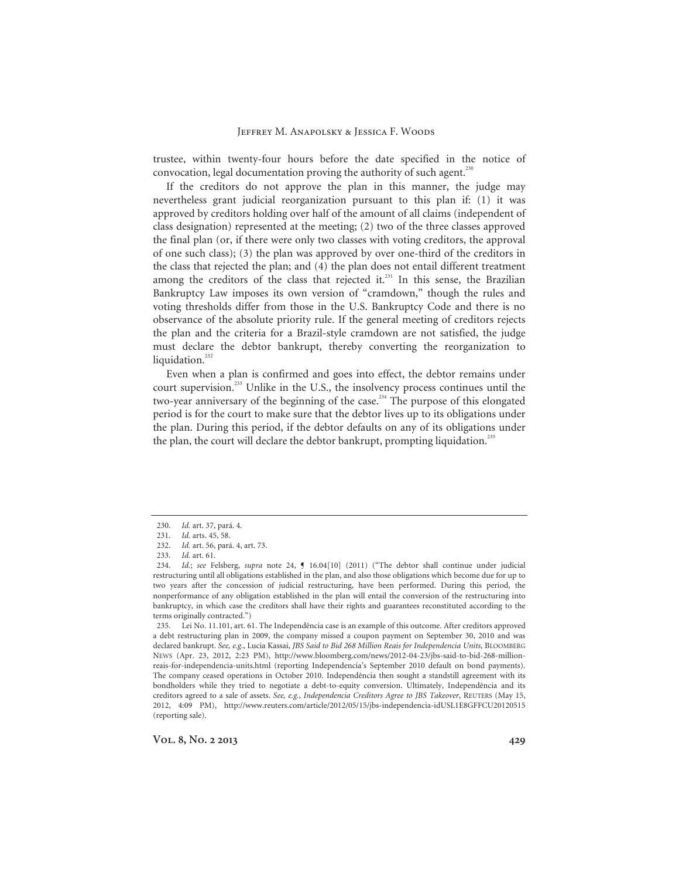trustee, within twenty-four hours before the date specified in the notice of convocation, legal documentation proving the authority of such agent.[230]

If the creditors do not approve the plan in this manner, the judge may nevertheless grant judicial reorganization pursuant to this plan if: (1) it was approved by creditors holding over half of the amount of all claims (independent of class designation) represented at the meeting; (2) two of the three classes approved the final plan (or, if there were only two classes with voting creditors, the approval of one such class); (3) the plan was approved by over one-third of the creditors in the class that rejected the plan; and (4) the plan does not entail different treatment among the creditors of the class that rejected it.[231] In this sense, the Brazilian Bankruptcy Law imposes its own version of "cramdown," though the rules and voting thresholds differ from those in the U.S. Bankruptcy Code and there is no observance of the absolute priority rule. If the general meeting of creditors rejects the plan and the criteria for a Brazil-style cramdown are not satisfied, the judge must declare the debtor bankrupt, thereby converting the reorganization to liquidation.[232]

Even when a plan is confirmed and goes into effect, the debtor remains under court supervision.[233] Unlike in the U.S., the insolvency process continues until the two-year anniversary of the beginning of the case.[234] The purpose of this elongated period is for the court to make sure that the debtor lives up to its obligations under the plan. During this period, if the debtor defaults on any of its obligations under the plan, the court will declare the debtor bankrupt, prompting liquidation.[235]

---

230. *Id.* art. 37, pará. 4.

231. *Id.* arts. 45, 58.

232. *Id.* art. 56, pará. 4, art. 73.

233. *Id.* art. 61.

234. *Id.*; *see* Felsberg, *supra* note 24, ¶ 16.04[10] (2011) ("The debtor shall continue under judicial restructuring until all obligations established in the plan, and also those obligations which become due for up to two years after the concession of judicial restructuring, have been performed. During this period, the nonperformance of any obligation established in the plan will entail the conversion of the restructuring into bankruptcy, in which case the creditors shall have their rights and guarantees reconstituted according to the terms originally contracted.")

235. Lei No. 11.101, art. 61. The Independência case is an example of this outcome. After creditors approved a debt restructuring plan in 2009, the company missed a coupon payment on September 30, 2010 and was declared bankrupt. *See, e.g.*, Lucia Kassai, *JBS Said to Bid 268 Million Reais for Independencia Units*, BLOOMBERG NEWS (Apr. 23, 2012, 2:23 PM), http://www.bloomberg.com/news/2012-04-23/jbs-said-to-bid-268-million-reais-for-independencia-units.html (reporting Independencia's September 2010 default on bond payments). The company ceased operations in October 2010. Independência then sought a standstill agreement with its bondholders while they tried to negotiate a debt-to-equity conversion. Ultimately, Independência and its creditors agreed to a sale of assets. *See, e.g.*, *Independencia Creditors Agree to JBS Takeover*, REUTERS (May 15, 2012, 4:09 PM), http://www.reuters.com/article/2012/05/15/jbs-independencia-idUSL1E8GFFCU20120515 (reporting sale).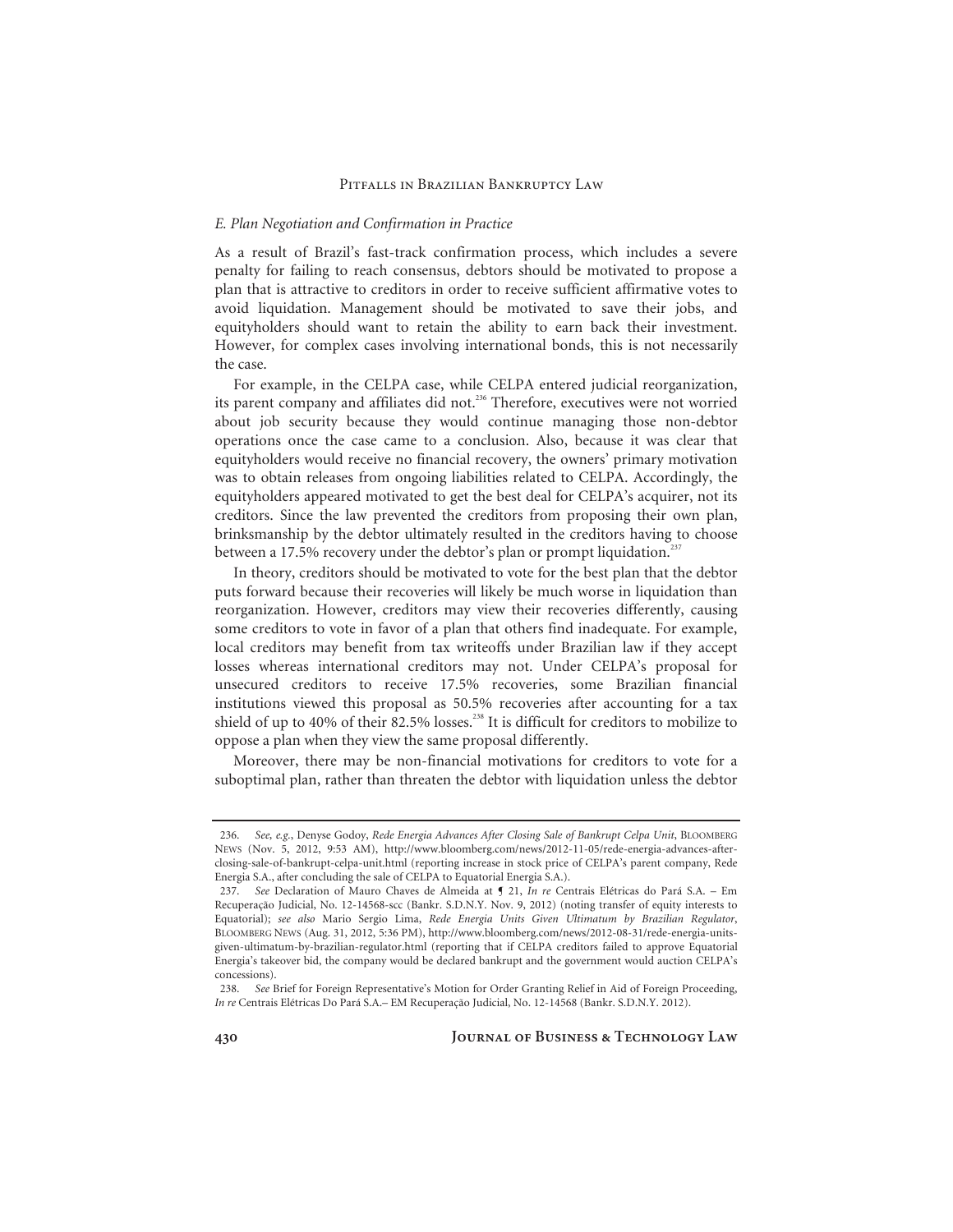### *E. Plan Negotiation and Confirmation in Practice*

As a result of Brazil's fast-track confirmation process, which includes a severe penalty for failing to reach consensus, debtors should be motivated to propose a plan that is attractive to creditors in order to receive sufficient affirmative votes to avoid liquidation. Management should be motivated to save their jobs, and equityholders should want to retain the ability to earn back their investment. However, for complex cases involving international bonds, this is not necessarily the case.

For example, in the CELPA case, while CELPA entered judicial reorganization, its parent company and affiliates did not.[236] Therefore, executives were not worried about job security because they would continue managing those non-debtor operations once the case came to a conclusion. Also, because it was clear that equityholders would receive no financial recovery, the owners' primary motivation was to obtain releases from ongoing liabilities related to CELPA. Accordingly, the equityholders appeared motivated to get the best deal for CELPA's acquirer, not its creditors. Since the law prevented the creditors from proposing their own plan, brinksmanship by the debtor ultimately resulted in the creditors having to choose between a 17.5% recovery under the debtor's plan or prompt liquidation.[237]

In theory, creditors should be motivated to vote for the best plan that the debtor puts forward because their recoveries will likely be much worse in liquidation than reorganization. However, creditors may view their recoveries differently, causing some creditors to vote in favor of a plan that others find inadequate. For example, local creditors may benefit from tax writeoffs under Brazilian law if they accept losses whereas international creditors may not. Under CELPA's proposal for unsecured creditors to receive 17.5% recoveries, some Brazilian financial institutions viewed this proposal as 50.5% recoveries after accounting for a tax shield of up to 40% of their 82.5% losses.[238] It is difficult for creditors to mobilize to oppose a plan when they view the same proposal differently.

Moreover, there may be non-financial motivations for creditors to vote for a suboptimal plan, rather than threaten the debtor with liquidation unless the debtor

---

236. *See, e.g.*, Denyse Godoy, *Rede Energia Advances After Closing Sale of Bankrupt Celpa Unit*, BLOOMBERG NEWS (Nov. 5, 2012, 9:53 AM), http://www.bloomberg.com/news/2012-11-05/rede-energia-advances-after-closing-sale-of-bankrupt-celpa-unit.html (reporting increase in stock price of CELPA's parent company, Rede Energia S.A., after concluding the sale of CELPA to Equatorial Energia S.A.).

237. *See* Declaration of Mauro Chaves de Almeida at ¶ 21, *In re* Centrais Elétricas do Pará S.A. – Em Recuperação Judicial, No. 12-14568-scc (Bankr. S.D.N.Y. Nov. 9, 2012) (noting transfer of equity interests to Equatorial); *see also* Mario Sergio Lima, *Rede Energia Units Given Ultimatum by Brazilian Regulator*, BLOOMBERG NEWS (Aug. 31, 2012, 5:36 PM), http://www.bloomberg.com/news/2012-08-31/rede-energia-units-given-ultimatum-by-brazilian-regulator.html (reporting that if CELPA creditors failed to approve Equatorial Energia's takeover bid, the company would be declared bankrupt and the government would auction CELPA's concessions).

238. *See* Brief for Foreign Representative's Motion for Order Granting Relief in Aid of Foreign Proceeding, *In re* Centrais Elétricas Do Pará S.A.– EM Recuperação Judicial, No. 12-14568 (Bankr. S.D.N.Y. 2012).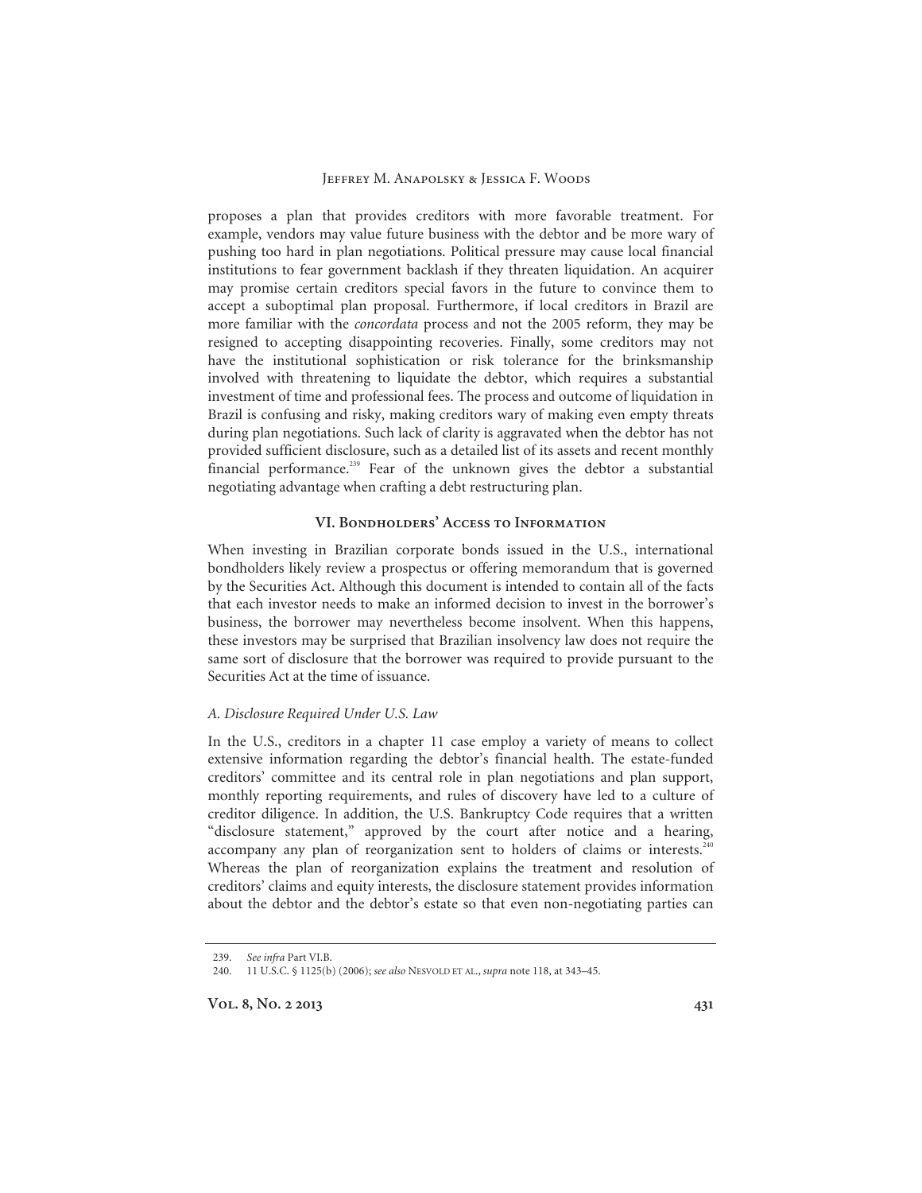proposes a plan that provides creditors with more favorable treatment. For example, vendors may value future business with the debtor and be more wary of pushing too hard in plan negotiations. Political pressure may cause local financial institutions to fear government backlash if they threaten liquidation. An acquirer may promise certain creditors special favors in the future to convince them to accept a suboptimal plan proposal. Furthermore, if local creditors in Brazil are more familiar with the *concordata* process and not the 2005 reform, they may be resigned to accepting disappointing recoveries. Finally, some creditors may not have the institutional sophistication or risk tolerance for the brinksmanship involved with threatening to liquidate the debtor, which requires a substantial investment of time and professional fees. The process and outcome of liquidation in Brazil is confusing and risky, making creditors wary of making even empty threats during plan negotiations. Such lack of clarity is aggravated when the debtor has not provided sufficient disclosure, such as a detailed list of its assets and recent monthly financial performance.[239] Fear of the unknown gives the debtor a substantial negotiating advantage when crafting a debt restructuring plan.

## VI. Bondholders' Access to Information

When investing in Brazilian corporate bonds issued in the U.S., international bondholders likely review a prospectus or offering memorandum that is governed by the Securities Act. Although this document is intended to contain all of the facts that each investor needs to make an informed decision to invest in the borrower's business, the borrower may nevertheless become insolvent. When this happens, these investors may be surprised that Brazilian insolvency law does not require the same sort of disclosure that the borrower was required to provide pursuant to the Securities Act at the time of issuance.

### *A. Disclosure Required Under U.S. Law*

In the U.S., creditors in a chapter 11 case employ a variety of means to collect extensive information regarding the debtor's financial health. The estate-funded creditors' committee and its central role in plan negotiations and plan support, monthly reporting requirements, and rules of discovery have led to a culture of creditor diligence. In addition, the U.S. Bankruptcy Code requires that a written "disclosure statement," approved by the court after notice and a hearing, accompany any plan of reorganization sent to holders of claims or interests.[240] Whereas the plan of reorganization explains the treatment and resolution of creditors' claims and equity interests, the disclosure statement provides information about the debtor and the debtor's estate so that even non-negotiating parties can

---

239. *See infra* Part VI.B.

240. 11 U.S.C. § 1125(b) (2006); *see also* Nesvold et al., *supra* note 118, at 343–45.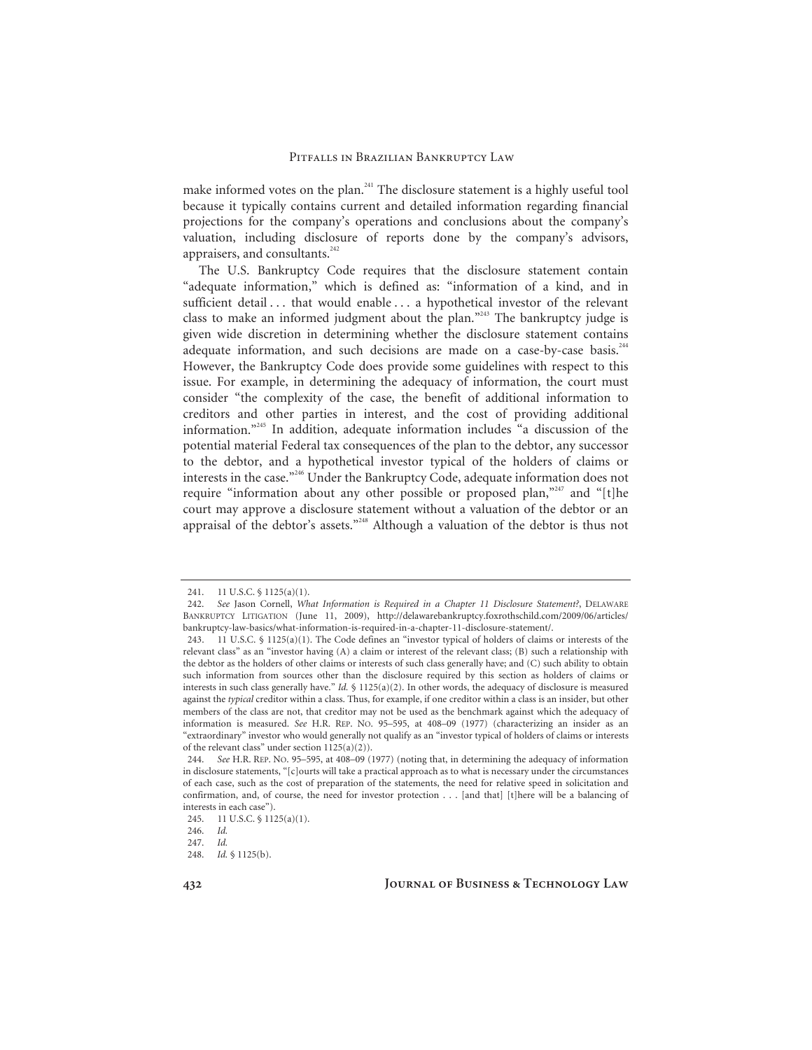make informed votes on the plan.[241] The disclosure statement is a highly useful tool because it typically contains current and detailed information regarding financial projections for the company's operations and conclusions about the company's valuation, including disclosure of reports done by the company's advisors, appraisers, and consultants.[242]

The U.S. Bankruptcy Code requires that the disclosure statement contain "adequate information," which is defined as: "information of a kind, and in sufficient detail . . . that would enable . . . a hypothetical investor of the relevant class to make an informed judgment about the plan."[243] The bankruptcy judge is given wide discretion in determining whether the disclosure statement contains adequate information, and such decisions are made on a case-by-case basis.[244] However, the Bankruptcy Code does provide some guidelines with respect to this issue. For example, in determining the adequacy of information, the court must consider "the complexity of the case, the benefit of additional information to creditors and other parties in interest, and the cost of providing additional information."[245] In addition, adequate information includes "a discussion of the potential material Federal tax consequences of the plan to the debtor, any successor to the debtor, and a hypothetical investor typical of the holders of claims or interests in the case."[246] Under the Bankruptcy Code, adequate information does not require "information about any other possible or proposed plan,"[247] and "[t]he court may approve a disclosure statement without a valuation of the debtor or an appraisal of the debtor's assets."[248] Although a valuation of the debtor is thus not

---

241. 11 U.S.C. § 1125(a)(1).

242. *See* Jason Cornell, *What Information is Required in a Chapter 11 Disclosure Statement?*, DELAWARE BANKRUPTCY LITIGATION (June 11, 2009), http://delawarebankruptcy.foxrothschild.com/2009/06/articles/bankruptcy-law-basics/what-information-is-required-in-a-chapter-11-disclosure-statement/.

243. 11 U.S.C. § 1125(a)(1). The Code defines an "investor typical of holders of claims or interests of the relevant class" as an "investor having (A) a claim or interest of the relevant class; (B) such a relationship with the debtor as the holders of other claims or interests of such class generally have; and (C) such ability to obtain such information from sources other than the disclosure required by this section as holders of claims or interests in such class generally have." *Id.* § 1125(a)(2). In other words, the adequacy of disclosure is measured against the *typical* creditor within a class. Thus, for example, if one creditor within a class is an insider, but other members of the class are not, that creditor may not be used as the benchmark against which the adequacy of information is measured. *See* H.R. REP. NO. 95–595, at 408–09 (1977) (characterizing an insider as an "extraordinary" investor who would generally not qualify as an "investor typical of holders of claims or interests of the relevant class" under section 1125(a)(2)).

244. *See* H.R. REP. NO. 95–595, at 408–09 (1977) (noting that, in determining the adequacy of information in disclosure statements, "[c]ourts will take a practical approach as to what is necessary under the circumstances of each case, such as the cost of preparation of the statements, the need for relative speed in solicitation and confirmation, and, of course, the need for investor protection . . . [and that] [t]here will be a balancing of interests in each case").

245. 11 U.S.C. § 1125(a)(1).

246. *Id.*

247. *Id.*

248. *Id.* § 1125(b).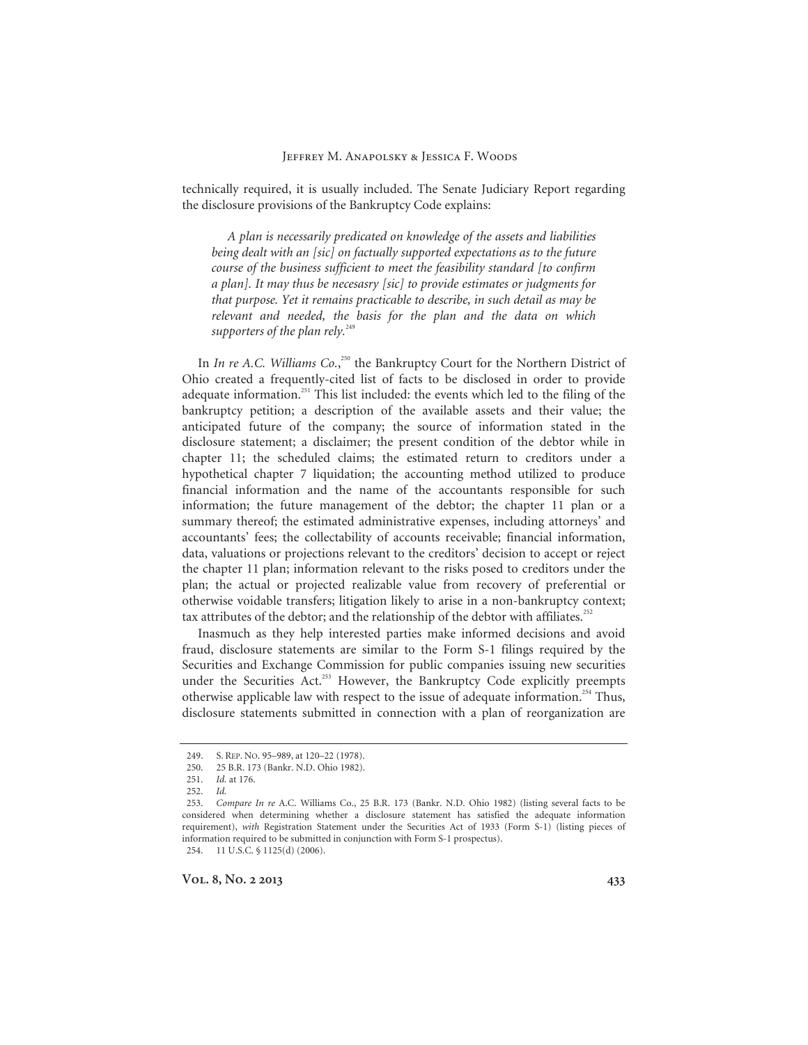technically required, it is usually included. The Senate Judiciary Report regarding the disclosure provisions of the Bankruptcy Code explains:

> *A plan is necessarily predicated on knowledge of the assets and liabilities being dealt with an [sic] on factually supported expectations as to the future course of the business sufficient to meet the feasibility standard [to confirm a plan]. It may thus be necesasry [sic] to provide estimates or judgments for that purpose. Yet it remains practicable to describe, in such detail as may be relevant and needed, the basis for the plan and the data on which supporters of the plan rely.*[249]

In *In re A.C. Williams Co.*,[250] the Bankruptcy Court for the Northern District of Ohio created a frequently-cited list of facts to be disclosed in order to provide adequate information.[251] This list included: the events which led to the filing of the bankruptcy petition; a description of the available assets and their value; the anticipated future of the company; the source of information stated in the disclosure statement; a disclaimer; the present condition of the debtor while in chapter 11; the scheduled claims; the estimated return to creditors under a hypothetical chapter 7 liquidation; the accounting method utilized to produce financial information and the name of the accountants responsible for such information; the future management of the debtor; the chapter 11 plan or a summary thereof; the estimated administrative expenses, including attorneys' and accountants' fees; the collectability of accounts receivable; financial information, data, valuations or projections relevant to the creditors' decision to accept or reject the chapter 11 plan; information relevant to the risks posed to creditors under the plan; the actual or projected realizable value from recovery of preferential or otherwise voidable transfers; litigation likely to arise in a non-bankruptcy context; tax attributes of the debtor; and the relationship of the debtor with affiliates.[252]

Inasmuch as they help interested parties make informed decisions and avoid fraud, disclosure statements are similar to the Form S-1 filings required by the Securities and Exchange Commission for public companies issuing new securities under the Securities Act.[253] However, the Bankruptcy Code explicitly preempts otherwise applicable law with respect to the issue of adequate information.[254] Thus, disclosure statements submitted in connection with a plan of reorganization are

---

249. S. Rep. No. 95–989, at 120–22 (1978).

250. 25 B.R. 173 (Bankr. N.D. Ohio 1982).

251. *Id.* at 176.

252. *Id.*

253. *Compare In re* A.C. Williams Co., 25 B.R. 173 (Bankr. N.D. Ohio 1982) (listing several facts to be considered when determining whether a disclosure statement has satisfied the adequate information requirement), *with* Registration Statement under the Securities Act of 1933 (Form S-1) (listing pieces of information required to be submitted in conjunction with Form S-1 prospectus).

254. 11 U.S.C. § 1125(d) (2006).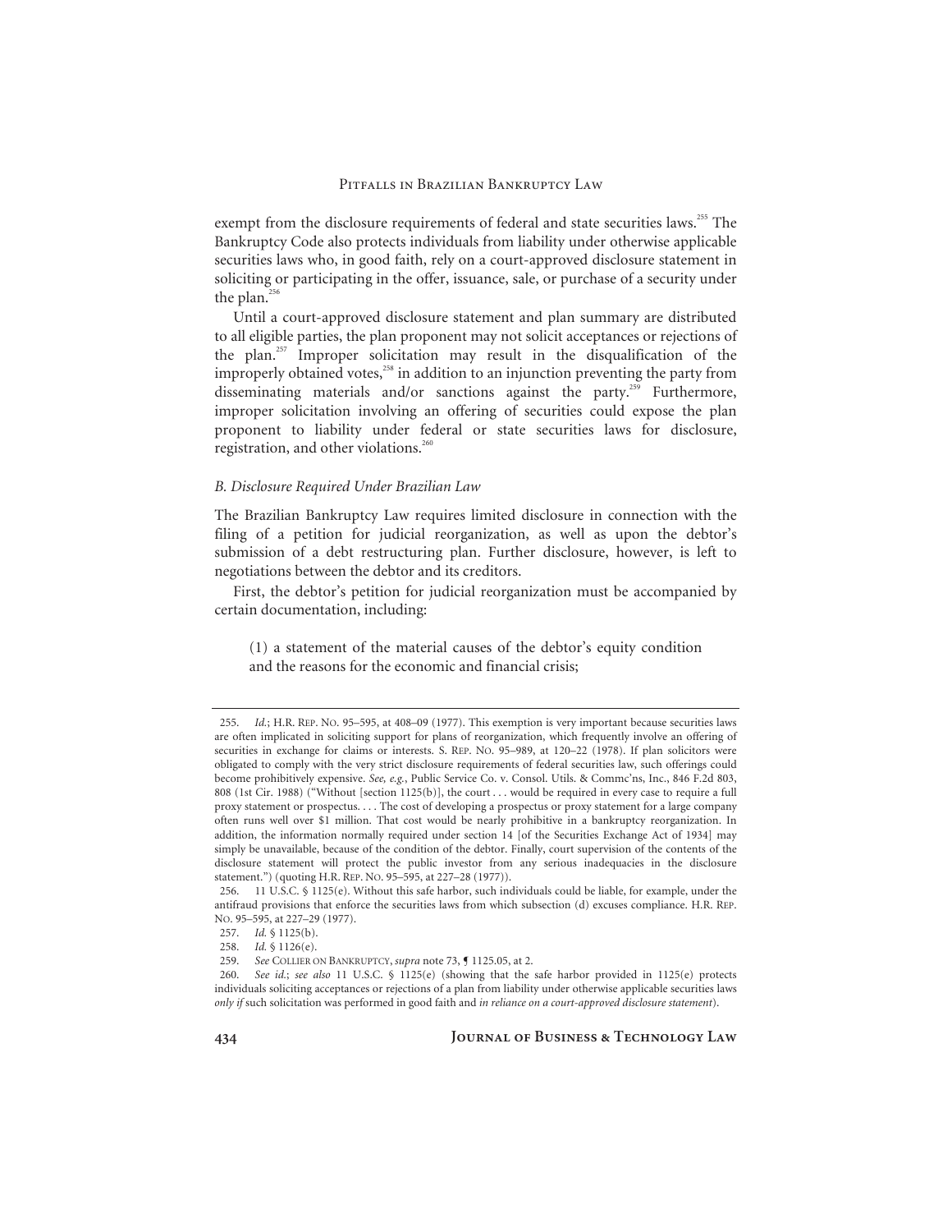exempt from the disclosure requirements of federal and state securities laws.[255] The Bankruptcy Code also protects individuals from liability under otherwise applicable securities laws who, in good faith, rely on a court-approved disclosure statement in soliciting or participating in the offer, issuance, sale, or purchase of a security under the plan.[256]

Until a court-approved disclosure statement and plan summary are distributed to all eligible parties, the plan proponent may not solicit acceptances or rejections of the plan.[257] Improper solicitation may result in the disqualification of the improperly obtained votes,[258] in addition to an injunction preventing the party from disseminating materials and/or sanctions against the party.[259] Furthermore, improper solicitation involving an offering of securities could expose the plan proponent to liability under federal or state securities laws for disclosure, registration, and other violations.[260]

### *B. Disclosure Required Under Brazilian Law*

The Brazilian Bankruptcy Law requires limited disclosure in connection with the filing of a petition for judicial reorganization, as well as upon the debtor's submission of a debt restructuring plan. Further disclosure, however, is left to negotiations between the debtor and its creditors.

First, the debtor's petition for judicial reorganization must be accompanied by certain documentation, including:

> (1) a statement of the material causes of the debtor's equity condition and the reasons for the economic and financial crisis;

---

255. *Id.*; H.R. REP. NO. 95–595, at 408–09 (1977). This exemption is very important because securities laws are often implicated in soliciting support for plans of reorganization, which frequently involve an offering of securities in exchange for claims or interests. S. REP. NO. 95–989, at 120–22 (1978). If plan solicitors were obligated to comply with the very strict disclosure requirements of federal securities law, such offerings could become prohibitively expensive. *See, e.g.*, Public Service Co. v. Consol. Utils. & Commc'ns, Inc., 846 F.2d 803, 808 (1st Cir. 1988) ("Without [section 1125(b)], the court . . . would be required in every case to require a full proxy statement or prospectus. . . . The cost of developing a prospectus or proxy statement for a large company often runs well over $1 million. That cost would be nearly prohibitive in a bankruptcy reorganization. In addition, the information normally required under section 14 [of the Securities Exchange Act of 1934] may simply be unavailable, because of the condition of the debtor. Finally, court supervision of the contents of the disclosure statement will protect the public investor from any serious inadequacies in the disclosure statement.") (quoting H.R. REP. NO. 95–595, at 227–28 (1977)).

256. 11 U.S.C. § 1125(e). Without this safe harbor, such individuals could be liable, for example, under the antifraud provisions that enforce the securities laws from which subsection (d) excuses compliance. H.R. REP. NO. 95–595, at 227–29 (1977).

257. *Id.* § 1125(b).

258. *Id.* § 1126(e).

259. *See* COLLIER ON BANKRUPTCY, *supra* note 73, ¶ 1125.05, at 2.

260. *See id.*; *see also* 11 U.S.C. § 1125(e) (showing that the safe harbor provided in 1125(e) protects individuals soliciting acceptances or rejections of a plan from liability under otherwise applicable securities laws *only if* such solicitation was performed in good faith and *in reliance on a court-approved disclosure statement*).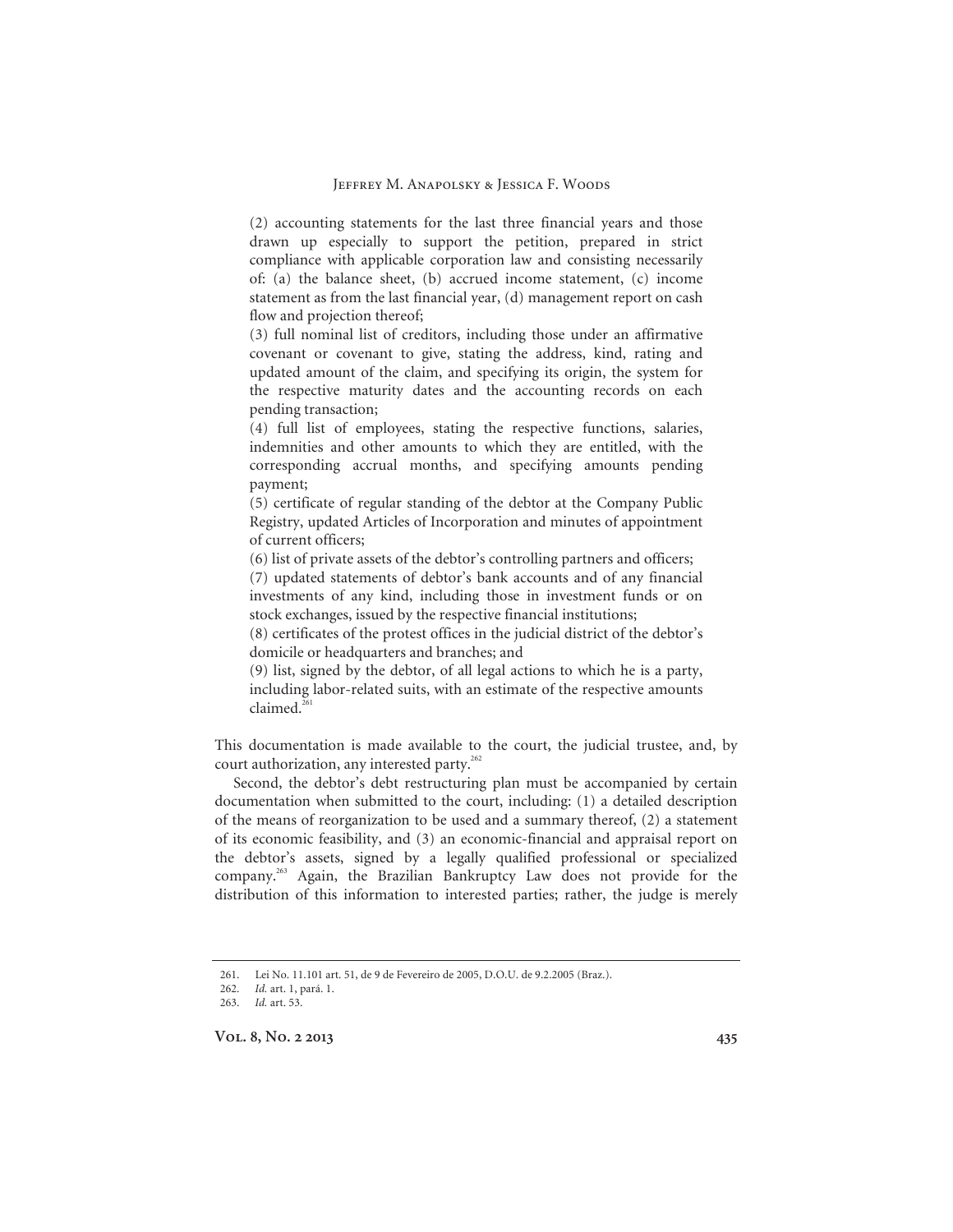(2) accounting statements for the last three financial years and those drawn up especially to support the petition, prepared in strict compliance with applicable corporation law and consisting necessarily of: (a) the balance sheet, (b) accrued income statement, (c) income statement as from the last financial year, (d) management report on cash flow and projection thereof;

(3) full nominal list of creditors, including those under an affirmative covenant or covenant to give, stating the address, kind, rating and updated amount of the claim, and specifying its origin, the system for the respective maturity dates and the accounting records on each pending transaction;

(4) full list of employees, stating the respective functions, salaries, indemnities and other amounts to which they are entitled, with the corresponding accrual months, and specifying amounts pending payment;

(5) certificate of regular standing of the debtor at the Company Public Registry, updated Articles of Incorporation and minutes of appointment of current officers;

(6) list of private assets of the debtor's controlling partners and officers;

(7) updated statements of debtor's bank accounts and of any financial investments of any kind, including those in investment funds or on stock exchanges, issued by the respective financial institutions;

(8) certificates of the protest offices in the judicial district of the debtor's domicile or headquarters and branches; and

(9) list, signed by the debtor, of all legal actions to which he is a party, including labor-related suits, with an estimate of the respective amounts claimed.[261]

This documentation is made available to the court, the judicial trustee, and, by court authorization, any interested party.[262]

Second, the debtor's debt restructuring plan must be accompanied by certain documentation when submitted to the court, including: (1) a detailed description of the means of reorganization to be used and a summary thereof, (2) a statement of its economic feasibility, and (3) an economic-financial and appraisal report on the debtor's assets, signed by a legally qualified professional or specialized company.[263] Again, the Brazilian Bankruptcy Law does not provide for the distribution of this information to interested parties; rather, the judge is merely

---

261. Lei No. 11.101 art. 51, de 9 de Fevereiro de 2005, D.O.U. de 9.2.2005 (Braz.).

262. *Id.* art. 1, pará. 1.

263. *Id.* art. 53.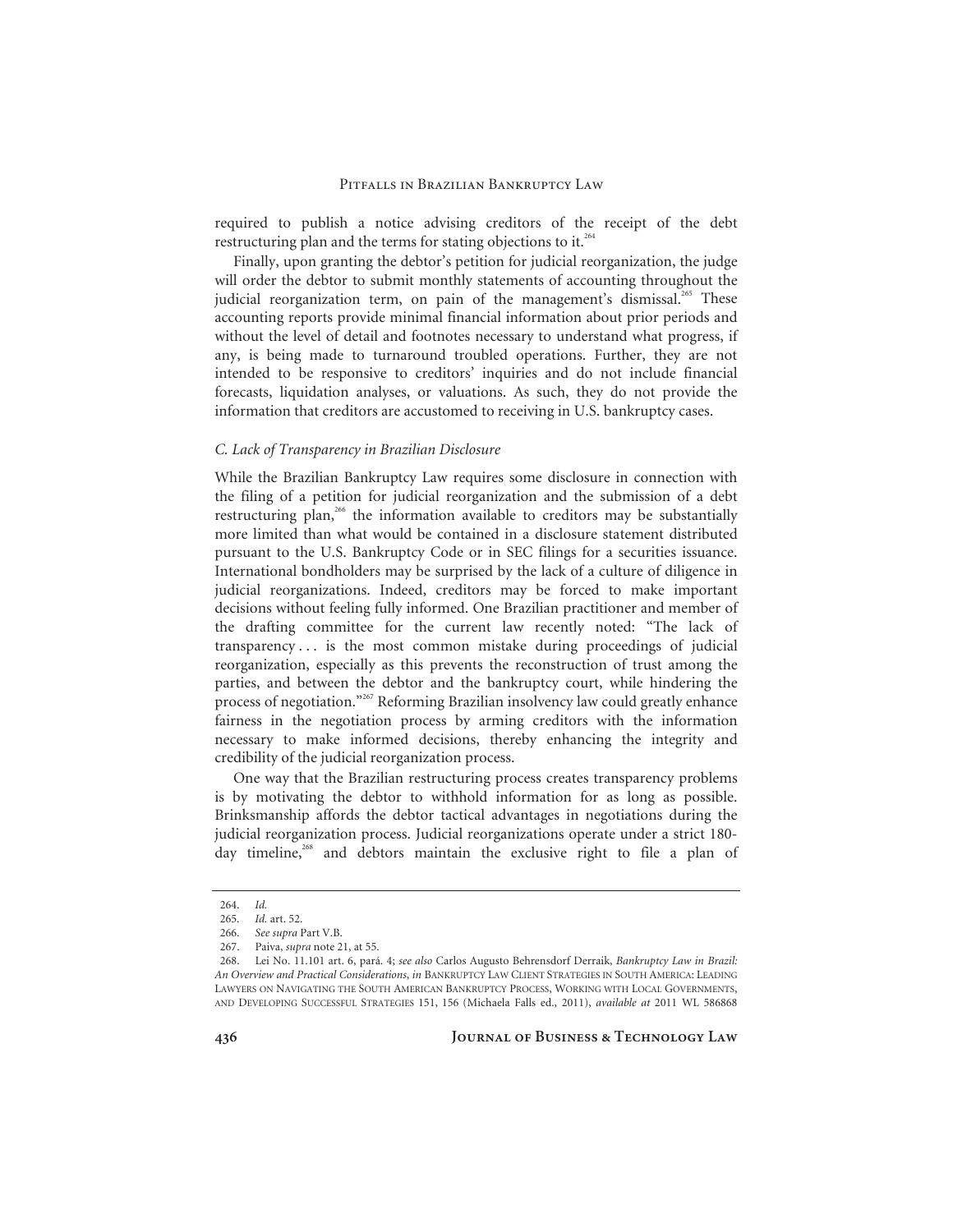required to publish a notice advising creditors of the receipt of the debt restructuring plan and the terms for stating objections to it.[264]

Finally, upon granting the debtor's petition for judicial reorganization, the judge will order the debtor to submit monthly statements of accounting throughout the judicial reorganization term, on pain of the management's dismissal.[265] These accounting reports provide minimal financial information about prior periods and without the level of detail and footnotes necessary to understand what progress, if any, is being made to turnaround troubled operations. Further, they are not intended to be responsive to creditors' inquiries and do not include financial forecasts, liquidation analyses, or valuations. As such, they do not provide the information that creditors are accustomed to receiving in U.S. bankruptcy cases.

### *C. Lack of Transparency in Brazilian Disclosure*

While the Brazilian Bankruptcy Law requires some disclosure in connection with the filing of a petition for judicial reorganization and the submission of a debt restructuring plan,[266] the information available to creditors may be substantially more limited than what would be contained in a disclosure statement distributed pursuant to the U.S. Bankruptcy Code or in SEC filings for a securities issuance. International bondholders may be surprised by the lack of a culture of diligence in judicial reorganizations. Indeed, creditors may be forced to make important decisions without feeling fully informed. One Brazilian practitioner and member of the drafting committee for the current law recently noted: "The lack of transparency . . . is the most common mistake during proceedings of judicial reorganization, especially as this prevents the reconstruction of trust among the parties, and between the debtor and the bankruptcy court, while hindering the process of negotiation."[267] Reforming Brazilian insolvency law could greatly enhance fairness in the negotiation process by arming creditors with the information necessary to make informed decisions, thereby enhancing the integrity and credibility of the judicial reorganization process.

One way that the Brazilian restructuring process creates transparency problems is by motivating the debtor to withhold information for as long as possible. Brinksmanship affords the debtor tactical advantages in negotiations during the judicial reorganization process. Judicial reorganizations operate under a strict 180-day timeline,[268] and debtors maintain the exclusive right to file a plan of

---

264. *Id.*

265. *Id.* art. 52.

266. *See supra* Part V.B.

267. Paiva, *supra* note 21, at 55.

268. Lei No. 11.101 art. 6, pará. 4; *see also* Carlos Augusto Behrensdorf Derraik, *Bankruptcy Law in Brazil: An Overview and Practical Considerations*, *in* BANKRUPTCY LAW CLIENT STRATEGIES IN SOUTH AMERICA: LEADING LAWYERS ON NAVIGATING THE SOUTH AMERICAN BANKRUPTCY PROCESS, WORKING WITH LOCAL GOVERNMENTS, AND DEVELOPING SUCCESSFUL STRATEGIES 151, 156 (Michaela Falls ed., 2011), *available at* 2011 WL 586868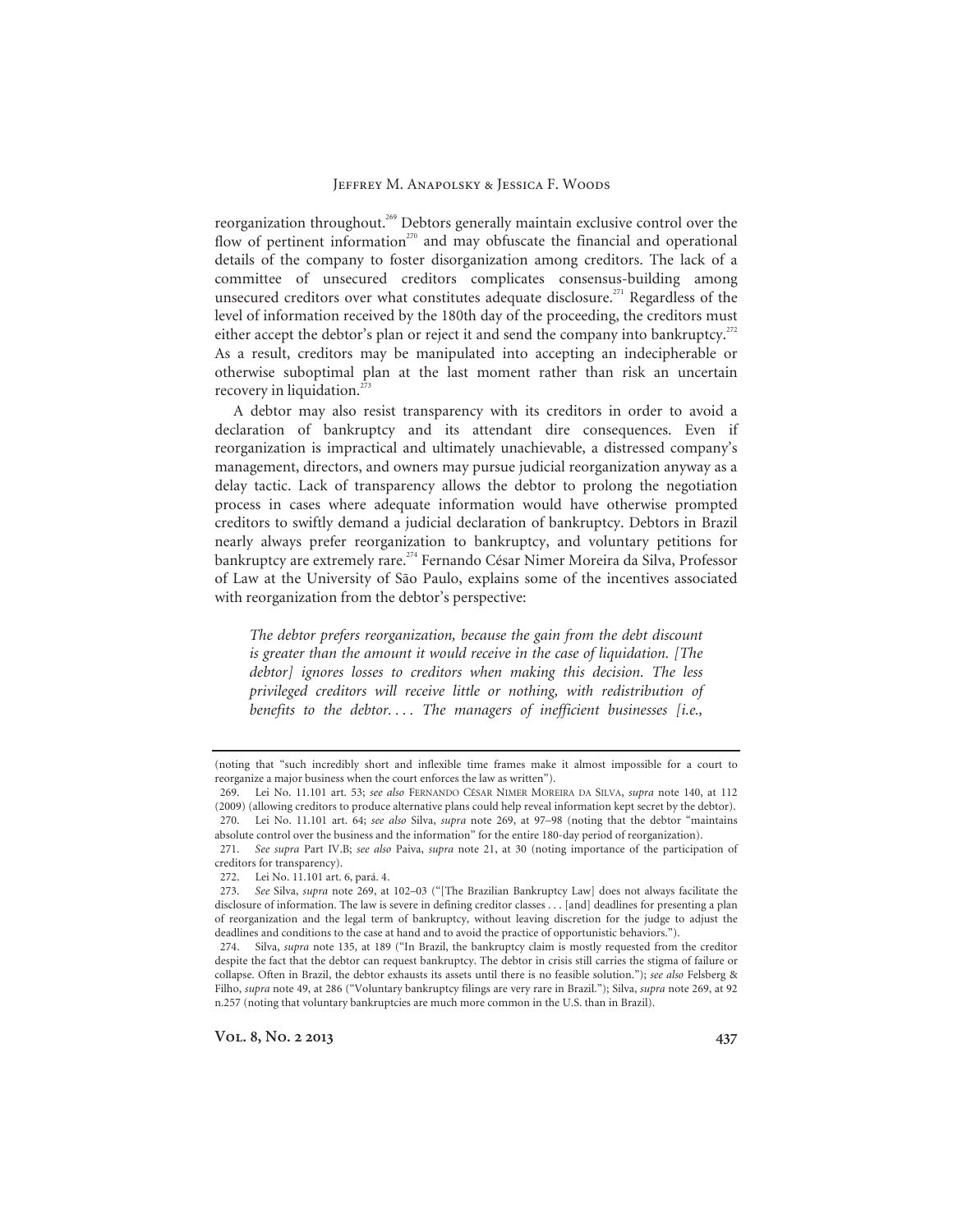reorganization throughout.[269] Debtors generally maintain exclusive control over the flow of pertinent information[270] and may obfuscate the financial and operational details of the company to foster disorganization among creditors. The lack of a committee of unsecured creditors complicates consensus-building among unsecured creditors over what constitutes adequate disclosure.[271] Regardless of the level of information received by the 180th day of the proceeding, the creditors must either accept the debtor's plan or reject it and send the company into bankruptcy.[272] As a result, creditors may be manipulated into accepting an indecipherable or otherwise suboptimal plan at the last moment rather than risk an uncertain recovery in liquidation.[273]

A debtor may also resist transparency with its creditors in order to avoid a declaration of bankruptcy and its attendant dire consequences. Even if reorganization is impractical and ultimately unachievable, a distressed company's management, directors, and owners may pursue judicial reorganization anyway as a delay tactic. Lack of transparency allows the debtor to prolong the negotiation process in cases where adequate information would have otherwise prompted creditors to swiftly demand a judicial declaration of bankruptcy. Debtors in Brazil nearly always prefer reorganization to bankruptcy, and voluntary petitions for bankruptcy are extremely rare.[274] Fernando César Nimer Moreira da Silva, Professor of Law at the University of São Paulo, explains some of the incentives associated with reorganization from the debtor's perspective:

> *The debtor prefers reorganization, because the gain from the debt discount is greater than the amount it would receive in the case of liquidation. [The debtor] ignores losses to creditors when making this decision. The less privileged creditors will receive little or nothing, with redistribution of benefits to the debtor. . . . The managers of inefficient businesses [i.e.,*

---

(noting that "such incredibly short and inflexible time frames make it almost impossible for a court to reorganize a major business when the court enforces the law as written").

269. Lei No. 11.101 art. 53; *see also* FERNANDO CÉSAR NIMER MOREIRA DA SILVA, *supra* note 140, at 112 (2009) (allowing creditors to produce alternative plans could help reveal information kept secret by the debtor).

270. Lei No. 11.101 art. 64; *see also* Silva, *supra* note 269, at 97–98 (noting that the debtor "maintains absolute control over the business and the information" for the entire 180-day period of reorganization).

271. *See supra* Part IV.B; *see also* Paiva, *supra* note 21, at 30 (noting importance of the participation of creditors for transparency).

272. Lei No. 11.101 art. 6, pará. 4.

273. *See* Silva, *supra* note 269, at 102–03 ("[The Brazilian Bankruptcy Law] does not always facilitate the disclosure of information. The law is severe in defining creditor classes . . . [and] deadlines for presenting a plan of reorganization and the legal term of bankruptcy, without leaving discretion for the judge to adjust the deadlines and conditions to the case at hand and to avoid the practice of opportunistic behaviors.").

274. Silva, *supra* note 135, at 189 ("In Brazil, the bankruptcy claim is mostly requested from the creditor despite the fact that the debtor can request bankruptcy. The debtor in crisis still carries the stigma of failure or collapse. Often in Brazil, the debtor exhausts its assets until there is no feasible solution."); *see also* Felsberg & Filho, *supra* note 49, at 286 ("Voluntary bankruptcy filings are very rare in Brazil."); Silva, *supra* note 269, at 92 n.257 (noting that voluntary bankruptcies are much more common in the U.S. than in Brazil).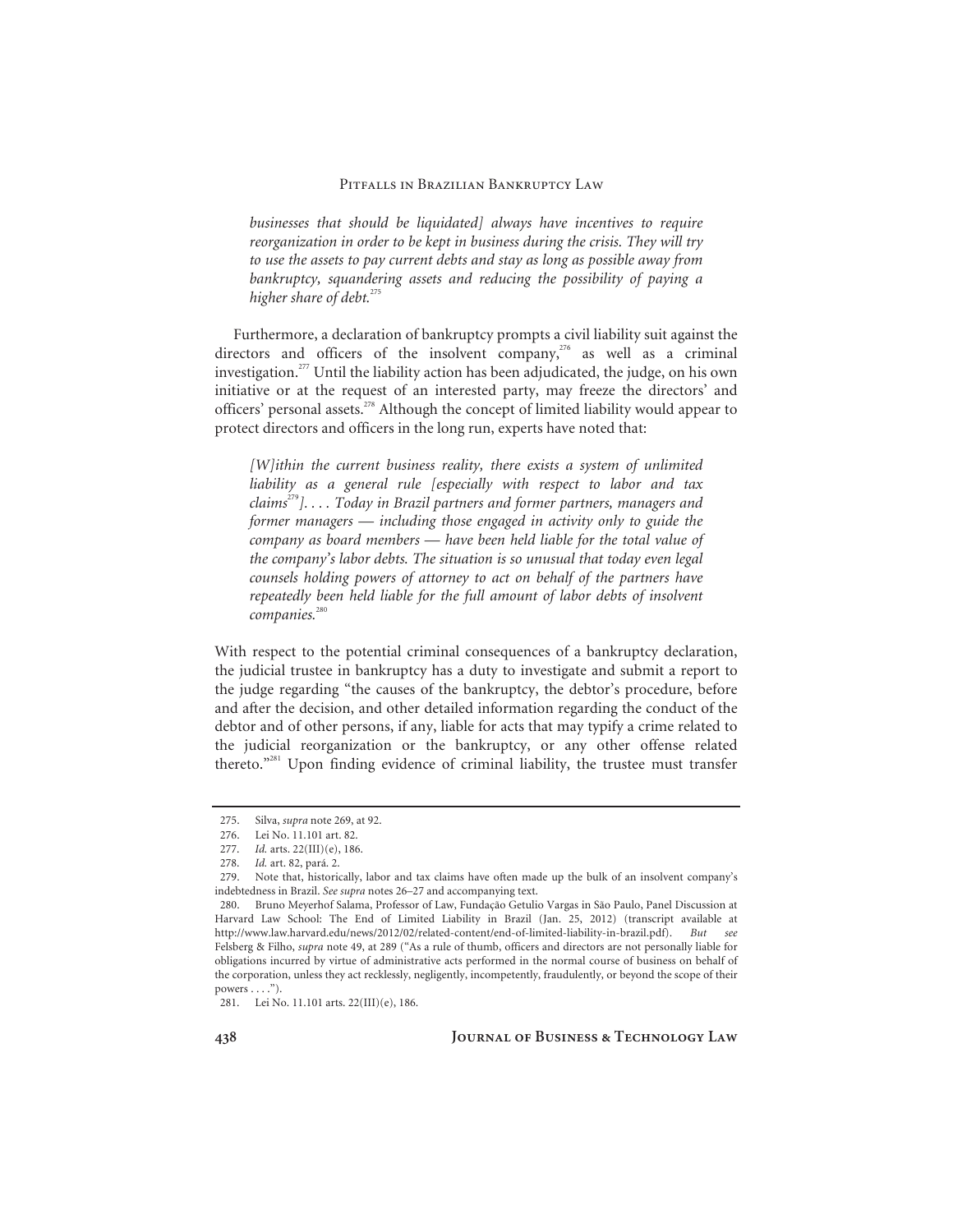> *businesses that should be liquidated] always have incentives to require reorganization in order to be kept in business during the crisis. They will try to use the assets to pay current debts and stay as long as possible away from bankruptcy, squandering assets and reducing the possibility of paying a higher share of debt.*[275]

Furthermore, a declaration of bankruptcy prompts a civil liability suit against the directors and officers of the insolvent company,[276] as well as a criminal investigation.[277] Until the liability action has been adjudicated, the judge, on his own initiative or at the request of an interested party, may freeze the directors' and officers' personal assets.[278] Although the concept of limited liability would appear to protect directors and officers in the long run, experts have noted that:

> *[W]ithin the current business reality, there exists a system of unlimited liability as a general rule [especially with respect to labor and tax claims*[279]*]. . . . Today in Brazil partners and former partners, managers and former managers — including those engaged in activity only to guide the company as board members — have been held liable for the total value of the company's labor debts. The situation is so unusual that today even legal counsels holding powers of attorney to act on behalf of the partners have repeatedly been held liable for the full amount of labor debts of insolvent companies.*[280]

With respect to the potential criminal consequences of a bankruptcy declaration, the judicial trustee in bankruptcy has a duty to investigate and submit a report to the judge regarding "the causes of the bankruptcy, the debtor's procedure, before and after the decision, and other detailed information regarding the conduct of the debtor and of other persons, if any, liable for acts that may typify a crime related to the judicial reorganization or the bankruptcy, or any other offense related thereto."[281] Upon finding evidence of criminal liability, the trustee must transfer

---

275. Silva, *supra* note 269, at 92.

276. Lei No. 11.101 art. 82.

277. *Id.* arts. 22(III)(e), 186.

278. *Id.* art. 82, pará. 2.

279. Note that, historically, labor and tax claims have often made up the bulk of an insolvent company's indebtedness in Brazil. *See supra* notes 26–27 and accompanying text.

280. Bruno Meyerhof Salama, Professor of Law, Fundação Getulio Vargas in São Paulo, Panel Discussion at Harvard Law School: The End of Limited Liability in Brazil (Jan. 25, 2012) (transcript available at http://www.law.harvard.edu/news/2012/02/related-content/end-of-limited-liability-in-brazil.pdf). *But see* Felsberg & Filho, *supra* note 49, at 289 ("As a rule of thumb, officers and directors are not personally liable for obligations incurred by virtue of administrative acts performed in the normal course of business on behalf of the corporation, unless they act recklessly, negligently, incompetently, fraudulently, or beyond the scope of their powers . . . .").

281. Lei No. 11.101 arts. 22(III)(e), 186.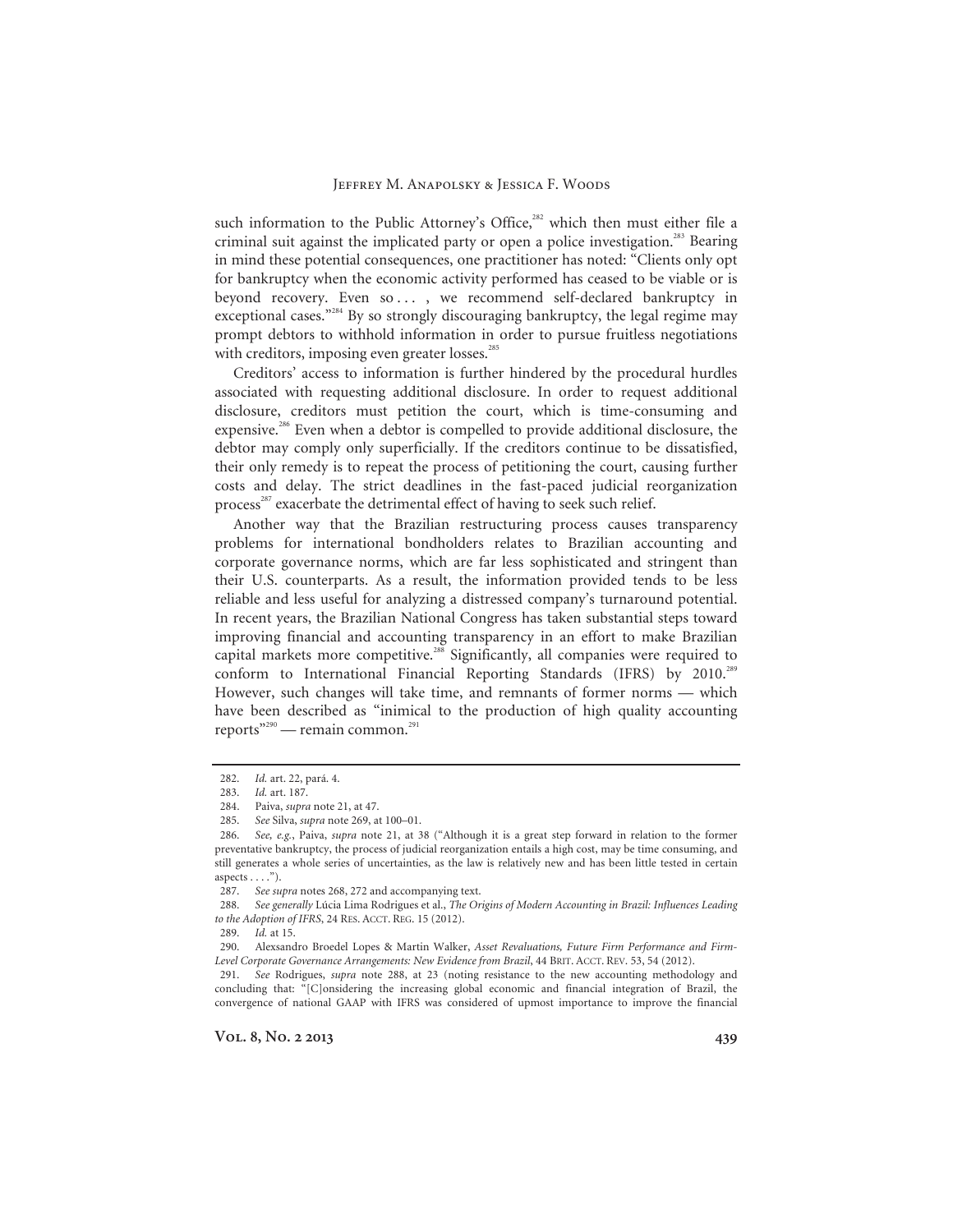such information to the Public Attorney's Office,[282] which then must either file a criminal suit against the implicated party or open a police investigation.[283] Bearing in mind these potential consequences, one practitioner has noted: "Clients only opt for bankruptcy when the economic activity performed has ceased to be viable or is beyond recovery. Even so . . . , we recommend self-declared bankruptcy in exceptional cases."[284] By so strongly discouraging bankruptcy, the legal regime may prompt debtors to withhold information in order to pursue fruitless negotiations with creditors, imposing even greater losses.[285]

Creditors' access to information is further hindered by the procedural hurdles associated with requesting additional disclosure. In order to request additional disclosure, creditors must petition the court, which is time-consuming and expensive.[286] Even when a debtor is compelled to provide additional disclosure, the debtor may comply only superficially. If the creditors continue to be dissatisfied, their only remedy is to repeat the process of petitioning the court, causing further costs and delay. The strict deadlines in the fast-paced judicial reorganization process[287] exacerbate the detrimental effect of having to seek such relief.

Another way that the Brazilian restructuring process causes transparency problems for international bondholders relates to Brazilian accounting and corporate governance norms, which are far less sophisticated and stringent than their U.S. counterparts. As a result, the information provided tends to be less reliable and less useful for analyzing a distressed company's turnaround potential. In recent years, the Brazilian National Congress has taken substantial steps toward improving financial and accounting transparency in an effort to make Brazilian capital markets more competitive.[288] Significantly, all companies were required to conform to International Financial Reporting Standards (IFRS) by 2010.[289] However, such changes will take time, and remnants of former norms — which have been described as "inimical to the production of high quality accounting reports"[290] — remain common.[291]

---

282. *Id.* art. 22, pará. 4.

283. *Id.* art. 187.

284. Paiva, *supra* note 21, at 47.

285. *See* Silva, *supra* note 269, at 100–01.

286. *See, e.g.*, Paiva, *supra* note 21, at 38 ("Although it is a great step forward in relation to the former preventative bankruptcy, the process of judicial reorganization entails a high cost, may be time consuming, and still generates a whole series of uncertainties, as the law is relatively new and has been little tested in certain aspects . . . .").

287. *See supra* notes 268, 272 and accompanying text.

288. *See generally* Lúcia Lima Rodrigues et al., *The Origins of Modern Accounting in Brazil: Influences Leading to the Adoption of IFRS*, 24 RES. ACCT. REG. 15 (2012).

289. *Id.* at 15.

290. Alexsandro Broedel Lopes & Martin Walker, *Asset Revaluations, Future Firm Performance and Firm-Level Corporate Governance Arrangements: New Evidence from Brazil*, 44 BRIT. ACCT. REV. 53, 54 (2012).

291. *See* Rodrigues, *supra* note 288, at 23 (noting resistance to the new accounting methodology and concluding that: "[C]onsidering the increasing global economic and financial integration of Brazil, the convergence of national GAAP with IFRS was considered of upmost importance to improve the financial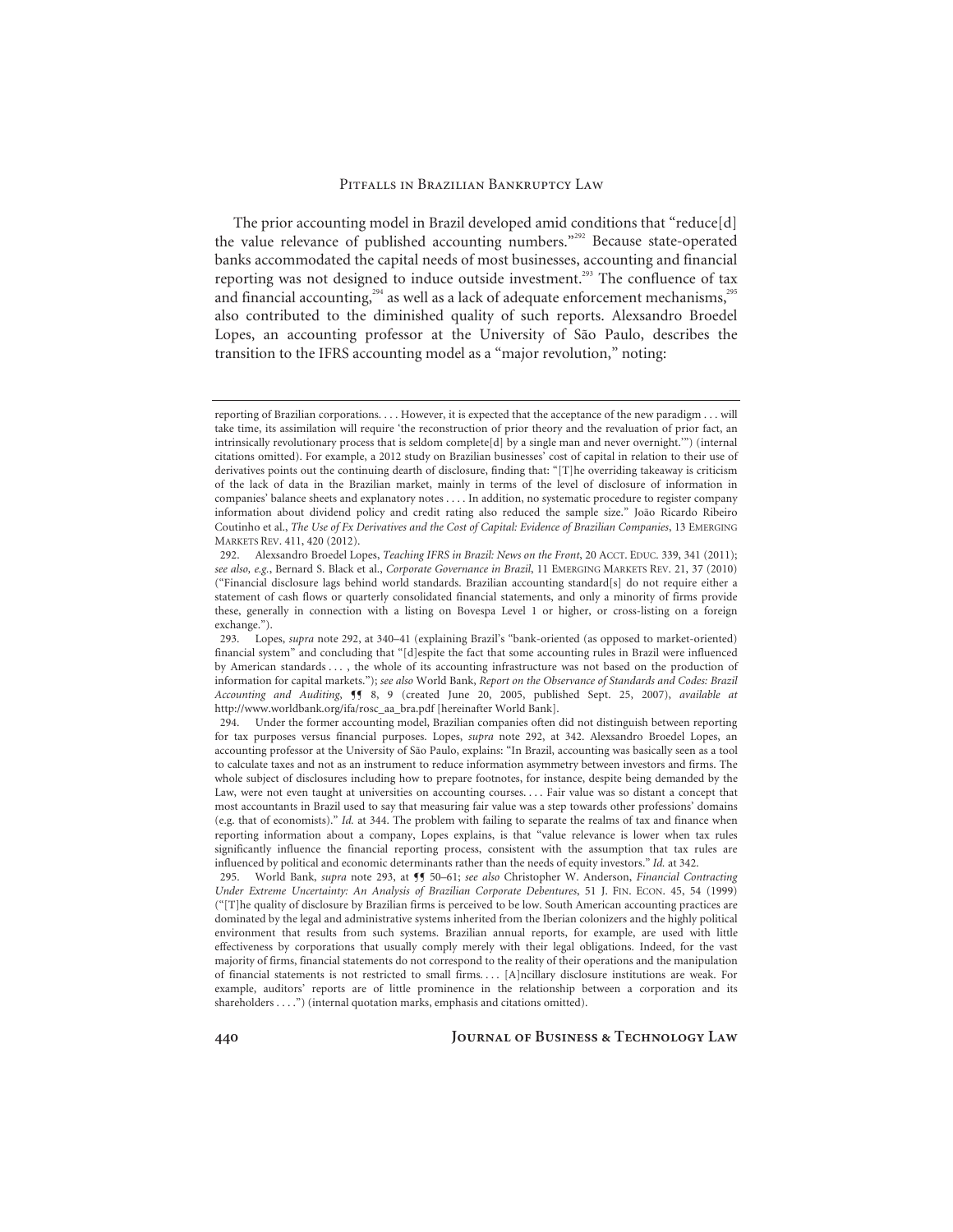The prior accounting model in Brazil developed amid conditions that "reduce[d] the value relevance of published accounting numbers."[292] Because state-operated banks accommodated the capital needs of most businesses, accounting and financial reporting was not designed to induce outside investment.[293] The confluence of tax and financial accounting,[294] as well as a lack of adequate enforcement mechanisms,[295] also contributed to the diminished quality of such reports. Alexsandro Broedel Lopes, an accounting professor at the University of São Paulo, describes the transition to the IFRS accounting model as a "major revolution," noting:

---

reporting of Brazilian corporations. . . . However, it is expected that the acceptance of the new paradigm . . . will take time, its assimilation will require 'the reconstruction of prior theory and the revaluation of prior fact, an intrinsically revolutionary process that is seldom complete[d] by a single man and never overnight.'") (internal citations omitted). For example, a 2012 study on Brazilian businesses' cost of capital in relation to their use of derivatives points out the continuing dearth of disclosure, finding that: "[T]he overriding takeaway is criticism of the lack of data in the Brazilian market, mainly in terms of the level of disclosure of information in companies' balance sheets and explanatory notes . . . . In addition, no systematic procedure to register company information about dividend policy and credit rating also reduced the sample size." João Ricardo Ribeiro Coutinho et al., *The Use of Fx Derivatives and the Cost of Capital: Evidence of Brazilian Companies*, 13 EMERGING MARKETS REV. 411, 420 (2012).

292. Alexsandro Broedel Lopes, *Teaching IFRS in Brazil: News on the Front*, 20 ACCT. EDUC. 339, 341 (2011); *see also, e.g.*, Bernard S. Black et al., *Corporate Governance in Brazil*, 11 EMERGING MARKETS REV. 21, 37 (2010) ("Financial disclosure lags behind world standards. Brazilian accounting standard[s] do not require either a statement of cash flows or quarterly consolidated financial statements, and only a minority of firms provide these, generally in connection with a listing on Bovespa Level 1 or higher, or cross-listing on a foreign exchange.").

293. Lopes, *supra* note 292, at 340–41 (explaining Brazil's "bank-oriented (as opposed to market-oriented) financial system" and concluding that "[d]espite the fact that some accounting rules in Brazil were influenced by American standards . . . , the whole of its accounting infrastructure was not based on the production of information for capital markets."); *see also* World Bank, *Report on the Observance of Standards and Codes: Brazil Accounting and Auditing*, ¶¶ 8, 9 (created June 20, 2005, published Sept. 25, 2007), *available at* http://www.worldbank.org/ifa/rosc_aa_bra.pdf [hereinafter World Bank].

294. Under the former accounting model, Brazilian companies often did not distinguish between reporting for tax purposes versus financial purposes. Lopes, *supra* note 292, at 342. Alexsandro Broedel Lopes, an accounting professor at the University of São Paulo, explains: "In Brazil, accounting was basically seen as a tool to calculate taxes and not as an instrument to reduce information asymmetry between investors and firms. The whole subject of disclosures including how to prepare footnotes, for instance, despite being demanded by the Law, were not even taught at universities on accounting courses. . . . Fair value was so distant a concept that most accountants in Brazil used to say that measuring fair value was a step towards other professions' domains (e.g. that of economists)." *Id.* at 344. The problem with failing to separate the realms of tax and finance when reporting information about a company, Lopes explains, is that "value relevance is lower when tax rules significantly influence the financial reporting process, consistent with the assumption that tax rules are influenced by political and economic determinants rather than the needs of equity investors." *Id.* at 342.

295. World Bank, *supra* note 293, at ¶¶ 50–61; *see also* Christopher W. Anderson, *Financial Contracting Under Extreme Uncertainty: An Analysis of Brazilian Corporate Debentures*, 51 J. FIN. ECON. 45, 54 (1999) ("[T]he quality of disclosure by Brazilian firms is perceived to be low. South American accounting practices are dominated by the legal and administrative systems inherited from the Iberian colonizers and the highly political environment that results from such systems. Brazilian annual reports, for example, are used with little effectiveness by corporations that usually comply merely with their legal obligations. Indeed, for the vast majority of firms, financial statements do not correspond to the reality of their operations and the manipulation of financial statements is not restricted to small firms. . . . [A]ncillary disclosure institutions are weak. For example, auditors' reports are of little prominence in the relationship between a corporation and its shareholders . . . .") (internal quotation marks, emphasis and citations omitted).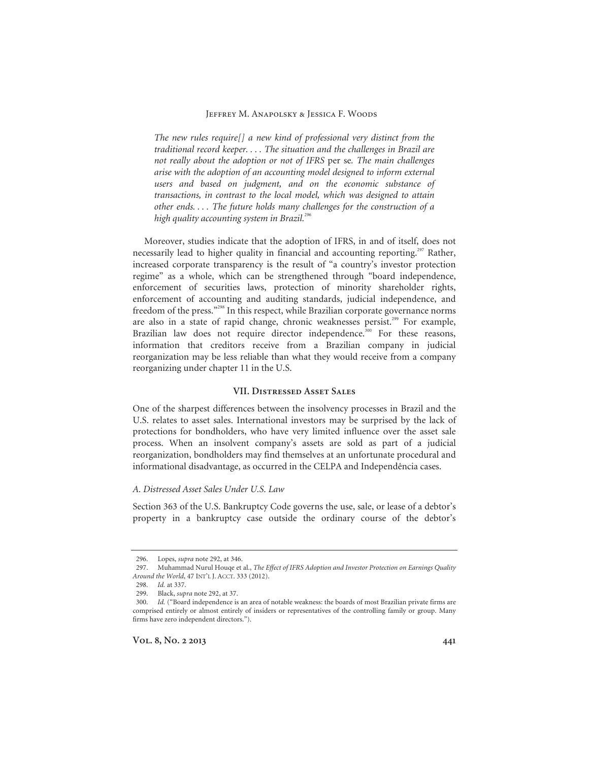> *The new rules require[] a new kind of professional very distinct from the traditional record keeper. . . . The situation and the challenges in Brazil are not really about the adoption or not of IFRS* per se*. The main challenges arise with the adoption of an accounting model designed to inform external users and based on judgment, and on the economic substance of transactions, in contrast to the local model, which was designed to attain other ends. . . . The future holds many challenges for the construction of a high quality accounting system in Brazil.*[296]

Moreover, studies indicate that the adoption of IFRS, in and of itself, does not necessarily lead to higher quality in financial and accounting reporting.[297] Rather, increased corporate transparency is the result of "a country's investor protection regime" as a whole, which can be strengthened through "board independence, enforcement of securities laws, protection of minority shareholder rights, enforcement of accounting and auditing standards, judicial independence, and freedom of the press."[298] In this respect, while Brazilian corporate governance norms are also in a state of rapid change, chronic weaknesses persist.[299] For example, Brazilian law does not require director independence.[300] For these reasons, information that creditors receive from a Brazilian company in judicial reorganization may be less reliable than what they would receive from a company reorganizing under chapter 11 in the U.S.

## VII. Distressed Asset Sales

One of the sharpest differences between the insolvency processes in Brazil and the U.S. relates to asset sales. International investors may be surprised by the lack of protections for bondholders, who have very limited influence over the asset sale process. When an insolvent company's assets are sold as part of a judicial reorganization, bondholders may find themselves at an unfortunate procedural and informational disadvantage, as occurred in the CELPA and Independência cases.

### *A. Distressed Asset Sales Under U.S. Law*

Section 363 of the U.S. Bankruptcy Code governs the use, sale, or lease of a debtor's property in a bankruptcy case outside the ordinary course of the debtor's

---

296. Lopes, *supra* note 292, at 346.

297. Muhammad Nurul Houqe et al., *The Effect of IFRS Adoption and Investor Protection on Earnings Quality Around the World*, 47 Int'l J. Acct. 333 (2012).

298. *Id.* at 337.

299. Black, *supra* note 292, at 37.

300. *Id.* ("Board independence is an area of notable weakness: the boards of most Brazilian private firms are comprised entirely or almost entirely of insiders or representatives of the controlling family or group. Many firms have zero independent directors.").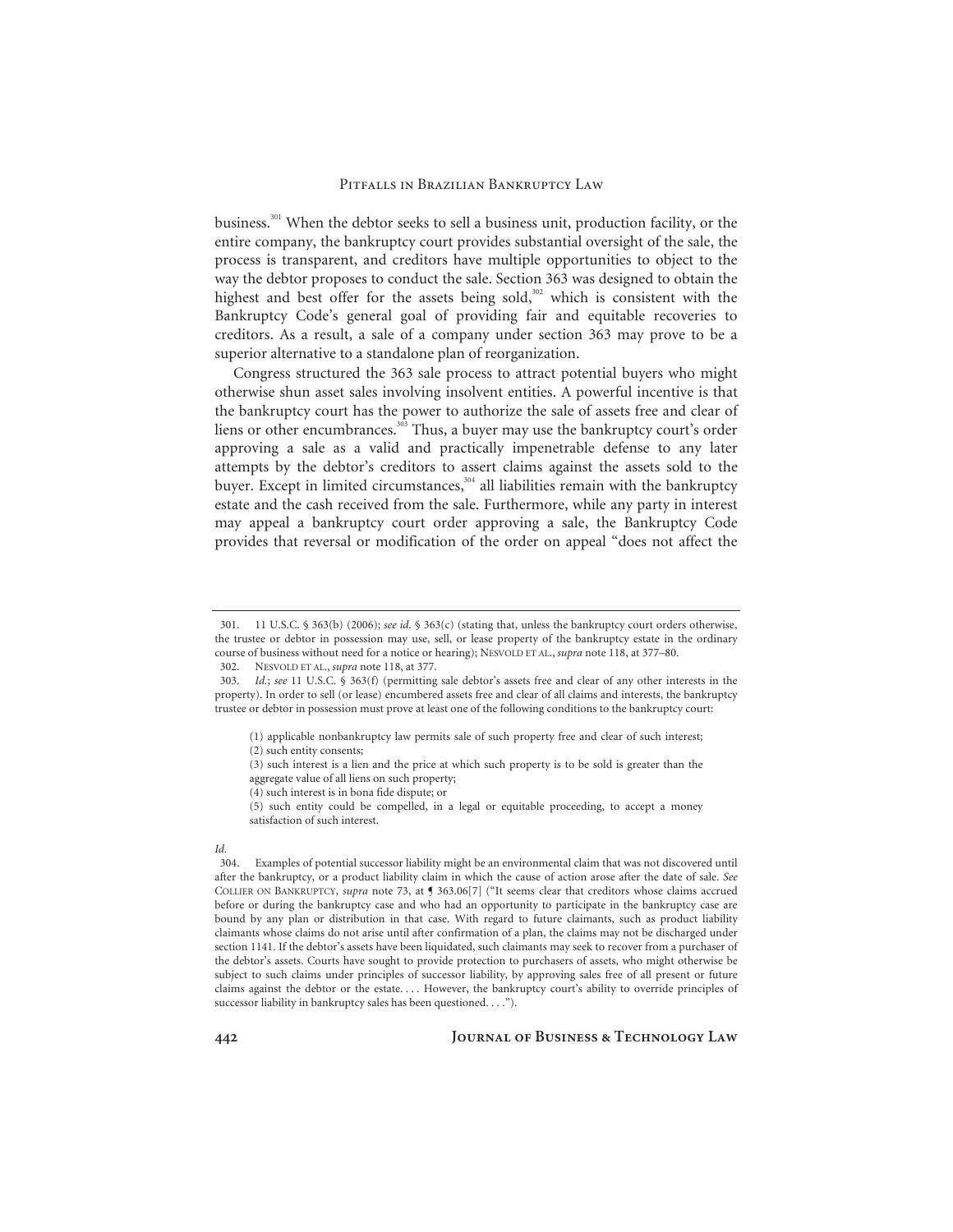business.[301] When the debtor seeks to sell a business unit, production facility, or the entire company, the bankruptcy court provides substantial oversight of the sale, the process is transparent, and creditors have multiple opportunities to object to the way the debtor proposes to conduct the sale. Section 363 was designed to obtain the highest and best offer for the assets being sold,[302] which is consistent with the Bankruptcy Code's general goal of providing fair and equitable recoveries to creditors. As a result, a sale of a company under section 363 may prove to be a superior alternative to a standalone plan of reorganization.

Congress structured the 363 sale process to attract potential buyers who might otherwise shun asset sales involving insolvent entities. A powerful incentive is that the bankruptcy court has the power to authorize the sale of assets free and clear of liens or other encumbrances.[303] Thus, a buyer may use the bankruptcy court's order approving a sale as a valid and practically impenetrable defense to any later attempts by the debtor's creditors to assert claims against the assets sold to the buyer. Except in limited circumstances,[304] all liabilities remain with the bankruptcy estate and the cash received from the sale. Furthermore, while any party in interest may appeal a bankruptcy court order approving a sale, the Bankruptcy Code provides that reversal or modification of the order on appeal "does not affect the

---

301. 11 U.S.C. § 363(b) (2006); *see id.* § 363(c) (stating that, unless the bankruptcy court orders otherwise, the trustee or debtor in possession may use, sell, or lease property of the bankruptcy estate in the ordinary course of business without need for a notice or hearing); NESVOLD ET AL., *supra* note 118, at 377–80.

302. NESVOLD ET AL., *supra* note 118, at 377.

303. *Id.*; *see* 11 U.S.C. § 363(f) (permitting sale debtor's assets free and clear of any other interests in the property). In order to sell (or lease) encumbered assets free and clear of all claims and interests, the bankruptcy trustee or debtor in possession must prove at least one of the following conditions to the bankruptcy court:

> (1) applicable nonbankruptcy law permits sale of such property free and clear of such interest;
> (2) such entity consents;
> (3) such interest is a lien and the price at which such property is to be sold is greater than the aggregate value of all liens on such property;
> (4) such interest is in bona fide dispute; or
> (5) such entity could be compelled, in a legal or equitable proceeding, to accept a money satisfaction of such interest.

*Id.*

304. Examples of potential successor liability might be an environmental claim that was not discovered until after the bankruptcy, or a product liability claim in which the cause of action arose after the date of sale. *See* COLLIER ON BANKRUPTCY, *supra* note 73, at ¶ 363.06[7] ("It seems clear that creditors whose claims accrued before or during the bankruptcy case and who had an opportunity to participate in the bankruptcy case are bound by any plan or distribution in that case. With regard to future claimants, such as product liability claimants whose claims do not arise until after confirmation of a plan, the claims may not be discharged under section 1141. If the debtor's assets have been liquidated, such claimants may seek to recover from a purchaser of the debtor's assets. Courts have sought to provide protection to purchasers of assets, who might otherwise be subject to such claims under principles of successor liability, by approving sales free of all present or future claims against the debtor or the estate. . . . However, the bankruptcy court's ability to override principles of successor liability in bankruptcy sales has been questioned. . . .").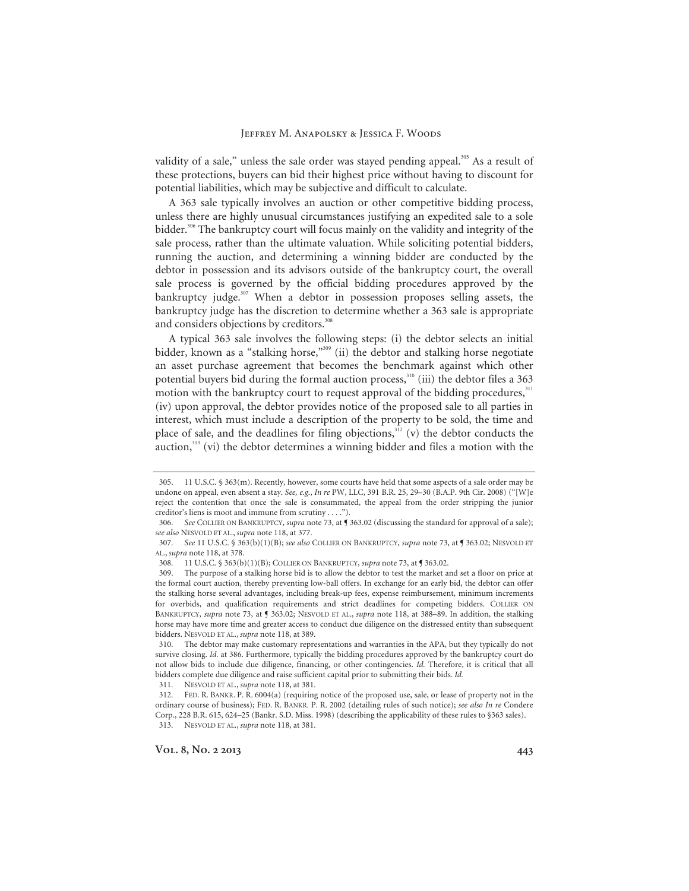validity of a sale," unless the sale order was stayed pending appeal.[305] As a result of these protections, buyers can bid their highest price without having to discount for potential liabilities, which may be subjective and difficult to calculate.

A 363 sale typically involves an auction or other competitive bidding process, unless there are highly unusual circumstances justifying an expedited sale to a sole bidder.[306] The bankruptcy court will focus mainly on the validity and integrity of the sale process, rather than the ultimate valuation. While soliciting potential bidders, running the auction, and determining a winning bidder are conducted by the debtor in possession and its advisors outside of the bankruptcy court, the overall sale process is governed by the official bidding procedures approved by the bankruptcy judge.[307] When a debtor in possession proposes selling assets, the bankruptcy judge has the discretion to determine whether a 363 sale is appropriate and considers objections by creditors.[308]

A typical 363 sale involves the following steps: (i) the debtor selects an initial bidder, known as a "stalking horse,"[309] (ii) the debtor and stalking horse negotiate an asset purchase agreement that becomes the benchmark against which other potential buyers bid during the formal auction process,[310] (iii) the debtor files a 363 motion with the bankruptcy court to request approval of the bidding procedures,[311] (iv) upon approval, the debtor provides notice of the proposed sale to all parties in interest, which must include a description of the property to be sold, the time and place of sale, and the deadlines for filing objections,[312] (v) the debtor conducts the auction,[313] (vi) the debtor determines a winning bidder and files a motion with the

---

305. 11 U.S.C. § 363(m). Recently, however, some courts have held that some aspects of a sale order may be undone on appeal, even absent a stay. *See, e.g.*, *In re* PW, LLC, 391 B.R. 25, 29–30 (B.A.P. 9th Cir. 2008) ("[W]e reject the contention that once the sale is consummated, the appeal from the order stripping the junior creditor's liens is moot and immune from scrutiny . . . .").

306. *See* COLLIER ON BANKRUPTCY, *supra* note 73, at ¶ 363.02 (discussing the standard for approval of a sale); *see also* NESVOLD ET AL., *supra* note 118, at 377.

307. *See* 11 U.S.C. § 363(b)(1)(B); *see also* COLLIER ON BANKRUPTCY, *supra* note 73, at ¶ 363.02; NESVOLD ET AL., *supra* note 118, at 378.

308. 11 U.S.C. § 363(b)(1)(B); COLLIER ON BANKRUPTCY, *supra* note 73, at ¶ 363.02.

309. The purpose of a stalking horse bid is to allow the debtor to test the market and set a floor on price at the formal court auction, thereby preventing low-ball offers. In exchange for an early bid, the debtor can offer the stalking horse several advantages, including break-up fees, expense reimbursement, minimum increments for overbids, and qualification requirements and strict deadlines for competing bidders. COLLIER ON BANKRUPTCY, *supra* note 73, at ¶ 363.02; NESVOLD ET AL., *supra* note 118, at 388–89. In addition, the stalking horse may have more time and greater access to conduct due diligence on the distressed entity than subsequent bidders. NESVOLD ET AL., *supra* note 118, at 389.

310. The debtor may make customary representations and warranties in the APA, but they typically do not survive closing. *Id.* at 386. Furthermore, typically the bidding procedures approved by the bankruptcy court do not allow bids to include due diligence, financing, or other contingencies. *Id.* Therefore, it is critical that all bidders complete due diligence and raise sufficient capital prior to submitting their bids. *Id.*

311. NESVOLD ET AL., *supra* note 118, at 381.

312. FED. R. BANKR. P. R. 6004(a) (requiring notice of the proposed use, sale, or lease of property not in the ordinary course of business); FED. R. BANKR. P. R. 2002 (detailing rules of such notice); *see also In re* Condere Corp., 228 B.R. 615, 624–25 (Bankr. S.D. Miss. 1998) (describing the applicability of these rules to §363 sales).

313. NESVOLD ET AL., *supra* note 118, at 381.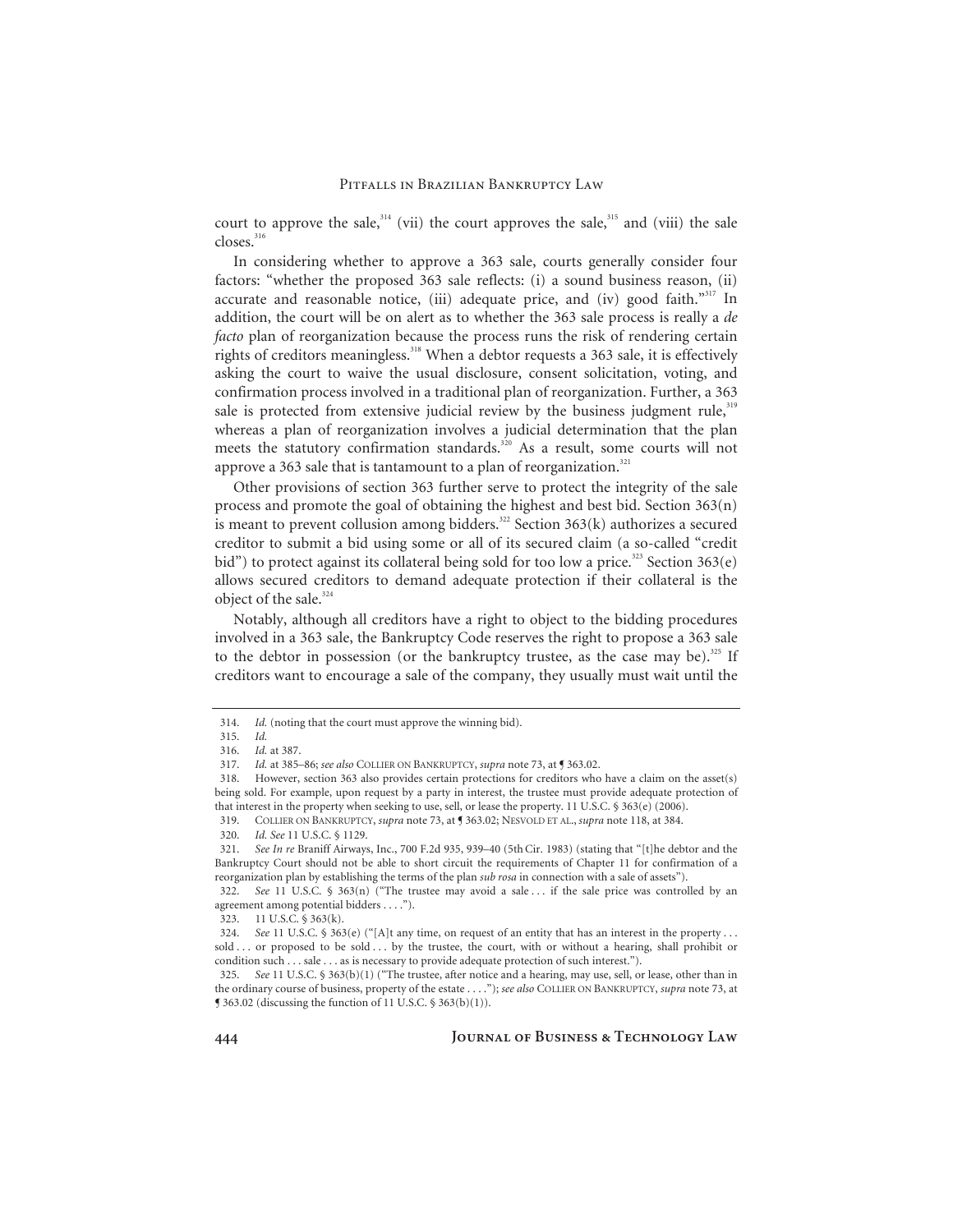court to approve the sale,[314] (vii) the court approves the sale,[315] and (viii) the sale closes.[316]

In considering whether to approve a 363 sale, courts generally consider four factors: "whether the proposed 363 sale reflects: (i) a sound business reason, (ii) accurate and reasonable notice, (iii) adequate price, and (iv) good faith."[317] In addition, the court will be on alert as to whether the 363 sale process is really a *de facto* plan of reorganization because the process runs the risk of rendering certain rights of creditors meaningless.[318] When a debtor requests a 363 sale, it is effectively asking the court to waive the usual disclosure, consent solicitation, voting, and confirmation process involved in a traditional plan of reorganization. Further, a 363 sale is protected from extensive judicial review by the business judgment rule,[319] whereas a plan of reorganization involves a judicial determination that the plan meets the statutory confirmation standards.[320] As a result, some courts will not approve a 363 sale that is tantamount to a plan of reorganization.[321]

Other provisions of section 363 further serve to protect the integrity of the sale process and promote the goal of obtaining the highest and best bid. Section 363(n) is meant to prevent collusion among bidders.[322] Section 363(k) authorizes a secured creditor to submit a bid using some or all of its secured claim (a so-called "credit bid") to protect against its collateral being sold for too low a price.[323] Section 363(e) allows secured creditors to demand adequate protection if their collateral is the object of the sale.[324]

Notably, although all creditors have a right to object to the bidding procedures involved in a 363 sale, the Bankruptcy Code reserves the right to propose a 363 sale to the debtor in possession (or the bankruptcy trustee, as the case may be).[325] If creditors want to encourage a sale of the company, they usually must wait until the

---

314. *Id.* (noting that the court must approve the winning bid).

315. *Id.*

316. *Id.* at 387.

317. *Id.* at 385–86; *see also* COLLIER ON BANKRUPTCY, *supra* note 73, at ¶ 363.02.

318. However, section 363 also provides certain protections for creditors who have a claim on the asset(s) being sold. For example, upon request by a party in interest, the trustee must provide adequate protection of that interest in the property when seeking to use, sell, or lease the property. 11 U.S.C. § 363(e) (2006).

319. COLLIER ON BANKRUPTCY, *supra* note 73, at ¶ 363.02; NESVOLD ET AL., *supra* note 118, at 384.

320. *Id. See* 11 U.S.C. § 1129.

321. *See In re* Braniff Airways, Inc., 700 F.2d 935, 939–40 (5th Cir. 1983) (stating that "[t]he debtor and the Bankruptcy Court should not be able to short circuit the requirements of Chapter 11 for confirmation of a reorganization plan by establishing the terms of the plan *sub rosa* in connection with a sale of assets").

322. *See* 11 U.S.C. § 363(n) ("The trustee may avoid a sale . . . if the sale price was controlled by an agreement among potential bidders . . . .").

323. 11 U.S.C. § 363(k).

324. *See* 11 U.S.C. § 363(e) ("[A]t any time, on request of an entity that has an interest in the property . . . sold . . . or proposed to be sold . . . by the trustee, the court, with or without a hearing, shall prohibit or condition such . . . sale . . . as is necessary to provide adequate protection of such interest.").

325. *See* 11 U.S.C. § 363(b)(1) ("The trustee, after notice and a hearing, may use, sell, or lease, other than in the ordinary course of business, property of the estate . . . ."); *see also* COLLIER ON BANKRUPTCY, *supra* note 73, at ¶ 363.02 (discussing the function of 11 U.S.C. § 363(b)(1)).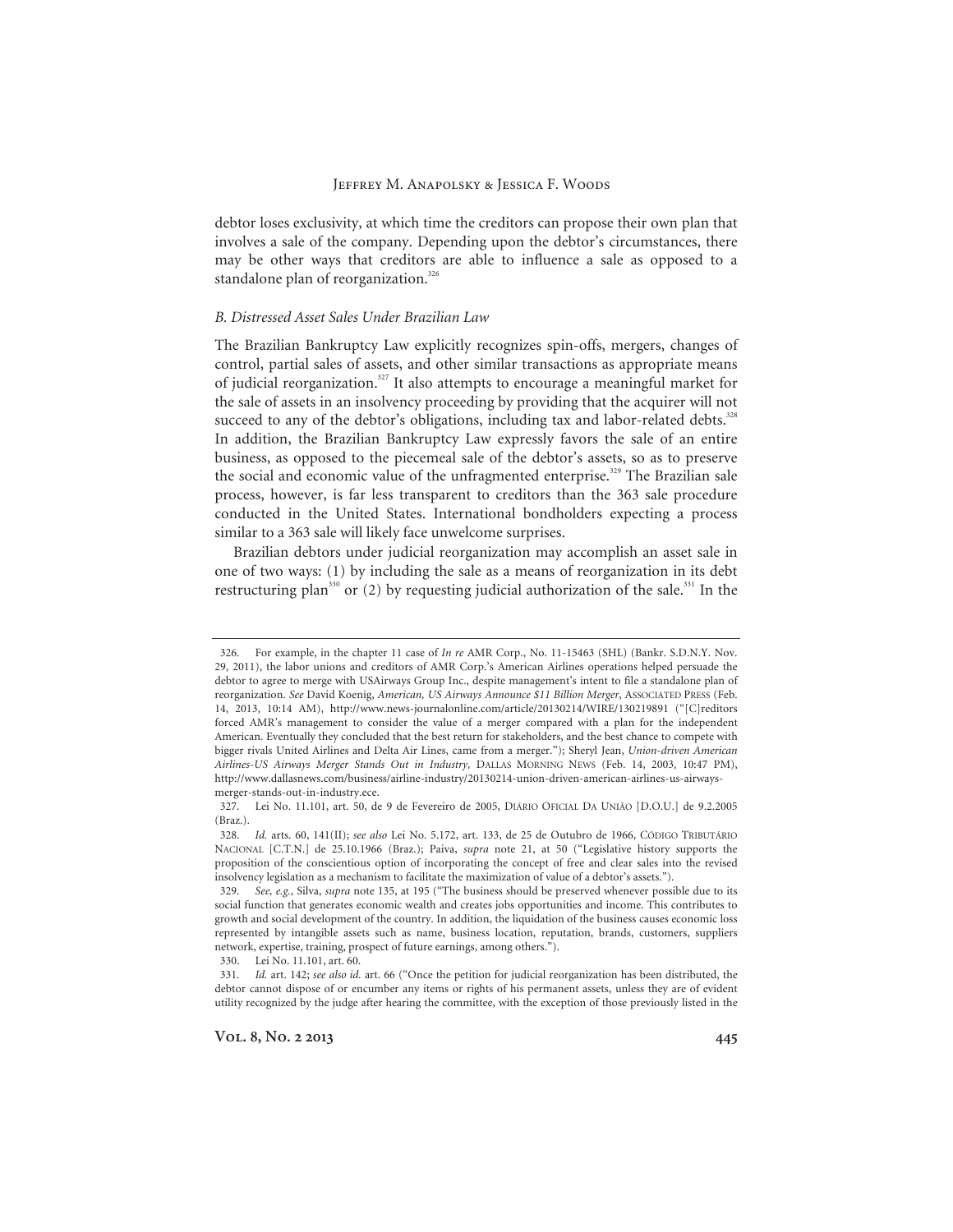debtor loses exclusivity, at which time the creditors can propose their own plan that involves a sale of the company. Depending upon the debtor's circumstances, there may be other ways that creditors are able to influence a sale as opposed to a standalone plan of reorganization.[326]

### *B. Distressed Asset Sales Under Brazilian Law*

The Brazilian Bankruptcy Law explicitly recognizes spin-offs, mergers, changes of control, partial sales of assets, and other similar transactions as appropriate means of judicial reorganization.[327] It also attempts to encourage a meaningful market for the sale of assets in an insolvency proceeding by providing that the acquirer will not succeed to any of the debtor's obligations, including tax and labor-related debts.[328] In addition, the Brazilian Bankruptcy Law expressly favors the sale of an entire business, as opposed to the piecemeal sale of the debtor's assets, so as to preserve the social and economic value of the unfragmented enterprise.[329] The Brazilian sale process, however, is far less transparent to creditors than the 363 sale procedure conducted in the United States. International bondholders expecting a process similar to a 363 sale will likely face unwelcome surprises.

Brazilian debtors under judicial reorganization may accomplish an asset sale in one of two ways: (1) by including the sale as a means of reorganization in its debt restructuring plan[330] or (2) by requesting judicial authorization of the sale.[331] In the

---

326. For example, in the chapter 11 case of *In re* AMR Corp., No. 11-15463 (SHL) (Bankr. S.D.N.Y. Nov. 29, 2011), the labor unions and creditors of AMR Corp.'s American Airlines operations helped persuade the debtor to agree to merge with USAirways Group Inc., despite management's intent to file a standalone plan of reorganization. *See* David Koenig, *American, US Airways Announce $11 Billion Merger*, ASSOCIATED PRESS (Feb. 14, 2013, 10:14 AM), http://www.news-journalonline.com/article/20130214/WIRE/130219891 ("[C]reditors forced AMR's management to consider the value of a merger compared with a plan for the independent American. Eventually they concluded that the best return for stakeholders, and the best chance to compete with bigger rivals United Airlines and Delta Air Lines, came from a merger."); Sheryl Jean, *Union-driven American Airlines-US Airways Merger Stands Out in Industry,* DALLAS MORNING NEWS (Feb. 14, 2003, 10:47 PM), http://www.dallasnews.com/business/airline-industry/20130214-union-driven-american-airlines-us-airways-merger-stands-out-in-industry.ece.

327. Lei No. 11.101, art. 50, de 9 de Fevereiro de 2005, DIÁRIO OFICIAL DA UNIÃO [D.O.U.] de 9.2.2005 (Braz.).

328. *Id.* arts. 60, 141(II); *see also* Lei No. 5.172, art. 133, de 25 de Outubro de 1966, CÓDIGO TRIBUTÁRIO NACIONAL [C.T.N.] de 25.10.1966 (Braz.); Paiva, *supra* note 21, at 50 ("Legislative history supports the proposition of the conscientious option of incorporating the concept of free and clear sales into the revised insolvency legislation as a mechanism to facilitate the maximization of value of a debtor's assets.").

329. *See, e.g.*, Silva, *supra* note 135, at 195 ("The business should be preserved whenever possible due to its social function that generates economic wealth and creates jobs opportunities and income. This contributes to growth and social development of the country. In addition, the liquidation of the business causes economic loss represented by intangible assets such as name, business location, reputation, brands, customers, suppliers network, expertise, training, prospect of future earnings, among others.").

330. Lei No. 11.101, art. 60.

331. *Id.* art. 142; *see also id.* art. 66 ("Once the petition for judicial reorganization has been distributed, the debtor cannot dispose of or encumber any items or rights of his permanent assets, unless they are of evident utility recognized by the judge after hearing the committee, with the exception of those previously listed in the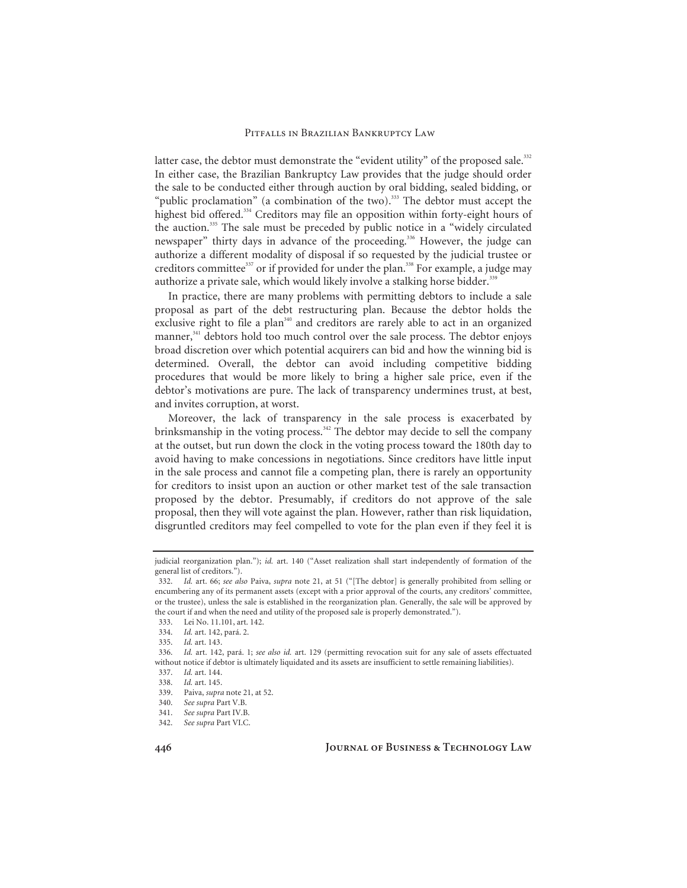latter case, the debtor must demonstrate the "evident utility" of the proposed sale.[332] In either case, the Brazilian Bankruptcy Law provides that the judge should order the sale to be conducted either through auction by oral bidding, sealed bidding, or "public proclamation" (a combination of the two).[333] The debtor must accept the highest bid offered.[334] Creditors may file an opposition within forty-eight hours of the auction.[335] The sale must be preceded by public notice in a "widely circulated newspaper" thirty days in advance of the proceeding.[336] However, the judge can authorize a different modality of disposal if so requested by the judicial trustee or creditors committee[337] or if provided for under the plan.[338] For example, a judge may authorize a private sale, which would likely involve a stalking horse bidder.[339]

In practice, there are many problems with permitting debtors to include a sale proposal as part of the debt restructuring plan. Because the debtor holds the exclusive right to file a plan[340] and creditors are rarely able to act in an organized manner,[341] debtors hold too much control over the sale process. The debtor enjoys broad discretion over which potential acquirers can bid and how the winning bid is determined. Overall, the debtor can avoid including competitive bidding procedures that would be more likely to bring a higher sale price, even if the debtor's motivations are pure. The lack of transparency undermines trust, at best, and invites corruption, at worst.

Moreover, the lack of transparency in the sale process is exacerbated by brinksmanship in the voting process.[342] The debtor may decide to sell the company at the outset, but run down the clock in the voting process toward the 180th day to avoid having to make concessions in negotiations. Since creditors have little input in the sale process and cannot file a competing plan, there is rarely an opportunity for creditors to insist upon an auction or other market test of the sale transaction proposed by the debtor. Presumably, if creditors do not approve of the sale proposal, then they will vote against the plan. However, rather than risk liquidation, disgruntled creditors may feel compelled to vote for the plan even if they feel it is

---

judicial reorganization plan."); *id.* art. 140 ("Asset realization shall start independently of formation of the general list of creditors.").

332. *Id.* art. 66; *see also* Paiva, *supra* note 21, at 51 ("[The debtor] is generally prohibited from selling or encumbering any of its permanent assets (except with a prior approval of the courts, any creditors' committee, or the trustee), unless the sale is established in the reorganization plan. Generally, the sale will be approved by the court if and when the need and utility of the proposed sale is properly demonstrated.").

333. Lei No. 11.101, art. 142.

334. *Id.* art. 142, pará. 2.

335. *Id.* art. 143.

336. *Id.* art. 142, pará. 1; *see also id.* art. 129 (permitting revocation suit for any sale of assets effectuated without notice if debtor is ultimately liquidated and its assets are insufficient to settle remaining liabilities).

337. *Id.* art. 144.

338. *Id.* art. 145.

339. Paiva, *supra* note 21, at 52.

340. *See supra* Part V.B.

341. *See supra* Part IV.B.

342. *See supra* Part VI.C.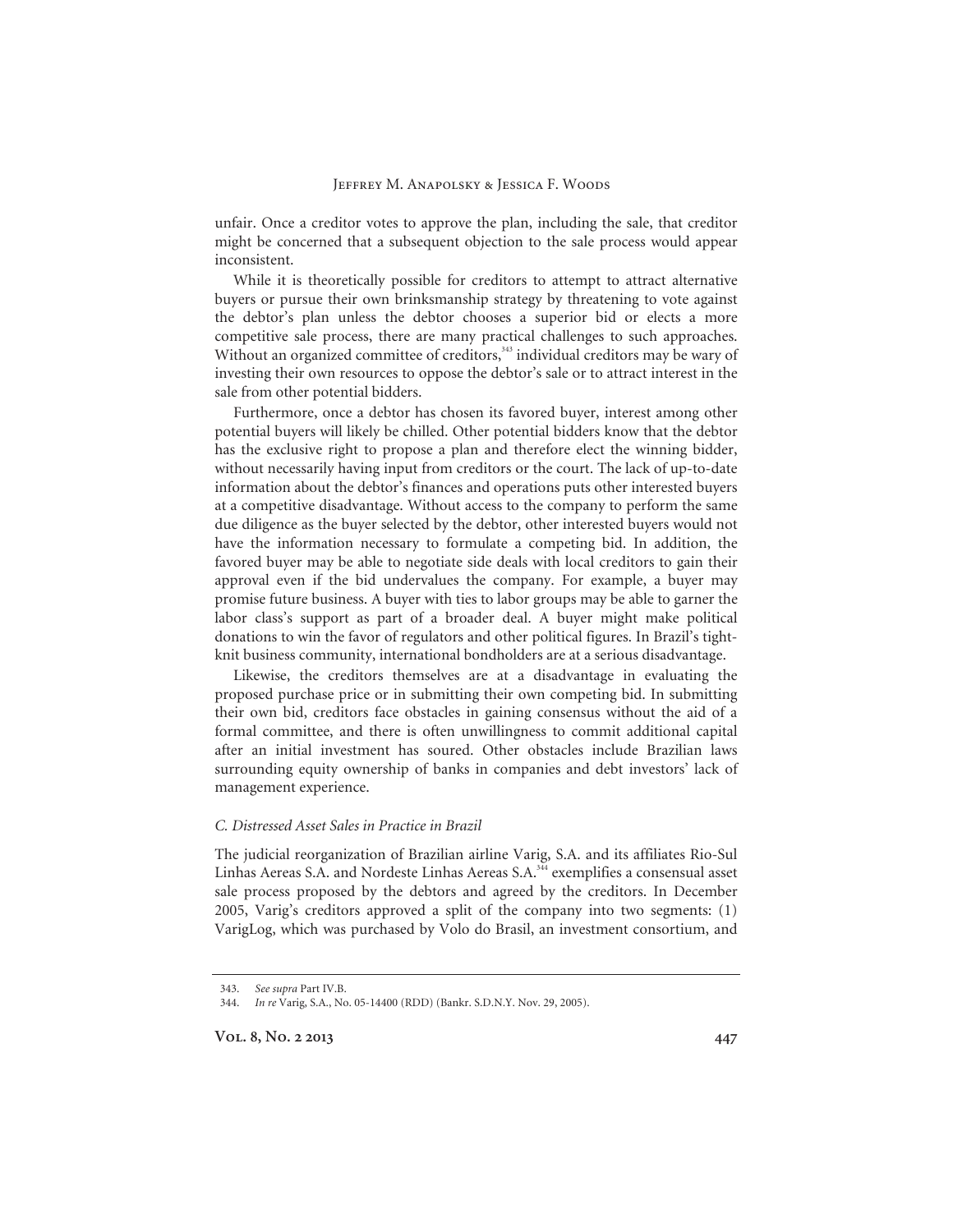unfair. Once a creditor votes to approve the plan, including the sale, that creditor might be concerned that a subsequent objection to the sale process would appear inconsistent.

While it is theoretically possible for creditors to attempt to attract alternative buyers or pursue their own brinksmanship strategy by threatening to vote against the debtor's plan unless the debtor chooses a superior bid or elects a more competitive sale process, there are many practical challenges to such approaches. Without an organized committee of creditors,[343] individual creditors may be wary of investing their own resources to oppose the debtor's sale or to attract interest in the sale from other potential bidders.

Furthermore, once a debtor has chosen its favored buyer, interest among other potential buyers will likely be chilled. Other potential bidders know that the debtor has the exclusive right to propose a plan and therefore elect the winning bidder, without necessarily having input from creditors or the court. The lack of up-to-date information about the debtor's finances and operations puts other interested buyers at a competitive disadvantage. Without access to the company to perform the same due diligence as the buyer selected by the debtor, other interested buyers would not have the information necessary to formulate a competing bid. In addition, the favored buyer may be able to negotiate side deals with local creditors to gain their approval even if the bid undervalues the company. For example, a buyer may promise future business. A buyer with ties to labor groups may be able to garner the labor class's support as part of a broader deal. A buyer might make political donations to win the favor of regulators and other political figures. In Brazil's tight-knit business community, international bondholders are at a serious disadvantage.

Likewise, the creditors themselves are at a disadvantage in evaluating the proposed purchase price or in submitting their own competing bid. In submitting their own bid, creditors face obstacles in gaining consensus without the aid of a formal committee, and there is often unwillingness to commit additional capital after an initial investment has soured. Other obstacles include Brazilian laws surrounding equity ownership of banks in companies and debt investors' lack of management experience.

### *C. Distressed Asset Sales in Practice in Brazil*

The judicial reorganization of Brazilian airline Varig, S.A. and its affiliates Rio-Sul Linhas Aereas S.A. and Nordeste Linhas Aereas S.A.[344] exemplifies a consensual asset sale process proposed by the debtors and agreed by the creditors. In December 2005, Varig's creditors approved a split of the company into two segments: (1) VarigLog, which was purchased by Volo do Brasil, an investment consortium, and

343. *See supra* Part IV.B.

344. *In re* Varig, S.A., No. 05-14400 (RDD) (Bankr. S.D.N.Y. Nov. 29, 2005).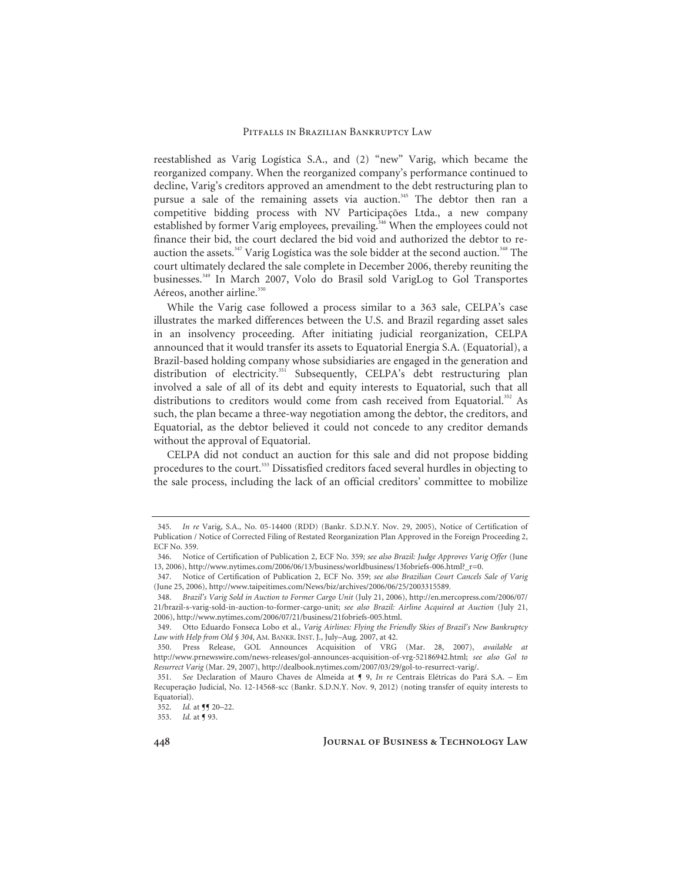reestablished as Varig Logística S.A., and (2) "new" Varig, which became the reorganized company. When the reorganized company's performance continued to decline, Varig's creditors approved an amendment to the debt restructuring plan to pursue a sale of the remaining assets via auction.[345] The debtor then ran a competitive bidding process with NV Participações Ltda., a new company established by former Varig employees, prevailing.[346] When the employees could not finance their bid, the court declared the bid void and authorized the debtor to re-auction the assets.[347] Varig Logística was the sole bidder at the second auction.[348] The court ultimately declared the sale complete in December 2006, thereby reuniting the businesses.[349] In March 2007, Volo do Brasil sold VarigLog to Gol Transportes Aéreos, another airline.[350]

While the Varig case followed a process similar to a 363 sale, CELPA's case illustrates the marked differences between the U.S. and Brazil regarding asset sales in an insolvency proceeding. After initiating judicial reorganization, CELPA announced that it would transfer its assets to Equatorial Energia S.A. (Equatorial), a Brazil-based holding company whose subsidiaries are engaged in the generation and distribution of electricity.[351] Subsequently, CELPA's debt restructuring plan involved a sale of all of its debt and equity interests to Equatorial, such that all distributions to creditors would come from cash received from Equatorial.[352] As such, the plan became a three-way negotiation among the debtor, the creditors, and Equatorial, as the debtor believed it could not concede to any creditor demands without the approval of Equatorial.

CELPA did not conduct an auction for this sale and did not propose bidding procedures to the court.[353] Dissatisfied creditors faced several hurdles in objecting to the sale process, including the lack of an official creditors' committee to mobilize

---

345. *In re* Varig, S.A., No. 05-14400 (RDD) (Bankr. S.D.N.Y. Nov. 29, 2005), Notice of Certification of Publication / Notice of Corrected Filing of Restated Reorganization Plan Approved in the Foreign Proceeding 2, ECF No. 359.

346. Notice of Certification of Publication 2, ECF No. 359*; see also Brazil: Judge Approves Varig Offer* (June 13, 2006), http://www.nytimes.com/2006/06/13/business/worldbusiness/13fobriefs-006.html?_r=0.

347. Notice of Certification of Publication 2, ECF No. 359; *see also Brazilian Court Cancels Sale of Varig* (June 25, 2006), http://www.taipeitimes.com/News/biz/archives/2006/06/25/2003315589.

348. *Brazil's Varig Sold in Auction to Former Cargo Unit* (July 21, 2006), http://en.mercopress.com/2006/07/21/brazil-s-varig-sold-in-auction-to-former-cargo-unit; *see also Brazil: Airline Acquired at Auction* (July 21, 2006), http://www.nytimes.com/2006/07/21/business/21fobriefs-005.html.

349. Otto Eduardo Fonseca Lobo et al., *Varig Airlines: Flying the Friendly Skies of Brazil's New Bankruptcy Law with Help from Old § 304*, AM. BANKR. INST. J., July–Aug. 2007, at 42.

350. Press Release, GOL Announces Acquisition of VRG (Mar. 28, 2007), *available at* http://www.prnewswire.com/news-releases/gol-announces-acquisition-of-vrg-52186942.html; *see also Gol to Resurrect Varig* (Mar. 29, 2007), http://dealbook.nytimes.com/2007/03/29/gol-to-resurrect-varig/.

351. *See* Declaration of Mauro Chaves de Almeida at ¶ 9, *In re* Centrais Elétricas do Pará S.A. – Em Recuperação Judicial, No. 12-14568-scc (Bankr. S.D.N.Y. Nov. 9, 2012) (noting transfer of equity interests to Equatorial).

352. *Id.* at ¶¶ 20–22.

353. *Id.* at ¶ 93.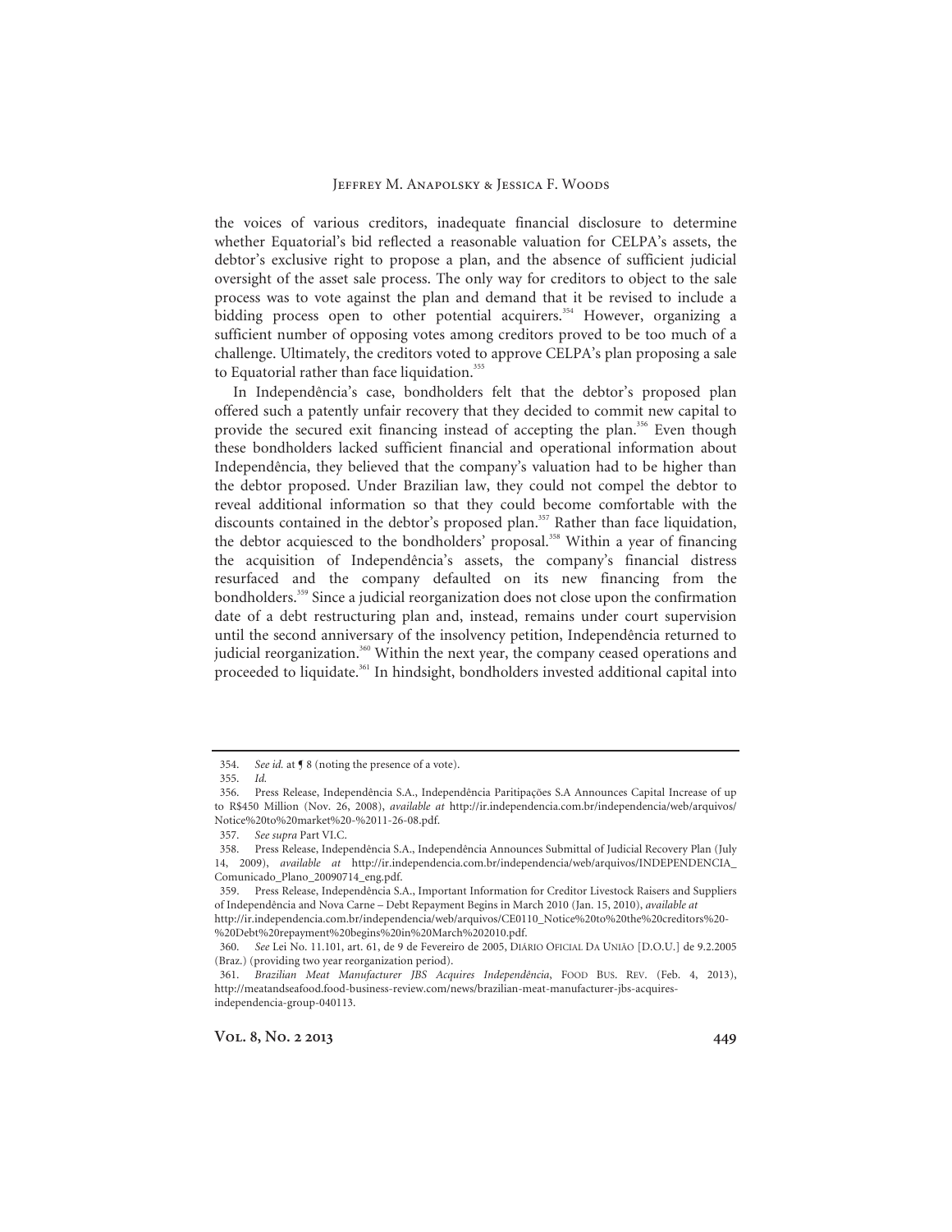the voices of various creditors, inadequate financial disclosure to determine whether Equatorial's bid reflected a reasonable valuation for CELPA's assets, the debtor's exclusive right to propose a plan, and the absence of sufficient judicial oversight of the asset sale process. The only way for creditors to object to the sale process was to vote against the plan and demand that it be revised to include a bidding process open to other potential acquirers.[354] However, organizing a sufficient number of opposing votes among creditors proved to be too much of a challenge. Ultimately, the creditors voted to approve CELPA's plan proposing a sale to Equatorial rather than face liquidation.[355]

In Independência's case, bondholders felt that the debtor's proposed plan offered such a patently unfair recovery that they decided to commit new capital to provide the secured exit financing instead of accepting the plan.[356] Even though these bondholders lacked sufficient financial and operational information about Independência, they believed that the company's valuation had to be higher than the debtor proposed. Under Brazilian law, they could not compel the debtor to reveal additional information so that they could become comfortable with the discounts contained in the debtor's proposed plan.[357] Rather than face liquidation, the debtor acquiesced to the bondholders' proposal.[358] Within a year of financing the acquisition of Independência's assets, the company's financial distress resurfaced and the company defaulted on its new financing from the bondholders.[359] Since a judicial reorganization does not close upon the confirmation date of a debt restructuring plan and, instead, remains under court supervision until the second anniversary of the insolvency petition, Independência returned to judicial reorganization.[360] Within the next year, the company ceased operations and proceeded to liquidate.[361] In hindsight, bondholders invested additional capital into

---

354. *See id.* at ¶ 8 (noting the presence of a vote).

355. *Id.*

356. Press Release, Independência S.A., Independência Paritipações S.A Announces Capital Increase of up to R$450 Million (Nov. 26, 2008), *available at* http://ir.independencia.com.br/independencia/web/arquivos/Notice%20to%20market%20-%2011-26-08.pdf.

357. *See supra* Part VI.C.

358. Press Release, Independência S.A., Independência Announces Submittal of Judicial Recovery Plan (July 14, 2009), *available at* http://ir.independencia.com.br/independencia/web/arquivos/INDEPENDENCIA_Comunicado_Plano_20090714_eng.pdf.

359. Press Release, Independência S.A., Important Information for Creditor Livestock Raisers and Suppliers of Independência and Nova Carne – Debt Repayment Begins in March 2010 (Jan. 15, 2010), *available at* http://ir.independencia.com.br/independencia/web/arquivos/CE0110_Notice%20to%20the%20creditors%20-%20Debt%20repayment%20begins%20in%20March%202010.pdf.

360. *See* Lei No. 11.101, art. 61, de 9 de Fevereiro de 2005, DIÁRIO OFICIAL DA UNIÃO [D.O.U.] de 9.2.2005 (Braz.) (providing two year reorganization period).

361. *Brazilian Meat Manufacturer JBS Acquires Independência*, FOOD BUS. REV. (Feb. 4, 2013), http://meatandseafood.food-business-review.com/news/brazilian-meat-manufacturer-jbs-acquires-independencia-group-040113.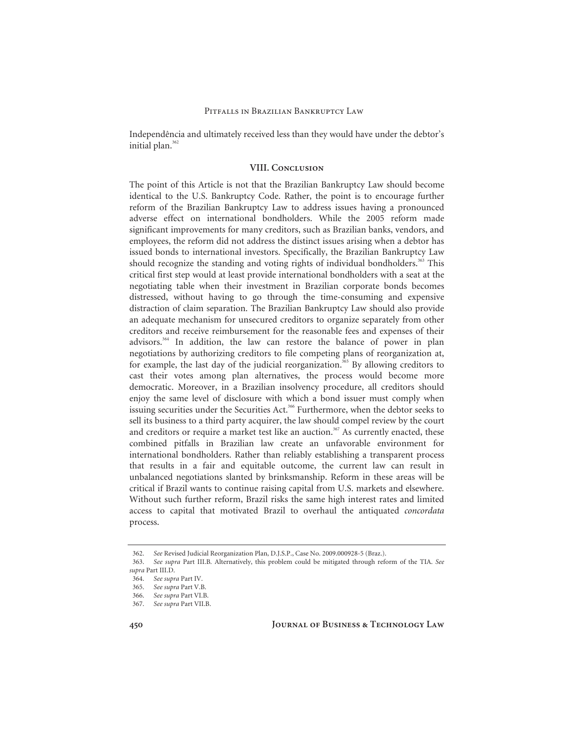Independência and ultimately received less than they would have under the debtor's initial plan.[362]

## VIII. Conclusion

The point of this Article is not that the Brazilian Bankruptcy Law should become identical to the U.S. Bankruptcy Code. Rather, the point is to encourage further reform of the Brazilian Bankruptcy Law to address issues having a pronounced adverse effect on international bondholders. While the 2005 reform made significant improvements for many creditors, such as Brazilian banks, vendors, and employees, the reform did not address the distinct issues arising when a debtor has issued bonds to international investors. Specifically, the Brazilian Bankruptcy Law should recognize the standing and voting rights of individual bondholders.[363] This critical first step would at least provide international bondholders with a seat at the negotiating table when their investment in Brazilian corporate bonds becomes distressed, without having to go through the time-consuming and expensive distraction of claim separation. The Brazilian Bankruptcy Law should also provide an adequate mechanism for unsecured creditors to organize separately from other creditors and receive reimbursement for the reasonable fees and expenses of their advisors.[364] In addition, the law can restore the balance of power in plan negotiations by authorizing creditors to file competing plans of reorganization at, for example, the last day of the judicial reorganization.[365] By allowing creditors to cast their votes among plan alternatives, the process would become more democratic. Moreover, in a Brazilian insolvency procedure, all creditors should enjoy the same level of disclosure with which a bond issuer must comply when issuing securities under the Securities Act.[366] Furthermore, when the debtor seeks to sell its business to a third party acquirer, the law should compel review by the court and creditors or require a market test like an auction.[367] As currently enacted, these combined pitfalls in Brazilian law create an unfavorable environment for international bondholders. Rather than reliably establishing a transparent process that results in a fair and equitable outcome, the current law can result in unbalanced negotiations slanted by brinksmanship. Reform in these areas will be critical if Brazil wants to continue raising capital from U.S. markets and elsewhere. Without such further reform, Brazil risks the same high interest rates and limited access to capital that motivated Brazil to overhaul the antiquated *concordata* process.

---

362. *See* Revised Judicial Reorganization Plan, D.J.S.P., Case No. 2009.000928-5 (Braz.).

363. *See supra* Part III.B. Alternatively, this problem could be mitigated through reform of the TIA. *See supra* Part III.D.

364. *See supra* Part IV.

365. *See supra* Part V.B.

366. *See supra* Part VI.B.

367. *See supra* Part VII.B.